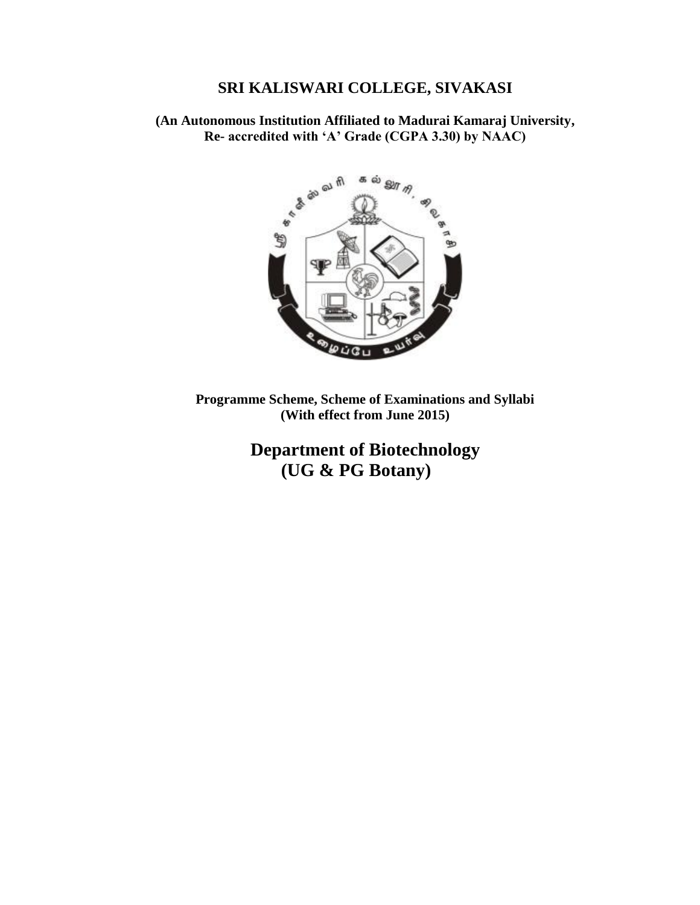# SRI KALISWARI COLLEGE, SIVAKASI

**(An Autonomous Institution Affiliated to Madurai Kamaraj University, Re- accredited with 'A' Grade (CGPA 3.30) by NAAC)**

**Programme Scheme, Scheme of Examinations and Syllabi**
**(With effect from June 2015)**

## Department of Biotechnology
## (UG & PG Botany)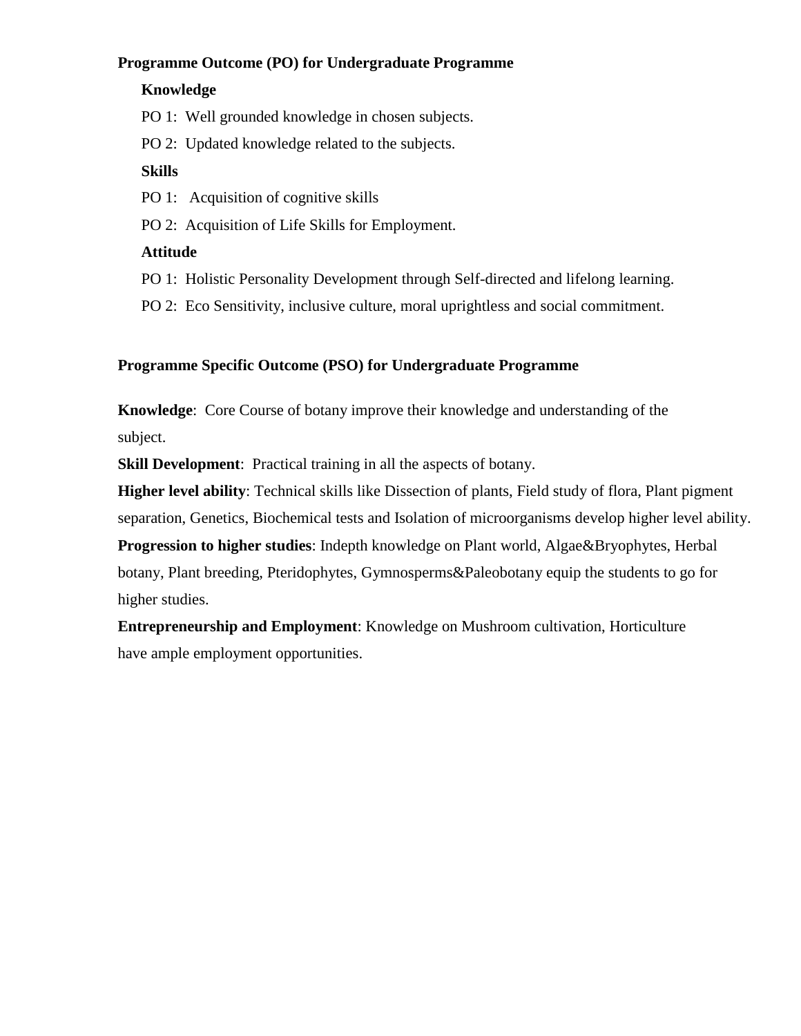**Programme Outcome (PO) for Undergraduate Programme**

**Knowledge**

PO 1: Well grounded knowledge in chosen subjects.

PO 2: Updated knowledge related to the subjects.

**Skills**

PO 1: Acquisition of cognitive skills

PO 2: Acquisition of Life Skills for Employment.

**Attitude**

PO 1: Holistic Personality Development through Self-directed and lifelong learning.

PO 2: Eco Sensitivity, inclusive culture, moral uprightless and social commitment.

**Programme Specific Outcome (PSO) for Undergraduate Programme**

**Knowledge**: Core Course of botany improve their knowledge and understanding of the subject.

**Skill Development**: Practical training in all the aspects of botany.

**Higher level ability**: Technical skills like Dissection of plants, Field study of flora, Plant pigment separation, Genetics, Biochemical tests and Isolation of microorganisms develop higher level ability.

**Progression to higher studies**: Indepth knowledge on Plant world, Algae&Bryophytes, Herbal botany, Plant breeding, Pteridophytes, Gymnosperms&Paleobotany equip the students to go for higher studies.

**Entrepreneurship and Employment**: Knowledge on Mushroom cultivation, Horticulture have ample employment opportunities.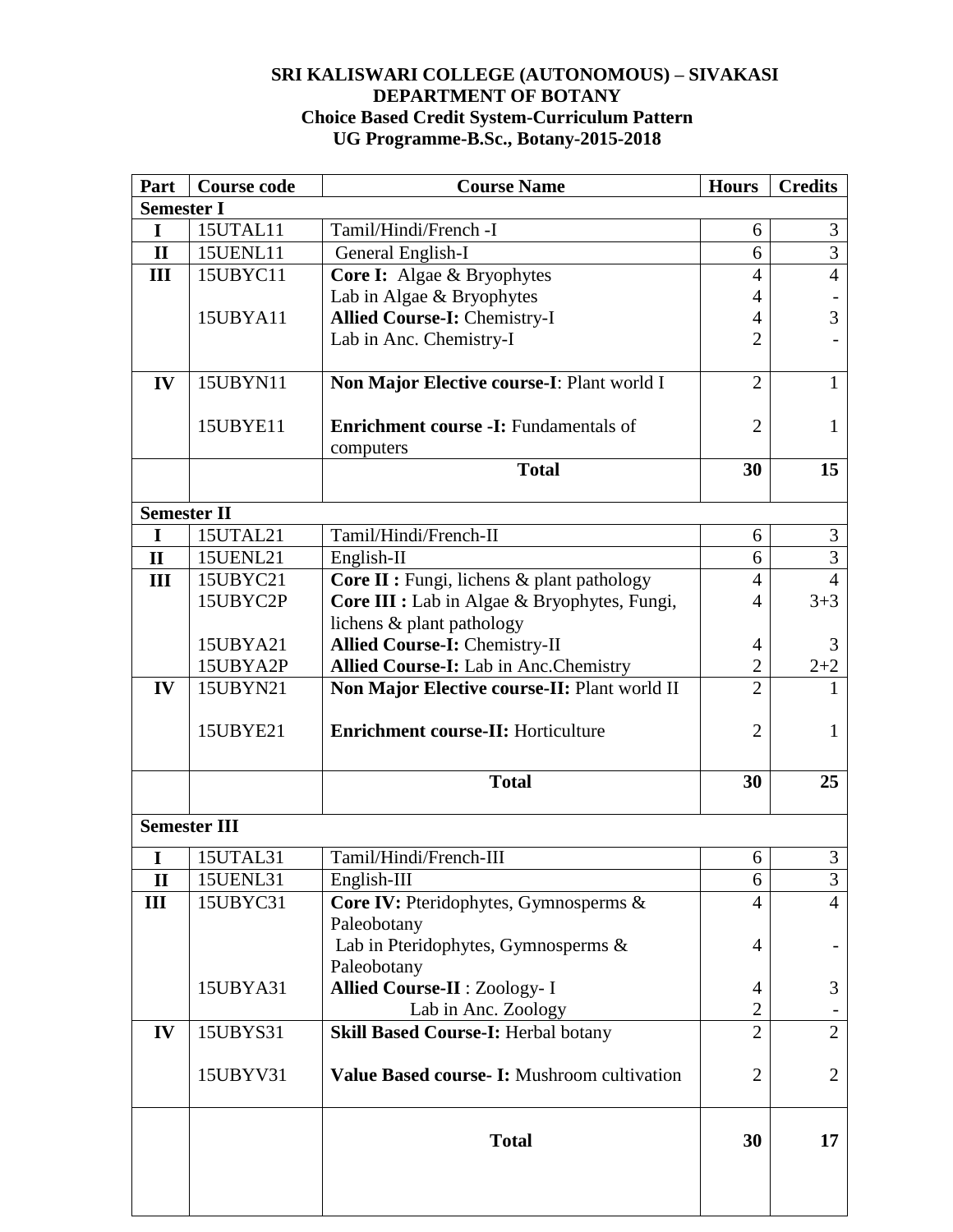**SRI KALISWARI COLLEGE (AUTONOMOUS) – SIVAKASI**
**DEPARTMENT OF BOTANY**
**Choice Based Credit System-Curriculum Pattern**
**UG Programme-B.Sc., Botany-2015-2018**

| Part | Course code | Course Name | Hours | Credits |
|---|---|---|---|---|
| **Semester I** | | | | |
| **I** | 15UTAL11 | Tamil/Hindi/French -I | 6 | 3 |
| **II** | 15UENL11 | General English-I | 6 | 3 |
| **III** | 15UBYC11 | **Core I:** Algae & Bryophytes | 4 | 4 |
| | | Lab in Algae & Bryophytes | 4 | - |
| | 15UBYA11 | **Allied Course-I:** Chemistry-I | 4 | 3 |
| | | Lab in Anc. Chemistry-I | 2 | - |
| **IV** | 15UBYN11 | **Non Major Elective course-I**: Plant world I | 2 | 1 |
| | 15UBYE11 | **Enrichment course -I:** Fundamentals of computers | 2 | 1 |
| | | **Total** | **30** | **15** |
| **Semester II** | | | | |
| **I** | 15UTAL21 | Tamil/Hindi/French-II | 6 | 3 |
| **II** | 15UENL21 | English-II | 6 | 3 |
| **III** | 15UBYC21 | **Core II :** Fungi, lichens & plant pathology | 4 | 4 |
| | 15UBYC2P | **Core III :** Lab in Algae & Bryophytes, Fungi, lichens & plant pathology | 4 | 3+3 |
| | 15UBYA21 | **Allied Course-I:** Chemistry-II | 4 | 3 |
| | 15UBYA2P | **Allied Course-I:** Lab in Anc.Chemistry | 2 | 2+2 |
| **IV** | 15UBYN21 | **Non Major Elective course-II:** Plant world II | 2 | 1 |
| | 15UBYE21 | **Enrichment course-II:** Horticulture | 2 | 1 |
| | | **Total** | **30** | **25** |
| **Semester III** | | | | |
| **I** | 15UTAL31 | Tamil/Hindi/French-III | 6 | 3 |
| **II** | 15UENL31 | English-III | 6 | 3 |
| **III** | 15UBYC31 | **Core IV:** Pteridophytes, Gymnosperms & Paleobotany | 4 | 4 |
| | | Lab in Pteridophytes, Gymnosperms & Paleobotany | 4 | - |
| | 15UBYA31 | **Allied Course-II** : Zoology- I | 4 | 3 |
| | | Lab in Anc. Zoology | 2 | - |
| **IV** | 15UBYS31 | **Skill Based Course-I:** Herbal botany | 2 | 2 |
| | 15UBYV31 | **Value Based course- I:** Mushroom cultivation | 2 | 2 |
| | | **Total** | **30** | **17** |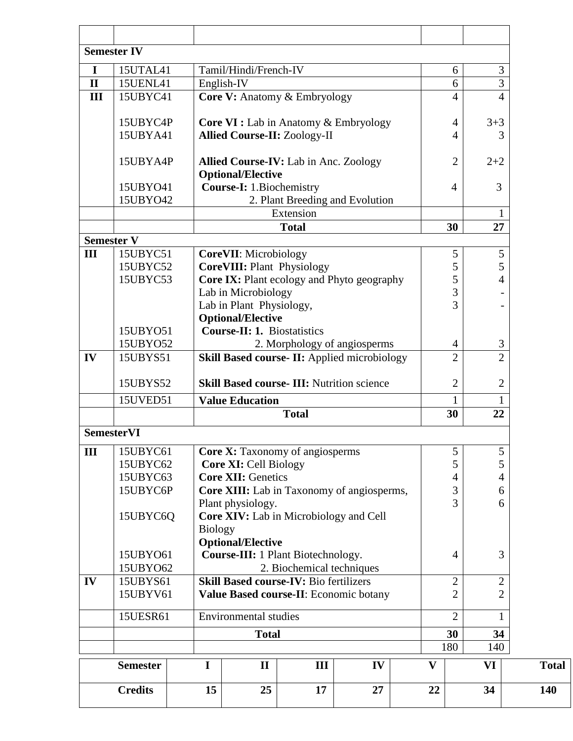| | | | | |
|---|---|---|---|---|
| | | | | |
| **Semester IV** | | | | |
| **I** | 15UTAL41 | Tamil/Hindi/French-IV | 6 | 3 |
| **II** | 15UENL41 | English-IV | 6 | 3 |
| **III** | 15UBYC41 | **Core V:** Anatomy & Embryology | 4 | 4 |
| | 15UBYC4P | **Core VI :** Lab in Anatomy & Embryology | 4 | 3+3 |
| | 15UBYA41 | **Allied Course-II:** Zoology-II | 4 | 3 |
| | 15UBYA4P | **Allied Course-IV:** Lab in Anc. Zoology | 2 | 2+2 |
| | | **Optional/Elective** | | |
| | 15UBYO41 | **Course-I:** 1.Biochemistry | 4 | 3 |
| | 15UBYO42 | 2. Plant Breeding and Evolution | | |
| | | Extension | | 1 |
| | | **Total** | **30** | **27** |
| **Semester V** | | | | |
| **III** | 15UBYC51 | **CoreVII**: Microbiology | 5 | 5 |
| | 15UBYC52 | **CoreVIII:** Plant Physiology | 5 | 5 |
| | 15UBYC53 | **Core IX:** Plant ecology and Phyto geography | 5 | 4 |
| | | Lab in Microbiology | 3 | - |
| | | Lab in Plant Physiology, | 3 | - |
| | | **Optional/Elective** | | |
| | 15UBYO51 | **Course-II: 1.** Biostatistics | | |
| | 15UBYO52 | 2. Morphology of angiosperms | 4 | 3 |
| **IV** | 15UBYS51 | **Skill Based course- II:** Applied microbiology | 2 | 2 |
| | 15UBYS52 | **Skill Based course- III:** Nutrition science | 2 | 2 |
| | 15UVED51 | **Value Education** | 1 | 1 |
| | | **Total** | **30** | **22** |
| **SemesterVI** | | | | |
| **III** | 15UBYC61 | **Core X:** Taxonomy of angiosperms | 5 | 5 |
| | 15UBYC62 | **Core XI:** Cell Biology | 5 | 5 |
| | 15UBYC63 | **Core XII:** Genetics | 4 | 4 |
| | 15UBYC6P | **Core XIII:** Lab in Taxonomy of angiosperms, | 3 | 6 |
| | | Plant physiology. | 3 | 6 |
| | 15UBYC6Q | **Core XIV:** Lab in Microbiology and Cell Biology | | |
| | | **Optional/Elective** | | |
| | 15UBYO61 | **Course-III:** 1 Plant Biotechnology. | 4 | 3 |
| | 15UBYO62 | 2. Biochemical techniques | | |
| **IV** | 15UBYS61 | **Skill Based course-IV:** Bio fertilizers | 2 | 2 |
| | 15UBYV61 | **Value Based course-II**: Economic botany | 2 | 2 |
| | 15UESR61 | Environmental studies | 2 | 1 |
| | | **Total** | **30** | **34** |
| | | | 180 | 140 |

| **Semester** | **I** | **II** | **III** | **IV** | **V** | **VI** | **Total** |
|---|---|---|---|---|---|---|---|
| **Credits** | **15** | **25** | **17** | **27** | **22** | **34** | **140** |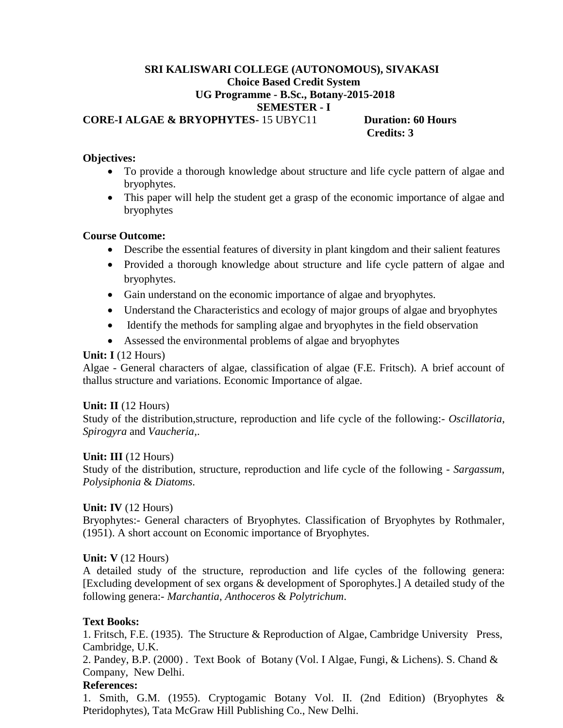**SRI KALISWARI COLLEGE (AUTONOMOUS), SIVAKASI**
**Choice Based Credit System**
**UG Programme - B.Sc., Botany-2015-2018**
**SEMESTER - I**

**CORE-I ALGAE & BRYOPHYTES-** 15 UBYC11 **Duration: 60 Hours**
**Credits: 3**

**Objectives:**

- To provide a thorough knowledge about structure and life cycle pattern of algae and bryophytes.
- This paper will help the student get a grasp of the economic importance of algae and bryophytes

**Course Outcome:**

- Describe the essential features of diversity in plant kingdom and their salient features
- Provided a thorough knowledge about structure and life cycle pattern of algae and bryophytes.
- Gain understand on the economic importance of algae and bryophytes.
- Understand the Characteristics and ecology of major groups of algae and bryophytes
- Identify the methods for sampling algae and bryophytes in the field observation
- Assessed the environmental problems of algae and bryophytes

**Unit: I** (12 Hours)
Algae - General characters of algae, classification of algae (F.E. Fritsch). A brief account of thallus structure and variations. Economic Importance of algae.

**Unit: II** (12 Hours)
Study of the distribution,structure, reproduction and life cycle of the following:- *Oscillatoria*, *Spirogyra* and *Vaucheria*,.

**Unit: III** (12 Hours)
Study of the distribution, structure, reproduction and life cycle of the following - *Sargassum*, *Polysiphonia* & *Diatoms*.

**Unit: IV** (12 Hours)
Bryophytes:- General characters of Bryophytes. Classification of Bryophytes by Rothmaler, (1951). A short account on Economic importance of Bryophytes.

**Unit: V** (12 Hours)
A detailed study of the structure, reproduction and life cycles of the following genera: [Excluding development of sex organs & development of Sporophytes.] A detailed study of the following genera:- *Marchantia*, *Anthoceros* & *Polytrichum*.

**Text Books:**

1. Fritsch, F.E. (1935). The Structure & Reproduction of Algae, Cambridge University Press, Cambridge, U.K.
2. Pandey, B.P. (2000) . Text Book of Botany (Vol. I Algae, Fungi, & Lichens). S. Chand & Company, New Delhi.

**References:**

1. Smith, G.M. (1955). Cryptogamic Botany Vol. II. (2nd Edition) (Bryophytes & Pteridophytes), Tata McGraw Hill Publishing Co., New Delhi.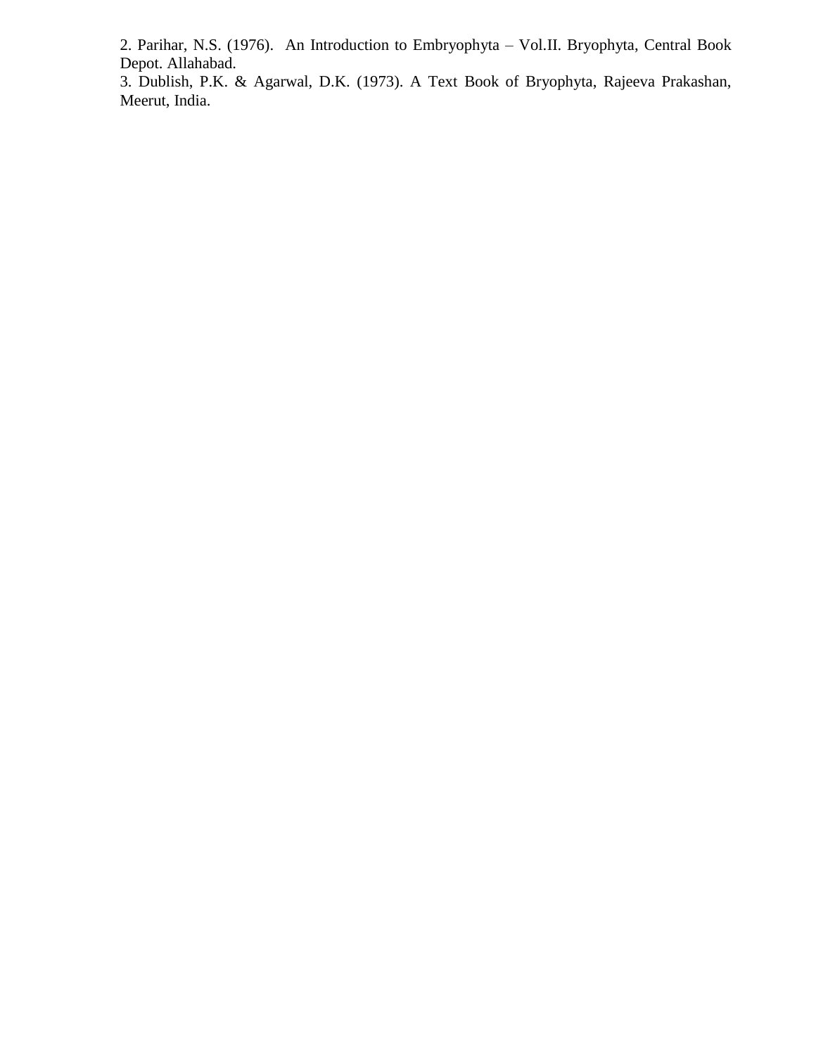2. Parihar, N.S. (1976). An Introduction to Embryophyta – Vol.II. Bryophyta, Central Book Depot. Allahabad.
3. Dublish, P.K. & Agarwal, D.K. (1973). A Text Book of Bryophyta, Rajeeva Prakashan, Meerut, India.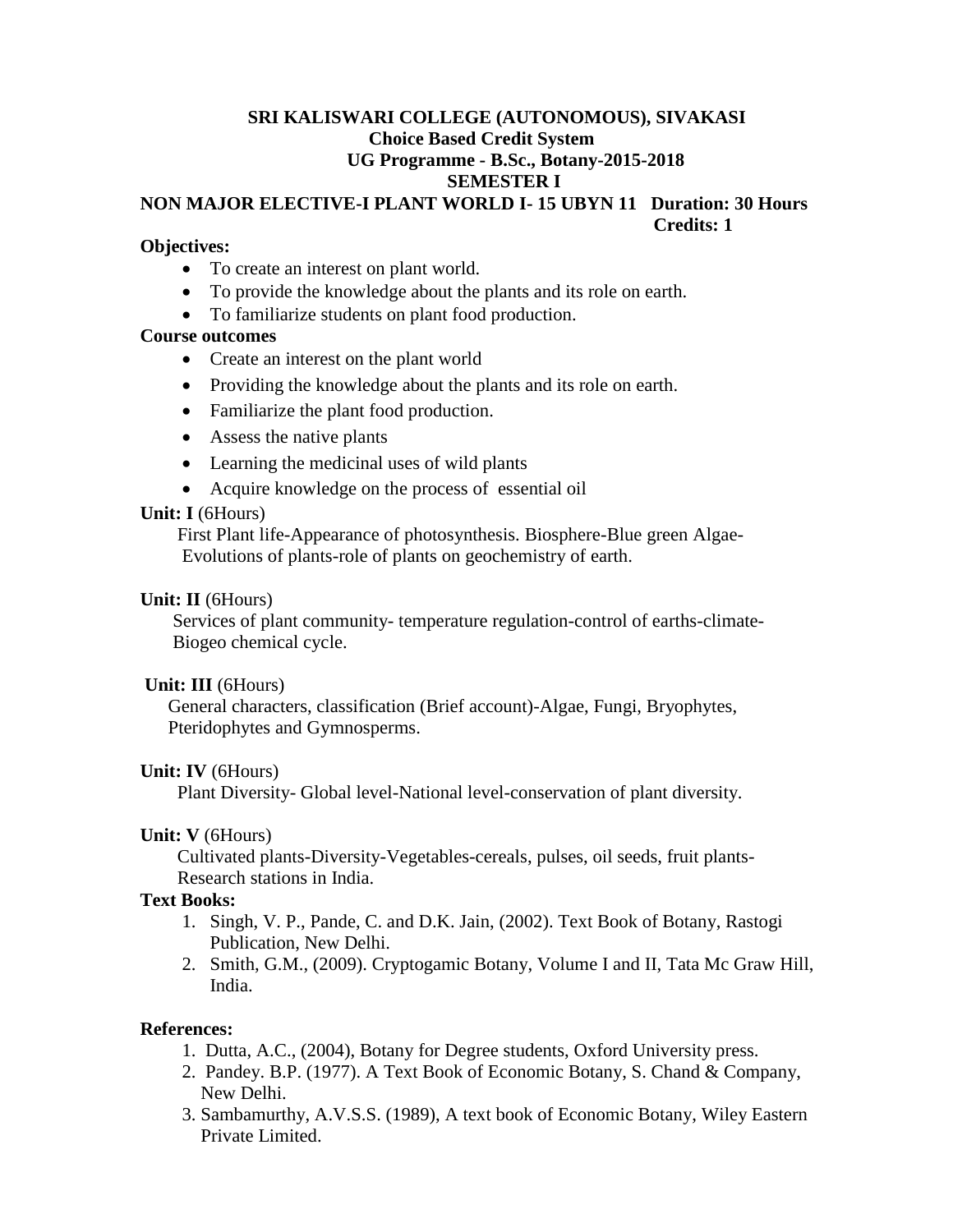**SRI KALISWARI COLLEGE (AUTONOMOUS), SIVAKASI**
**Choice Based Credit System**
**UG Programme - B.Sc., Botany-2015-2018**
**SEMESTER I**

**NON MAJOR ELECTIVE-I PLANT WORLD I- 15 UBYN 11 Duration: 30 Hours**
**Credits: 1**

**Objectives:**

- To create an interest on plant world.
- To provide the knowledge about the plants and its role on earth.
- To familiarize students on plant food production.

**Course outcomes**

- Create an interest on the plant world
- Providing the knowledge about the plants and its role on earth.
- Familiarize the plant food production.
- Assess the native plants
- Learning the medicinal uses of wild plants
- Acquire knowledge on the process of essential oil

**Unit: I** (6Hours)

First Plant life-Appearance of photosynthesis. Biosphere-Blue green Algae-Evolutions of plants-role of plants on geochemistry of earth.

**Unit: II** (6Hours)

Services of plant community- temperature regulation-control of earths-climate-Biogeo chemical cycle.

**Unit: III** (6Hours)

General characters, classification (Brief account)-Algae, Fungi, Bryophytes, Pteridophytes and Gymnosperms.

**Unit: IV** (6Hours)

Plant Diversity- Global level-National level-conservation of plant diversity.

**Unit: V** (6Hours)

Cultivated plants-Diversity-Vegetables-cereals, pulses, oil seeds, fruit plants-Research stations in India.

**Text Books:**

1. Singh, V. P., Pande, C. and D.K. Jain, (2002). Text Book of Botany, Rastogi Publication, New Delhi.
2. Smith, G.M., (2009). Cryptogamic Botany, Volume I and II, Tata Mc Graw Hill, India.

**References:**

1. Dutta, A.C., (2004), Botany for Degree students, Oxford University press.
2. Pandey. B.P. (1977). A Text Book of Economic Botany, S. Chand & Company, New Delhi.
3. Sambamurthy, A.V.S.S. (1989), A text book of Economic Botany, Wiley Eastern Private Limited.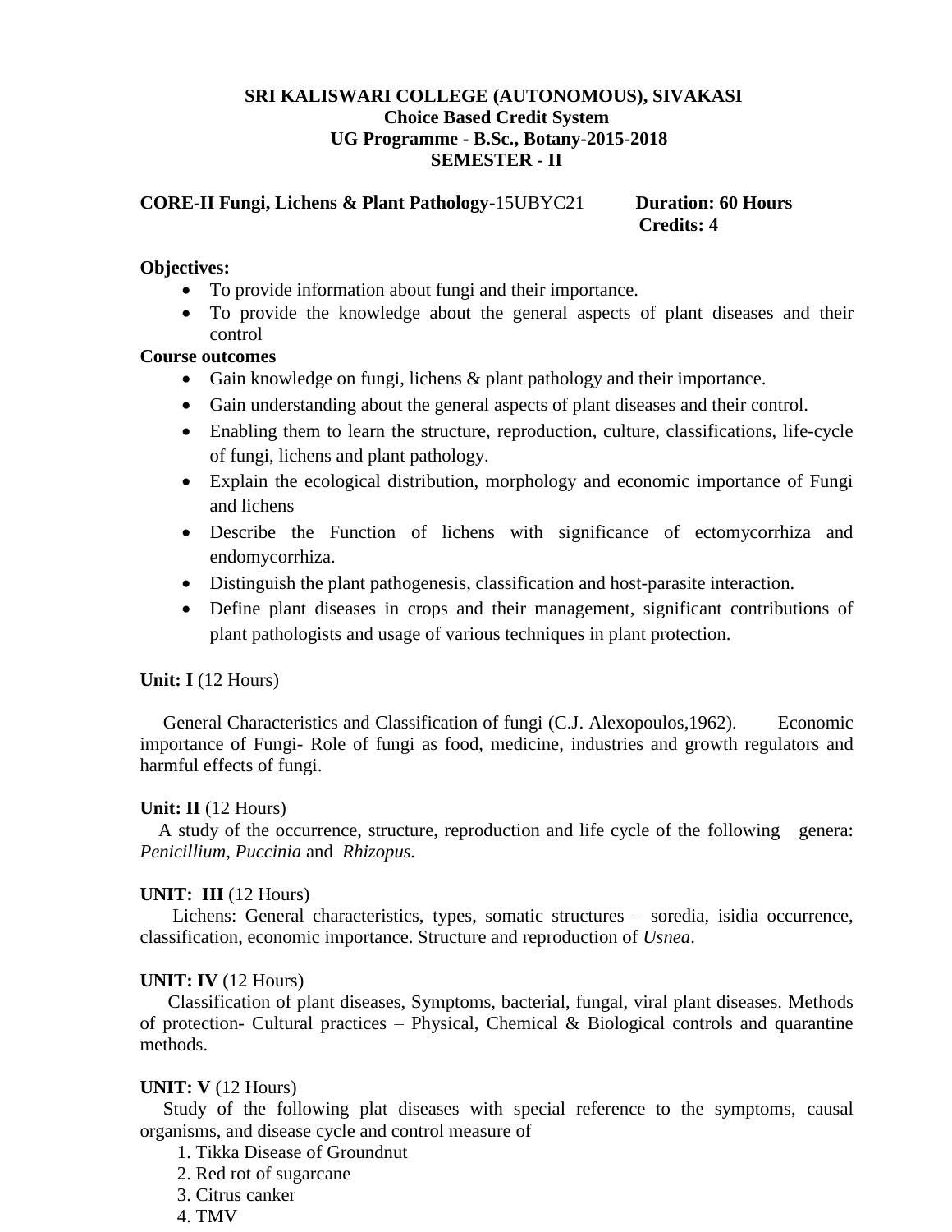**SRI KALISWARI COLLEGE (AUTONOMOUS), SIVAKASI**
**Choice Based Credit System**
**UG Programme - B.Sc., Botany-2015-2018**
**SEMESTER - II**

**CORE-II Fungi, Lichens & Plant Pathology**-15UBYC21 **Duration: 60 Hours**
**Credits: 4**

**Objectives:**

- To provide information about fungi and their importance.
- To provide the knowledge about the general aspects of plant diseases and their control

**Course outcomes**

- Gain knowledge on fungi, lichens & plant pathology and their importance.
- Gain understanding about the general aspects of plant diseases and their control.
- Enabling them to learn the structure, reproduction, culture, classifications, life-cycle of fungi, lichens and plant pathology.
- Explain the ecological distribution, morphology and economic importance of Fungi and lichens
- Describe the Function of lichens with significance of ectomycorrhiza and endomycorrhiza.
- Distinguish the plant pathogenesis, classification and host-parasite interaction.
- Define plant diseases in crops and their management, significant contributions of plant pathologists and usage of various techniques in plant protection.

**Unit: I** (12 Hours)

General Characteristics and Classification of fungi (C.J. Alexopoulos,1962). Economic importance of Fungi- Role of fungi as food, medicine, industries and growth regulators and harmful effects of fungi.

**Unit: II** (12 Hours)

A study of the occurrence, structure, reproduction and life cycle of the following genera: *Penicillium, Puccinia* and *Rhizopus.*

**UNIT: III** (12 Hours)

Lichens: General characteristics, types, somatic structures – soredia, isidia occurrence, classification, economic importance. Structure and reproduction of *Usnea*.

**UNIT: IV** (12 Hours)

Classification of plant diseases, Symptoms, bacterial, fungal, viral plant diseases. Methods of protection- Cultural practices – Physical, Chemical & Biological controls and quarantine methods.

**UNIT: V** (12 Hours)

Study of the following plat diseases with special reference to the symptoms, causal organisms, and disease cycle and control measure of

1. Tikka Disease of Groundnut
2. Red rot of sugarcane
3. Citrus canker
4. TMV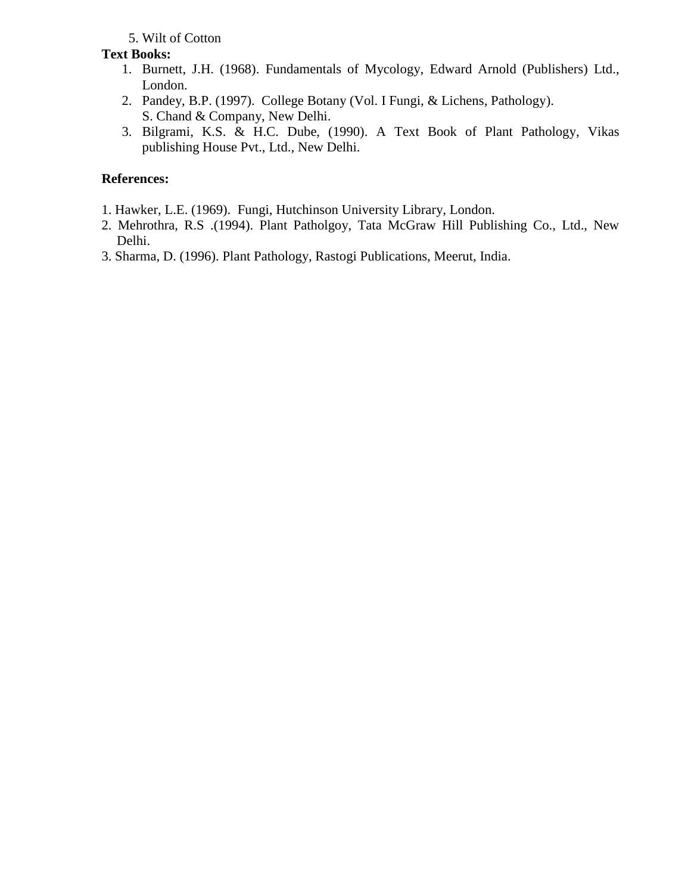5. Wilt of Cotton

**Text Books:**

1. Burnett, J.H. (1968). Fundamentals of Mycology, Edward Arnold (Publishers) Ltd., London.
2. Pandey, B.P. (1997). College Botany (Vol. I Fungi, & Lichens, Pathology). S. Chand & Company, New Delhi.
3. Bilgrami, K.S. & H.C. Dube, (1990). A Text Book of Plant Pathology, Vikas publishing House Pvt., Ltd., New Delhi.

**References:**

1. Hawker, L.E. (1969). Fungi, Hutchinson University Library, London.
2. Mehrothra, R.S .(1994). Plant Patholgoy, Tata McGraw Hill Publishing Co., Ltd., New Delhi.
3. Sharma, D. (1996). Plant Pathology, Rastogi Publications, Meerut, India.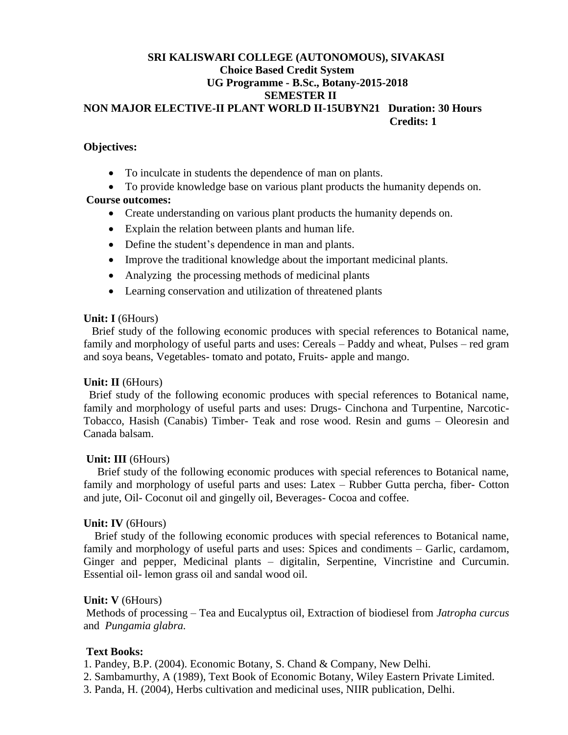**SRI KALISWARI COLLEGE (AUTONOMOUS), SIVAKASI**
**Choice Based Credit System**
**UG Programme - B.Sc., Botany-2015-2018**
**SEMESTER II**
**NON MAJOR ELECTIVE-II PLANT WORLD II-15UBYN21 Duration: 30 Hours**
**Credits: 1**

**Objectives:**

- To inculcate in students the dependence of man on plants.
- To provide knowledge base on various plant products the humanity depends on.

**Course outcomes:**

- Create understanding on various plant products the humanity depends on.
- Explain the relation between plants and human life.
- Define the student's dependence in man and plants.
- Improve the traditional knowledge about the important medicinal plants.
- Analyzing the processing methods of medicinal plants
- Learning conservation and utilization of threatened plants

**Unit: I** (6Hours)

Brief study of the following economic produces with special references to Botanical name, family and morphology of useful parts and uses: Cereals – Paddy and wheat, Pulses – red gram and soya beans, Vegetables- tomato and potato, Fruits- apple and mango.

**Unit: II** (6Hours)

Brief study of the following economic produces with special references to Botanical name, family and morphology of useful parts and uses: Drugs- Cinchona and Turpentine, Narcotic- Tobacco, Hasish (Canabis) Timber- Teak and rose wood. Resin and gums – Oleoresin and Canada balsam.

**Unit: III** (6Hours)

Brief study of the following economic produces with special references to Botanical name, family and morphology of useful parts and uses: Latex – Rubber Gutta percha, fiber- Cotton and jute, Oil- Coconut oil and gingelly oil, Beverages- Cocoa and coffee.

**Unit: IV** (6Hours)

Brief study of the following economic produces with special references to Botanical name, family and morphology of useful parts and uses: Spices and condiments – Garlic, cardamom, Ginger and pepper, Medicinal plants – digitalin, Serpentine, Vincristine and Curcumin. Essential oil- lemon grass oil and sandal wood oil.

**Unit: V** (6Hours)

Methods of processing – Tea and Eucalyptus oil, Extraction of biodiesel from *Jatropha curcus* and *Pungamia glabra.*

**Text Books:**

1. Pandey, B.P. (2004). Economic Botany, S. Chand & Company, New Delhi.
2. Sambamurthy, A (1989), Text Book of Economic Botany, Wiley Eastern Private Limited.
3. Panda, H. (2004), Herbs cultivation and medicinal uses, NIIR publication, Delhi.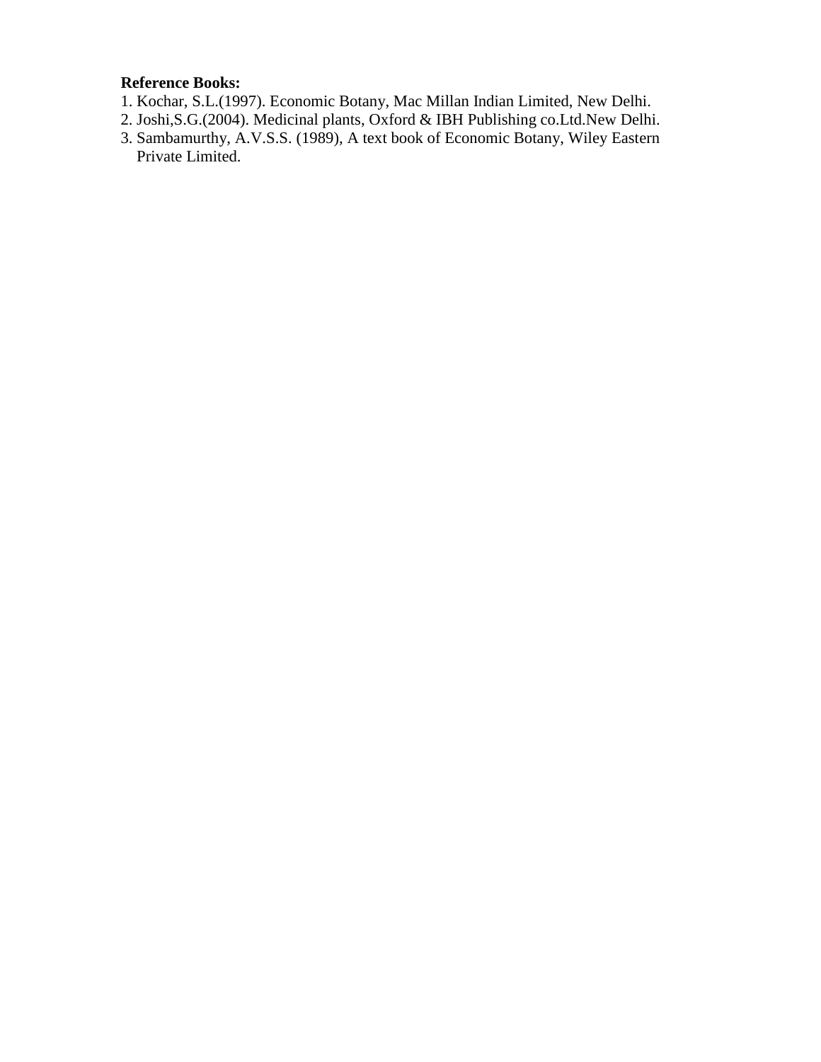**Reference Books:**

1. Kochar, S.L.(1997). Economic Botany, Mac Millan Indian Limited, New Delhi.
2. Joshi,S.G.(2004). Medicinal plants, Oxford & IBH Publishing co.Ltd.New Delhi.
3. Sambamurthy, A.V.S.S. (1989), A text book of Economic Botany, Wiley Eastern Private Limited.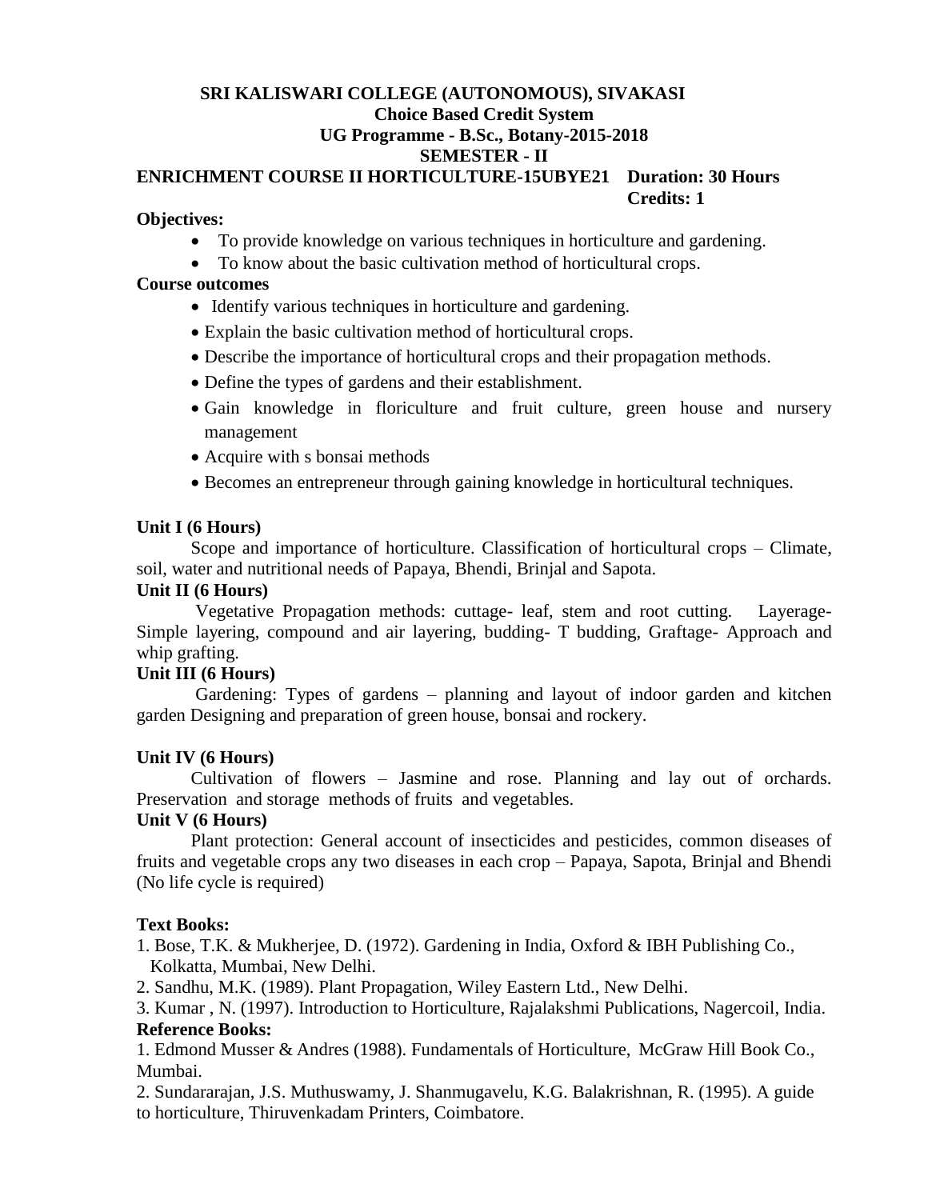**SRI KALISWARI COLLEGE (AUTONOMOUS), SIVAKASI**
**Choice Based Credit System**
**UG Programme - B.Sc., Botany-2015-2018**
**SEMESTER - II**

**ENRICHMENT COURSE II HORTICULTURE-15UBYE21 Duration: 30 Hours**
**Credits: 1**

**Objectives:**

- To provide knowledge on various techniques in horticulture and gardening.
- To know about the basic cultivation method of horticultural crops.

**Course outcomes**

- Identify various techniques in horticulture and gardening.
- Explain the basic cultivation method of horticultural crops.
- Describe the importance of horticultural crops and their propagation methods.
- Define the types of gardens and their establishment.
- Gain knowledge in floriculture and fruit culture, green house and nursery management
- Acquire with s bonsai methods
- Becomes an entrepreneur through gaining knowledge in horticultural techniques.

**Unit I (6 Hours)**

Scope and importance of horticulture. Classification of horticultural crops – Climate, soil, water and nutritional needs of Papaya, Bhendi, Brinjal and Sapota.

**Unit II (6 Hours)**

Vegetative Propagation methods: cuttage- leaf, stem and root cutting. Layerage- Simple layering, compound and air layering, budding- T budding, Graftage- Approach and whip grafting.

**Unit III (6 Hours)**

Gardening: Types of gardens – planning and layout of indoor garden and kitchen garden Designing and preparation of green house, bonsai and rockery.

**Unit IV (6 Hours)**

Cultivation of flowers – Jasmine and rose. Planning and lay out of orchards. Preservation and storage methods of fruits and vegetables.

**Unit V (6 Hours)**

Plant protection: General account of insecticides and pesticides, common diseases of fruits and vegetable crops any two diseases in each crop – Papaya, Sapota, Brinjal and Bhendi (No life cycle is required)

**Text Books:**

1. Bose, T.K. & Mukherjee, D. (1972). Gardening in India, Oxford & IBH Publishing Co., Kolkatta, Mumbai, New Delhi.
2. Sandhu, M.K. (1989). Plant Propagation, Wiley Eastern Ltd., New Delhi.
3. Kumar , N. (1997). Introduction to Horticulture, Rajalakshmi Publications, Nagercoil, India.

**Reference Books:**

1. Edmond Musser & Andres (1988). Fundamentals of Horticulture, McGraw Hill Book Co., Mumbai.
2. Sundararajan, J.S. Muthuswamy, J. Shanmugavelu, K.G. Balakrishnan, R. (1995). A guide to horticulture, Thiruvenkadam Printers, Coimbatore.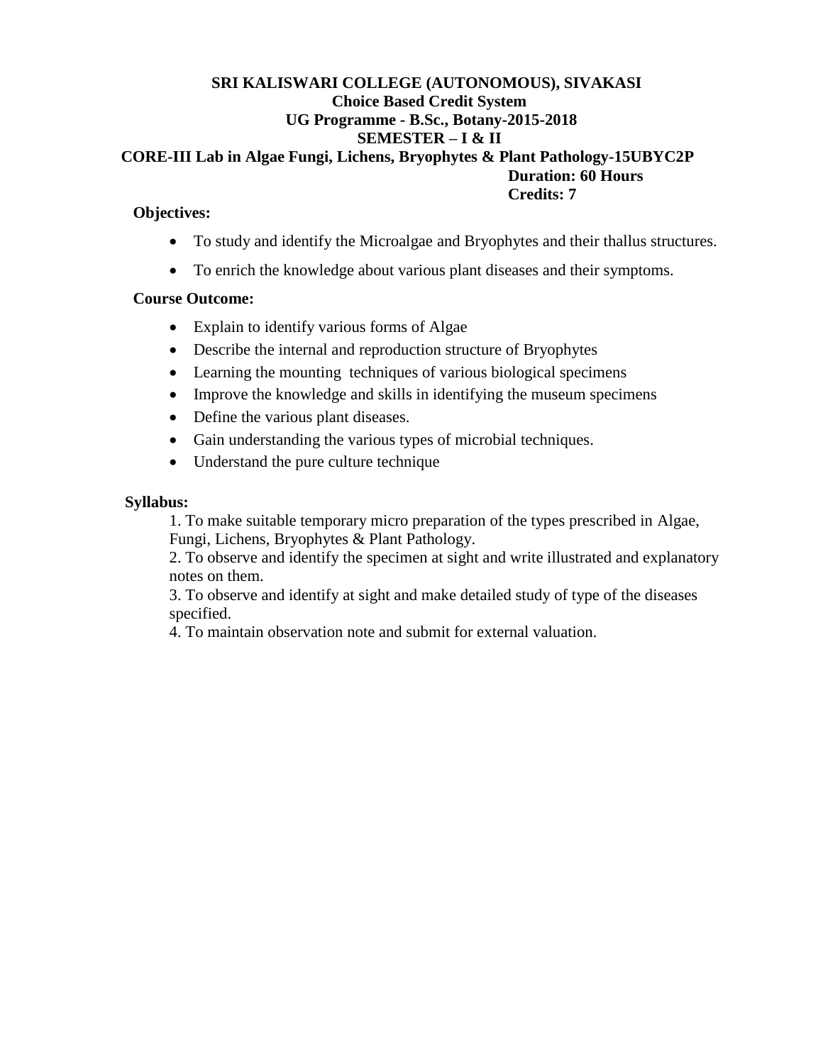**SRI KALISWARI COLLEGE (AUTONOMOUS), SIVAKASI**
**Choice Based Credit System**
**UG Programme - B.Sc., Botany-2015-2018**
**SEMESTER – I & II**
**CORE-III Lab in Algae Fungi, Lichens, Bryophytes & Plant Pathology-15UBYC2P**

**Duration: 60 Hours**
**Credits: 7**

**Objectives:**

- To study and identify the Microalgae and Bryophytes and their thallus structures.
- To enrich the knowledge about various plant diseases and their symptoms.

**Course Outcome:**

- Explain to identify various forms of Algae
- Describe the internal and reproduction structure of Bryophytes
- Learning the mounting techniques of various biological specimens
- Improve the knowledge and skills in identifying the museum specimens
- Define the various plant diseases.
- Gain understanding the various types of microbial techniques.
- Understand the pure culture technique

**Syllabus:**

1. To make suitable temporary micro preparation of the types prescribed in Algae, Fungi, Lichens, Bryophytes & Plant Pathology.
2. To observe and identify the specimen at sight and write illustrated and explanatory notes on them.
3. To observe and identify at sight and make detailed study of type of the diseases specified.
4. To maintain observation note and submit for external valuation.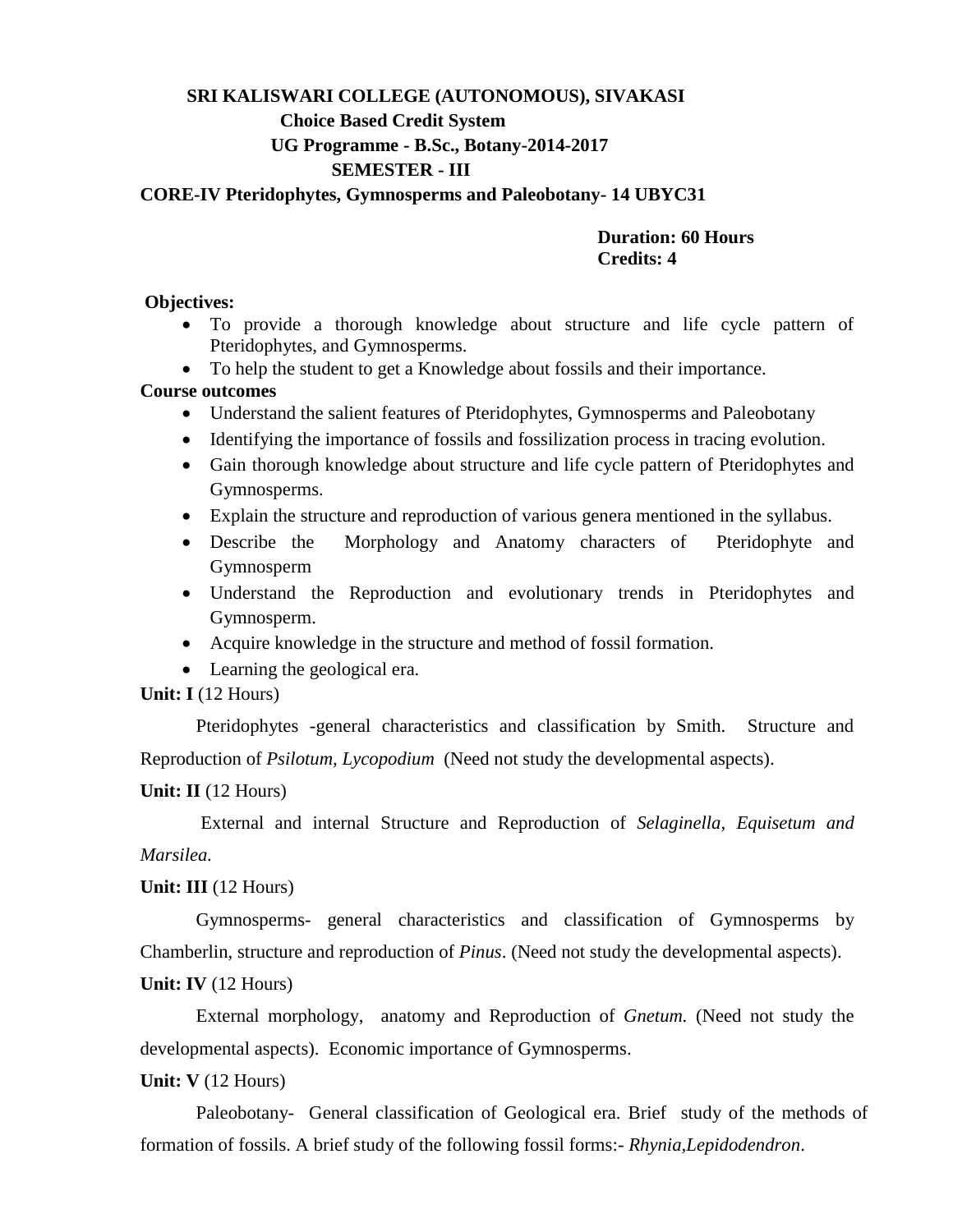# SRI KALISWARI COLLEGE (AUTONOMOUS), SIVAKASI

## Choice Based Credit System

## UG Programme - B.Sc., Botany-2014-2017

## SEMESTER - III

### CORE-IV Pteridophytes, Gymnosperms and Paleobotany- 14 UBYC31

**Duration: 60 Hours**
**Credits: 4**

**Objectives:**

- To provide a thorough knowledge about structure and life cycle pattern of Pteridophytes, and Gymnosperms.
- To help the student to get a Knowledge about fossils and their importance.

**Course outcomes**

- Understand the salient features of Pteridophytes, Gymnosperms and Paleobotany
- Identifying the importance of fossils and fossilization process in tracing evolution.
- Gain thorough knowledge about structure and life cycle pattern of Pteridophytes and Gymnosperms.
- Explain the structure and reproduction of various genera mentioned in the syllabus.
- Describe the Morphology and Anatomy characters of Pteridophyte and Gymnosperm
- Understand the Reproduction and evolutionary trends in Pteridophytes and Gymnosperm.
- Acquire knowledge in the structure and method of fossil formation.
- Learning the geological era.

**Unit: I** (12 Hours)

Pteridophytes -general characteristics and classification by Smith. Structure and Reproduction of *Psilotum, Lycopodium* (Need not study the developmental aspects).

**Unit: II** (12 Hours)

External and internal Structure and Reproduction of *Selaginella, Equisetum and Marsilea.*

**Unit: III** (12 Hours)

Gymnosperms- general characteristics and classification of Gymnosperms by Chamberlin, structure and reproduction of *Pinus*. (Need not study the developmental aspects).

**Unit: IV** (12 Hours)

External morphology, anatomy and Reproduction of *Gnetum.* (Need not study the developmental aspects). Economic importance of Gymnosperms.

**Unit: V** (12 Hours)

Paleobotany- General classification of Geological era. Brief study of the methods of formation of fossils. A brief study of the following fossil forms:- *Rhynia,Lepidodendron*.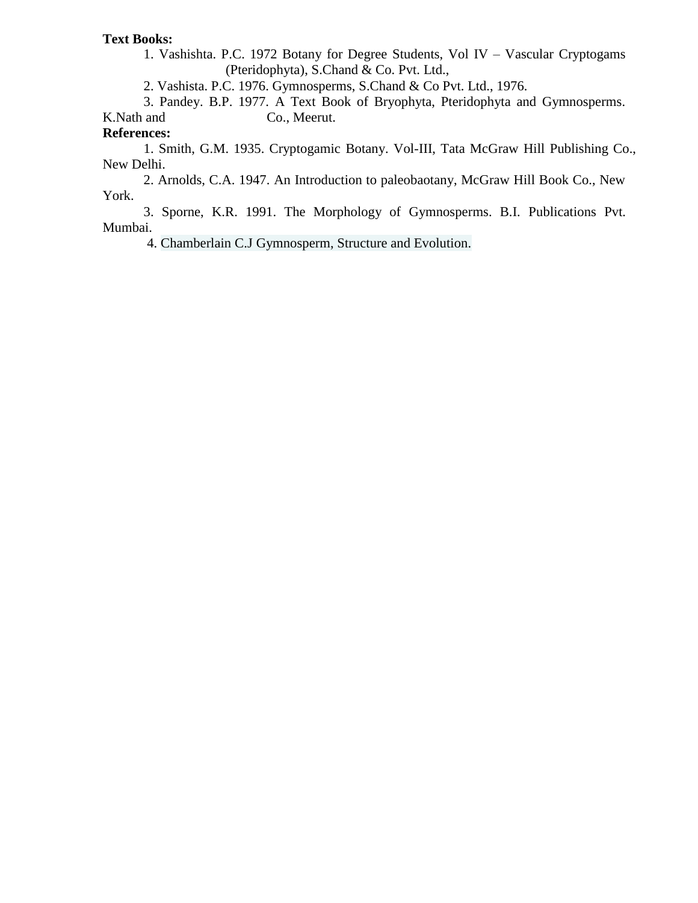**Text Books:**

1. Vashishta. P.C. 1972 Botany for Degree Students, Vol IV – Vascular Cryptogams (Pteridophyta), S.Chand & Co. Pvt. Ltd.,
2. Vashista. P.C. 1976. Gymnosperms, S.Chand & Co Pvt. Ltd., 1976.
3. Pandey. B.P. 1977. A Text Book of Bryophyta, Pteridophyta and Gymnosperms. K.Nath and Co., Meerut.

**References:**

1. Smith, G.M. 1935. Cryptogamic Botany. Vol-III, Tata McGraw Hill Publishing Co., New Delhi.
2. Arnolds, C.A. 1947. An Introduction to paleobaotany, McGraw Hill Book Co., New York.
3. Sporne, K.R. 1991. The Morphology of Gymnosperms. B.I. Publications Pvt. Mumbai.
4. Chamberlain C.J Gymnosperm, Structure and Evolution.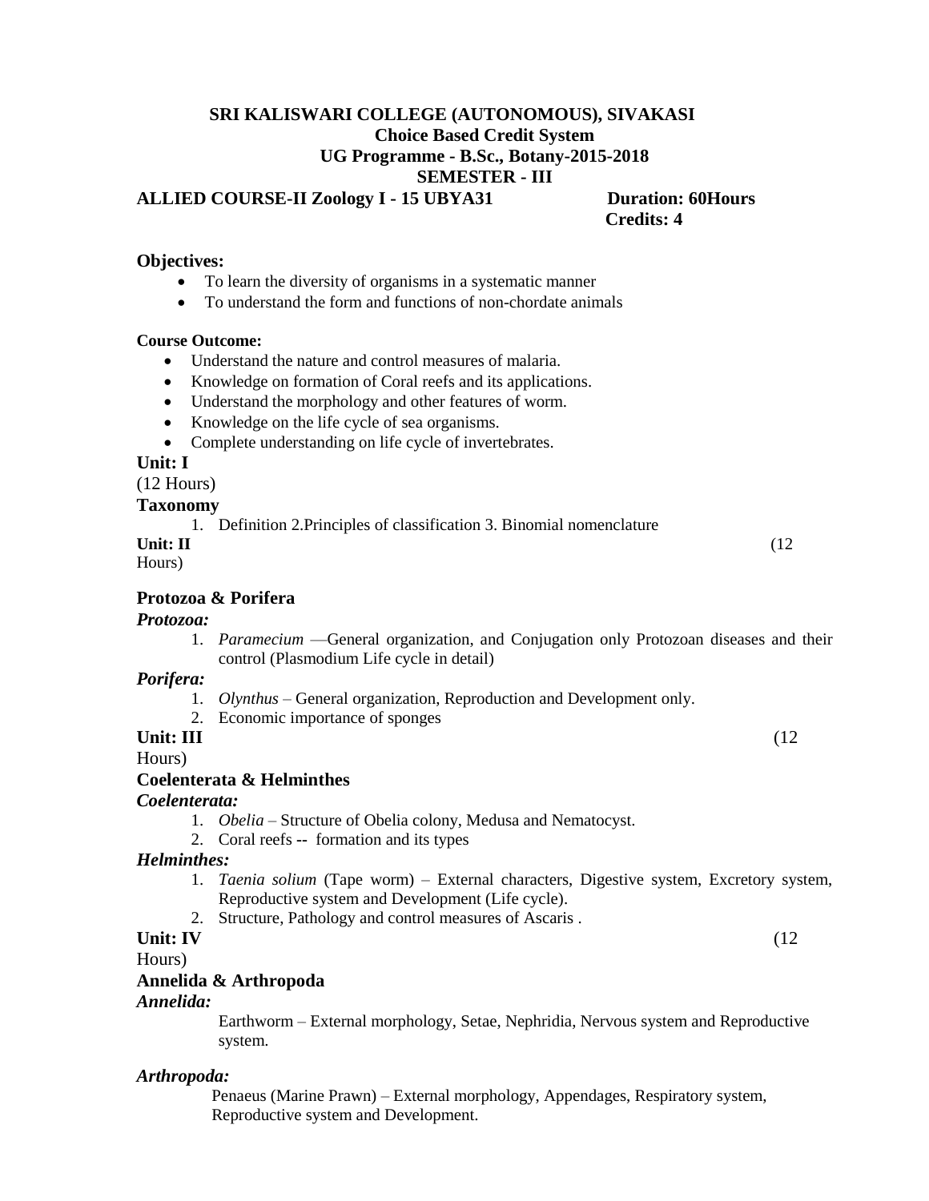**SRI KALISWARI COLLEGE (AUTONOMOUS), SIVAKASI**
**Choice Based Credit System**
**UG Programme - B.Sc., Botany-2015-2018**
**SEMESTER - III**

**ALLIED COURSE-II Zoology I - 15 UBYA31** **Duration: 60Hours**
**Credits: 4**

**Objectives:**

- To learn the diversity of organisms in a systematic manner
- To understand the form and functions of non-chordate animals

**Course Outcome:**

- Understand the nature and control measures of malaria.
- Knowledge on formation of Coral reefs and its applications.
- Understand the morphology and other features of worm.
- Knowledge on the life cycle of sea organisms.
- Complete understanding on life cycle of invertebrates.

**Unit: I**
(12 Hours)

**Taxonomy**

1. Definition 2.Principles of classification 3. Binomial nomenclature

**Unit: II** (12 Hours)

**Protozoa & Porifera**

***Protozoa:***

1. *Paramecium* —General organization, and Conjugation only Protozoan diseases and their control (Plasmodium Life cycle in detail)

***Porifera:***

1. *Olynthus* – General organization, Reproduction and Development only.
2. Economic importance of sponges

**Unit: III** (12 Hours)

**Coelenterata & Helminthes**

***Coelenterata:***

1. *Obelia* – Structure of Obelia colony, Medusa and Nematocyst.
2. Coral reefs -- formation and its types

***Helminthes:***

1. *Taenia solium* (Tape worm) – External characters, Digestive system, Excretory system, Reproductive system and Development (Life cycle).
2. Structure, Pathology and control measures of Ascaris .

**Unit: IV** (12 Hours)

**Annelida & Arthropoda**

***Annelida:***

Earthworm – External morphology, Setae, Nephridia, Nervous system and Reproductive system.

***Arthropoda:***

Penaeus (Marine Prawn) – External morphology, Appendages, Respiratory system, Reproductive system and Development.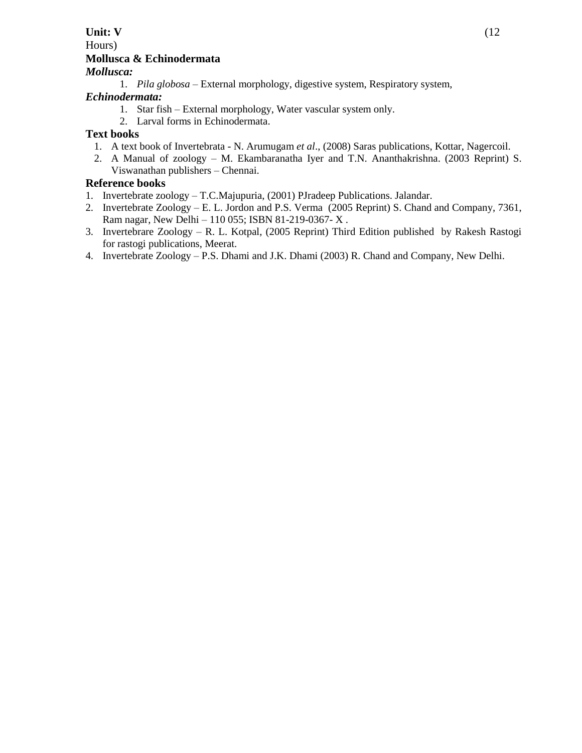**Unit: V** (12 Hours)

**Mollusca & Echinodermata**

***Mollusca:***

1. *Pila globosa* – External morphology, digestive system, Respiratory system,

***Echinodermata:***

1. Star fish – External morphology, Water vascular system only.
2. Larval forms in Echinodermata.

**Text books**

1. A text book of Invertebrata - N. Arumugam *et al*., (2008) Saras publications, Kottar, Nagercoil.
2. A Manual of zoology – M. Ekambaranatha Iyer and T.N. Ananthakrishna. (2003 Reprint) S. Viswanathan publishers – Chennai.

**Reference books**

1. Invertebrate zoology – T.C.Majupuria, (2001) PJradeep Publications. Jalandar.
2. Invertebrate Zoology – E. L. Jordon and P.S. Verma (2005 Reprint) S. Chand and Company, 7361, Ram nagar, New Delhi – 110 055; ISBN 81-219-0367- X .
3. Invertebrare Zoology – R. L. Kotpal, (2005 Reprint) Third Edition published by Rakesh Rastogi for rastogi publications, Meerat.
4. Invertebrate Zoology – P.S. Dhami and J.K. Dhami (2003) R. Chand and Company, New Delhi.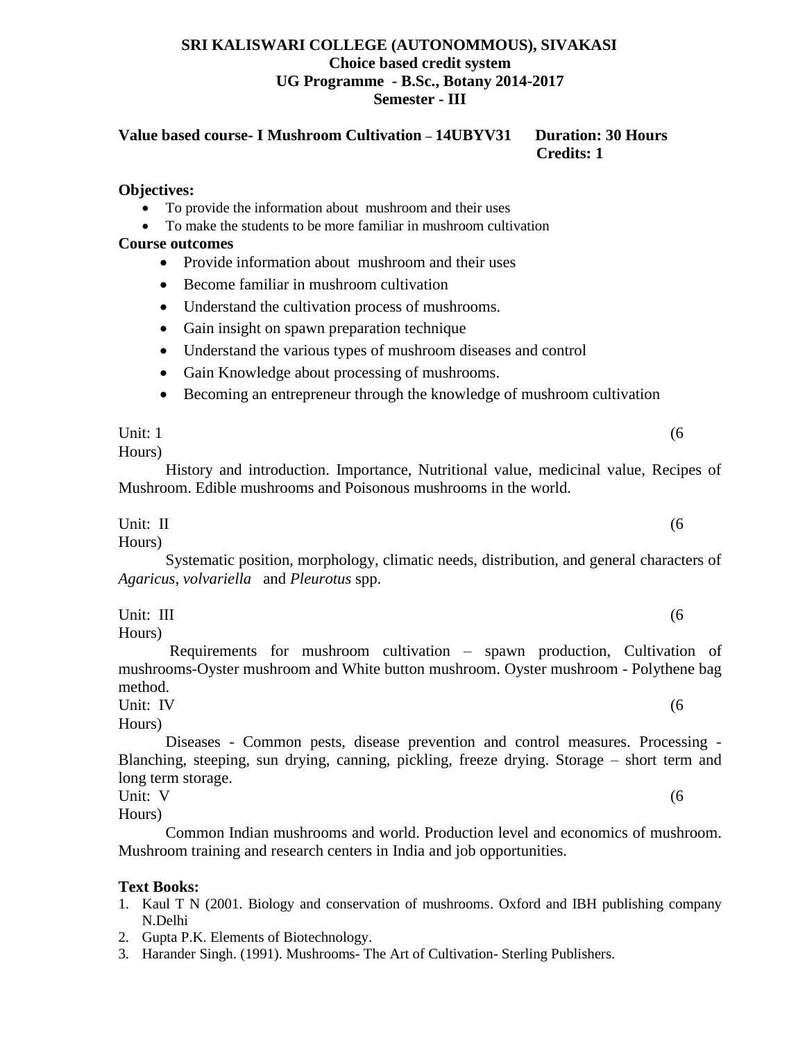**SRI KALISWARI COLLEGE (AUTONOMMOUS), SIVAKASI**
**Choice based credit system**
**UG Programme - B.Sc., Botany 2014-2017**
**Semester - III**

**Value based course- I Mushroom Cultivation – 14UBYV31 Duration: 30 Hours**
**Credits: 1**

**Objectives:**

- To provide the information about mushroom and their uses
- To make the students to be more familiar in mushroom cultivation

**Course outcomes**

- Provide information about mushroom and their uses
- Become familiar in mushroom cultivation
- Understand the cultivation process of mushrooms.
- Gain insight on spawn preparation technique
- Understand the various types of mushroom diseases and control
- Gain Knowledge about processing of mushrooms.
- Becoming an entrepreneur through the knowledge of mushroom cultivation

Unit: 1 (6 Hours)

History and introduction. Importance, Nutritional value, medicinal value, Recipes of Mushroom. Edible mushrooms and Poisonous mushrooms in the world.

Unit: II (6 Hours)

Systematic position, morphology, climatic needs, distribution, and general characters of *Agaricus, volvariella* and *Pleurotus* spp.

Unit: III (6 Hours)

Requirements for mushroom cultivation – spawn production, Cultivation of mushrooms-Oyster mushroom and White button mushroom. Oyster mushroom - Polythene bag method.

Unit: IV (6 Hours)

Diseases - Common pests, disease prevention and control measures. Processing - Blanching, steeping, sun drying, canning, pickling, freeze drying. Storage – short term and long term storage.

Unit: V (6 Hours)

Common Indian mushrooms and world. Production level and economics of mushroom. Mushroom training and research centers in India and job opportunities.

**Text Books:**

1. Kaul T N (2001. Biology and conservation of mushrooms. Oxford and IBH publishing company N.Delhi
2. Gupta P.K. Elements of Biotechnology.
3. Harander Singh. (1991). Mushrooms- The Art of Cultivation- Sterling Publishers.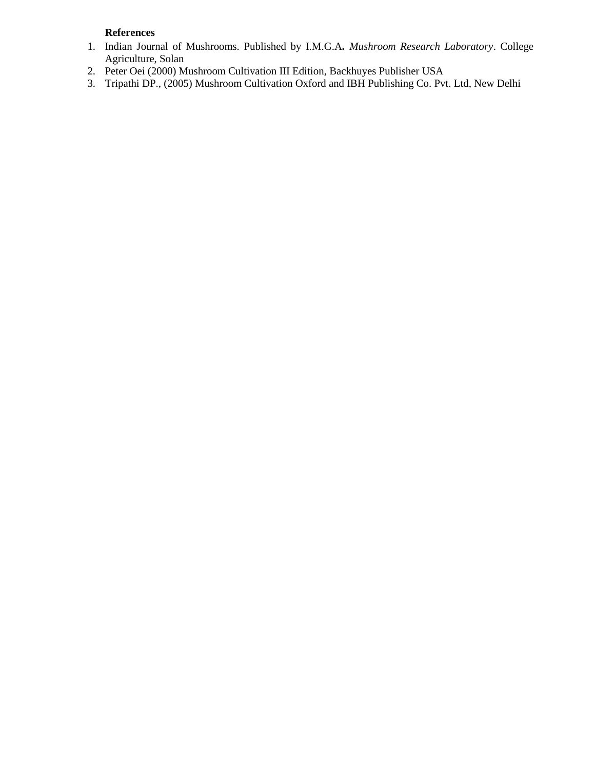**References**

1. Indian Journal of Mushrooms. Published by I.M.G.A**.** *Mushroom Research Laboratory*. College Agriculture, Solan
2. Peter Oei (2000) Mushroom Cultivation III Edition, Backhuyes Publisher USA
3. Tripathi DP., (2005) Mushroom Cultivation Oxford and IBH Publishing Co. Pvt. Ltd, New Delhi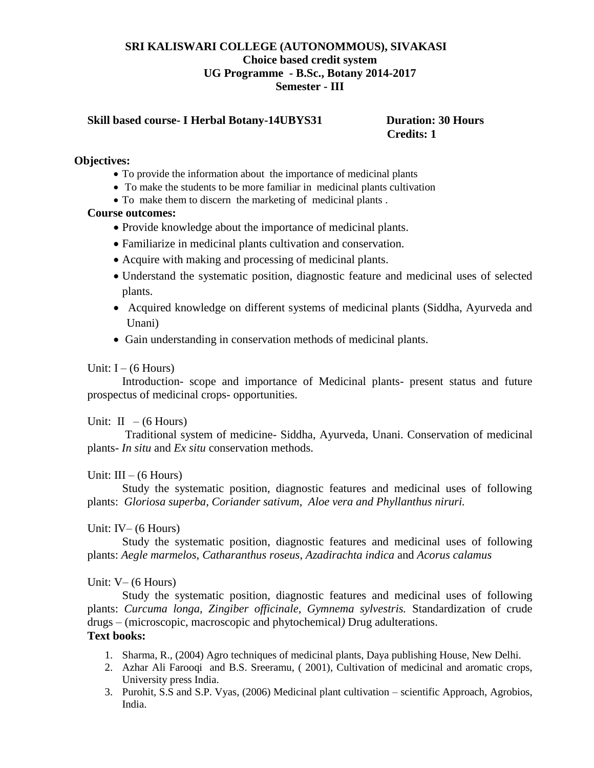**SRI KALISWARI COLLEGE (AUTONOMMOUS), SIVAKASI**
**Choice based credit system**
**UG Programme - B.Sc., Botany 2014-2017**
**Semester - III**

**Skill based course- I Herbal Botany-14UBYS31** **Duration: 30 Hours**
**Credits: 1**

**Objectives:**

- To provide the information about the importance of medicinal plants
- To make the students to be more familiar in medicinal plants cultivation
- To make them to discern the marketing of medicinal plants .

**Course outcomes:**

- Provide knowledge about the importance of medicinal plants.
- Familiarize in medicinal plants cultivation and conservation.
- Acquire with making and processing of medicinal plants.
- Understand the systematic position, diagnostic feature and medicinal uses of selected plants.
- Acquired knowledge on different systems of medicinal plants (Siddha, Ayurveda and Unani)
- Gain understanding in conservation methods of medicinal plants.

Unit: I – (6 Hours)

Introduction- scope and importance of Medicinal plants- present status and future prospectus of medicinal crops- opportunities.

Unit: II – (6 Hours)

Traditional system of medicine- Siddha, Ayurveda, Unani. Conservation of medicinal plants- *In situ* and *Ex situ* conservation methods.

Unit: III – (6 Hours)

Study the systematic position, diagnostic features and medicinal uses of following plants: *Gloriosa superba, Coriander sativum, Aloe vera and Phyllanthus niruri.*

Unit: IV– (6 Hours)

Study the systematic position, diagnostic features and medicinal uses of following plants: *Aegle marmelos, Catharanthus roseus, Azadirachta indica* and *Acorus calamus*

Unit: V– (6 Hours)

Study the systematic position, diagnostic features and medicinal uses of following plants: *Curcuma longa, Zingiber officinale, Gymnema sylvestris.* Standardization of crude drugs – (microscopic, macroscopic and phytochemical) Drug adulterations.

**Text books:**

1. Sharma, R., (2004) Agro techniques of medicinal plants, Daya publishing House, New Delhi.
2. Azhar Ali Farooqi and B.S. Sreeramu, ( 2001), Cultivation of medicinal and aromatic crops, University press India.
3. Purohit, S.S and S.P. Vyas, (2006) Medicinal plant cultivation – scientific Approach, Agrobios, India.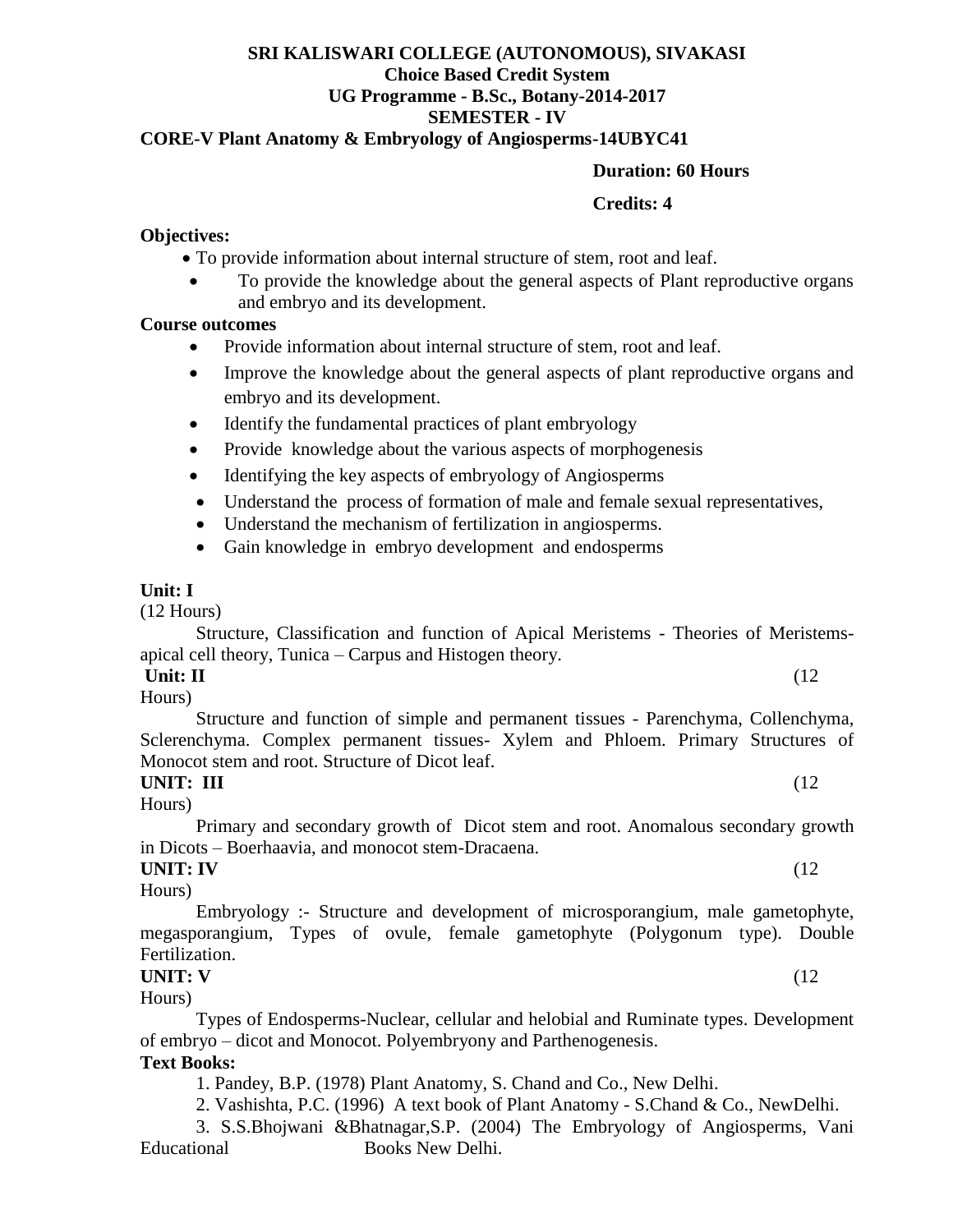**SRI KALISWARI COLLEGE (AUTONOMOUS), SIVAKASI**
**Choice Based Credit System**
**UG Programme - B.Sc., Botany-2014-2017**
**SEMESTER - IV**

**CORE-V Plant Anatomy & Embryology of Angiosperms-14UBYC41**

**Duration: 60 Hours**

**Credits: 4**

**Objectives:**

- To provide information about internal structure of stem, root and leaf.
- To provide the knowledge about the general aspects of Plant reproductive organs and embryo and its development.

**Course outcomes**

- Provide information about internal structure of stem, root and leaf.
- Improve the knowledge about the general aspects of plant reproductive organs and embryo and its development.
- Identify the fundamental practices of plant embryology
- Provide knowledge about the various aspects of morphogenesis
- Identifying the key aspects of embryology of Angiosperms
- Understand the process of formation of male and female sexual representatives,
- Understand the mechanism of fertilization in angiosperms.
- Gain knowledge in embryo development and endosperms

**Unit: I**
(12 Hours)

Structure, Classification and function of Apical Meristems - Theories of Meristems- apical cell theory, Tunica – Carpus and Histogen theory.

**Unit: II** (12 Hours)

Structure and function of simple and permanent tissues - Parenchyma, Collenchyma, Sclerenchyma. Complex permanent tissues- Xylem and Phloem. Primary Structures of Monocot stem and root. Structure of Dicot leaf.

**UNIT: III** (12 Hours)

Primary and secondary growth of Dicot stem and root. Anomalous secondary growth in Dicots – Boerhaavia, and monocot stem-Dracaena.

**UNIT: IV** (12 Hours)

Embryology :- Structure and development of microsporangium, male gametophyte, megasporangium, Types of ovule, female gametophyte (Polygonum type). Double Fertilization.

**UNIT: V** (12 Hours)

Types of Endosperms-Nuclear, cellular and helobial and Ruminate types. Development of embryo – dicot and Monocot. Polyembryony and Parthenogenesis.

**Text Books:**

1. Pandey, B.P. (1978) Plant Anatomy, S. Chand and Co., New Delhi.
2. Vashishta, P.C. (1996) A text book of Plant Anatomy - S.Chand & Co., NewDelhi.
3. S.S.Bhojwani &Bhatnagar,S.P. (2004) The Embryology of Angiosperms, Vani Educational Books New Delhi.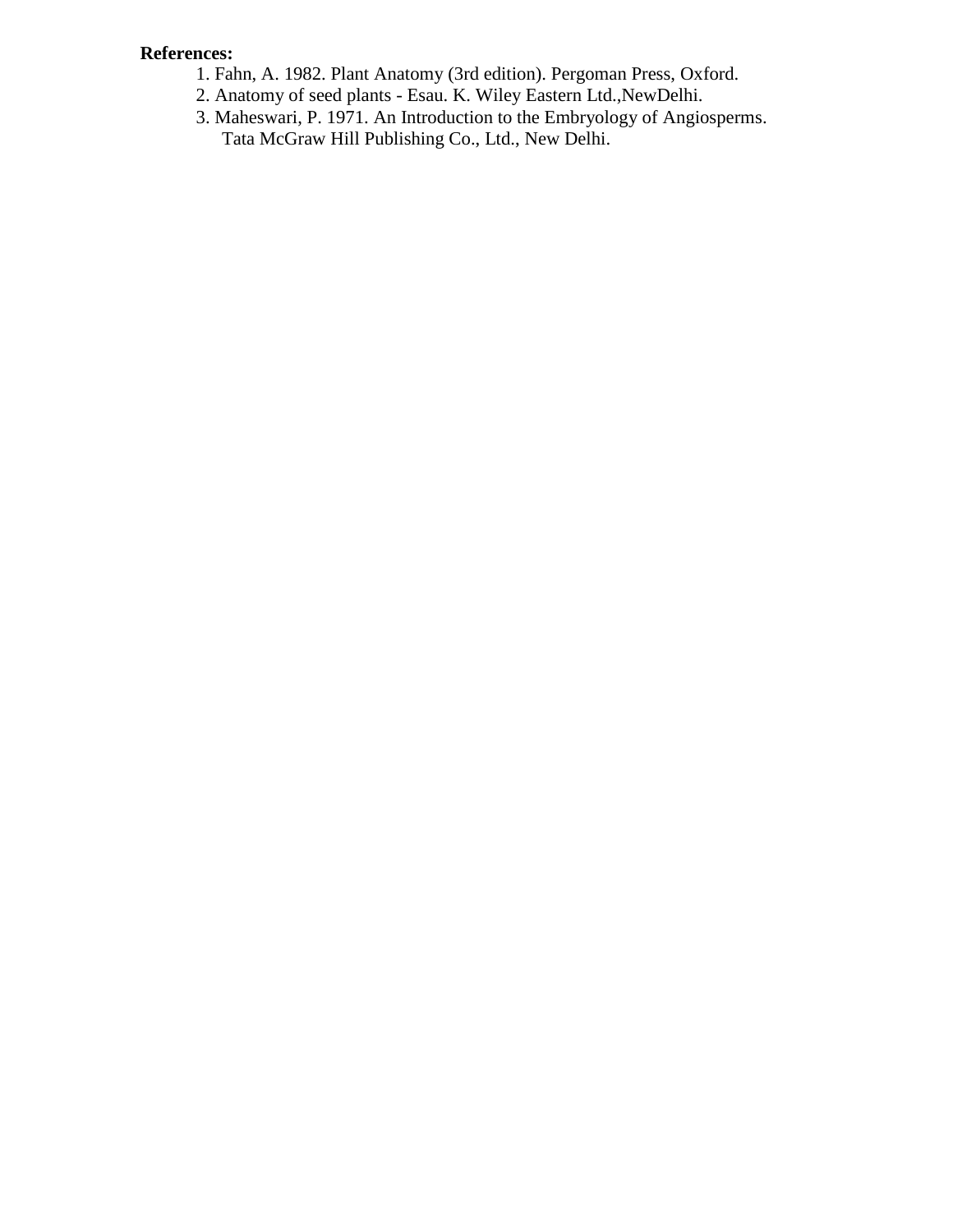**References:**

1. Fahn, A. 1982. Plant Anatomy (3rd edition). Pergoman Press, Oxford.
2. Anatomy of seed plants - Esau. K. Wiley Eastern Ltd.,NewDelhi.
3. Maheswari, P. 1971. An Introduction to the Embryology of Angiosperms. Tata McGraw Hill Publishing Co., Ltd., New Delhi.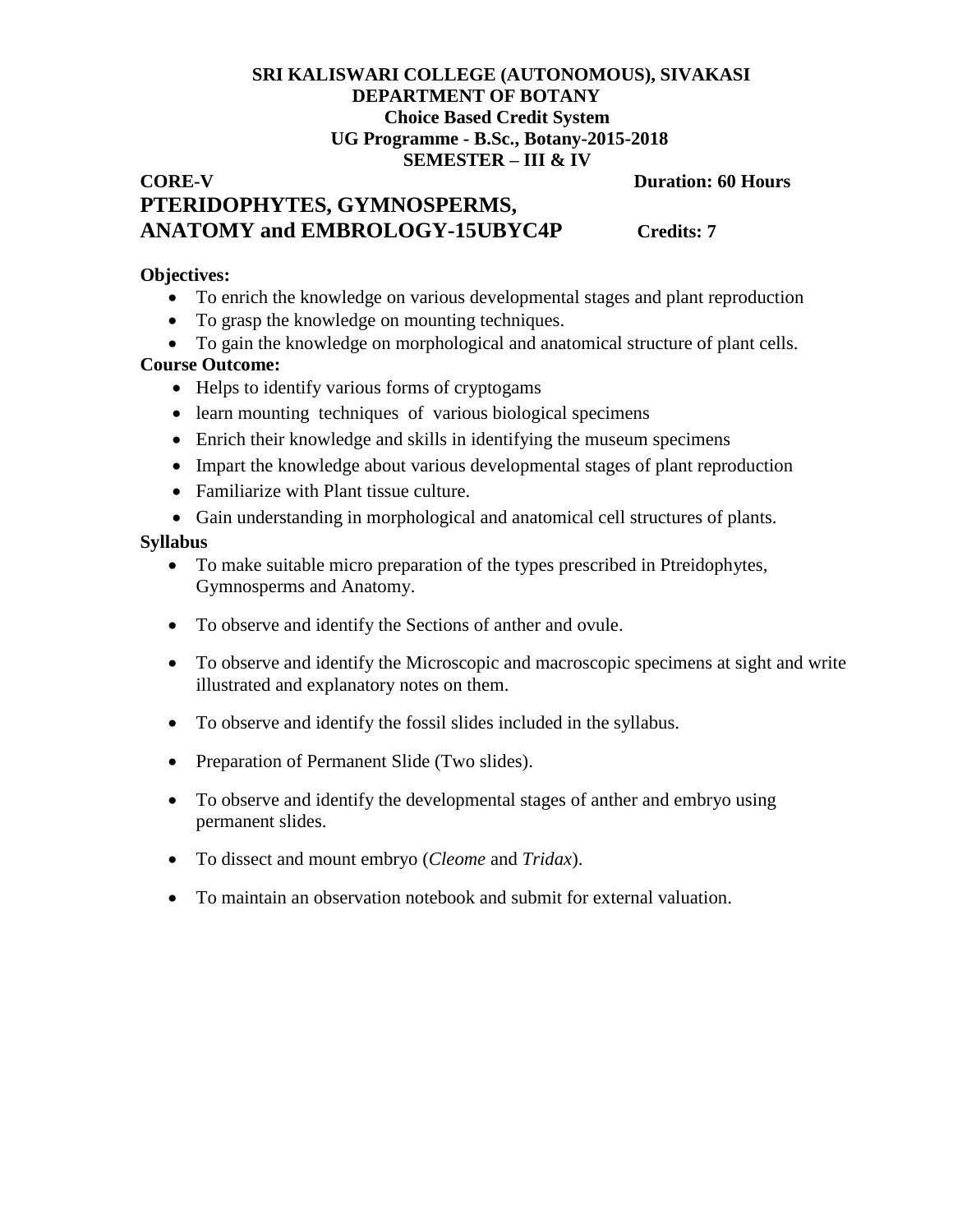**SRI KALISWARI COLLEGE (AUTONOMOUS), SIVAKASI**
**DEPARTMENT OF BOTANY**
**Choice Based Credit System**
**UG Programme - B.Sc., Botany-2015-2018**
**SEMESTER – III & IV**

**CORE-V** **Duration: 60 Hours**

## PTERIDOPHYTES, GYMNOSPERMS, ANATOMY and EMBROLOGY-15UBYC4P **Credits: 7**

**Objectives:**

- To enrich the knowledge on various developmental stages and plant reproduction
- To grasp the knowledge on mounting techniques.
- To gain the knowledge on morphological and anatomical structure of plant cells.

**Course Outcome:**

- Helps to identify various forms of cryptogams
- learn mounting techniques of various biological specimens
- Enrich their knowledge and skills in identifying the museum specimens
- Impart the knowledge about various developmental stages of plant reproduction
- Familiarize with Plant tissue culture.
- Gain understanding in morphological and anatomical cell structures of plants.

**Syllabus**

- To make suitable micro preparation of the types prescribed in Ptreidophytes, Gymnosperms and Anatomy.
- To observe and identify the Sections of anther and ovule.
- To observe and identify the Microscopic and macroscopic specimens at sight and write illustrated and explanatory notes on them.
- To observe and identify the fossil slides included in the syllabus.
- Preparation of Permanent Slide (Two slides).
- To observe and identify the developmental stages of anther and embryo using permanent slides.
- To dissect and mount embryo (*Cleome* and *Tridax*).
- To maintain an observation notebook and submit for external valuation.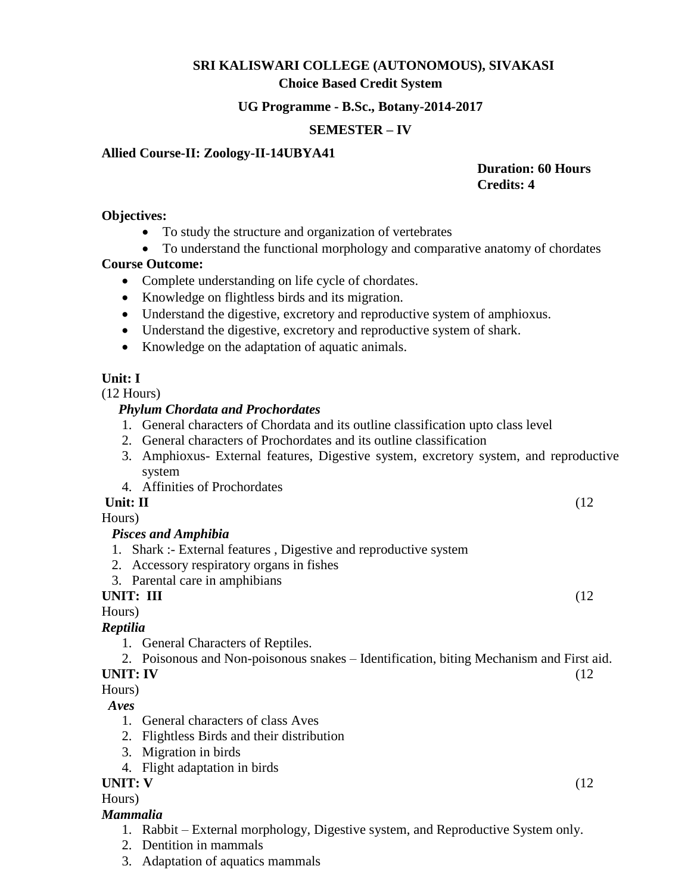**SRI KALISWARI COLLEGE (AUTONOMOUS), SIVAKASI**

**Choice Based Credit System**

**UG Programme - B.Sc., Botany-2014-2017**

**SEMESTER – IV**

**Allied Course-II: Zoology-II-14UBYA41**

**Duration: 60 Hours**
**Credits: 4**

**Objectives:**

- To study the structure and organization of vertebrates
- To understand the functional morphology and comparative anatomy of chordates

**Course Outcome:**

- Complete understanding on life cycle of chordates.
- Knowledge on flightless birds and its migration.
- Understand the digestive, excretory and reproductive system of amphioxus.
- Understand the digestive, excretory and reproductive system of shark.
- Knowledge on the adaptation of aquatic animals.

**Unit: I** (12 Hours)

***Phylum Chordata and Prochordates***

1. General characters of Chordata and its outline classification upto class level
2. General characters of Prochordates and its outline classification
3. Amphioxus- External features, Digestive system, excretory system, and reproductive system
4. Affinities of Prochordates

**Unit: II** (12 Hours)

***Pisces and Amphibia***

1. Shark :- External features , Digestive and reproductive system
2. Accessory respiratory organs in fishes
3. Parental care in amphibians

**UNIT: III** (12 Hours)

***Reptilia***

1. General Characters of Reptiles.
2. Poisonous and Non-poisonous snakes – Identification, biting Mechanism and First aid.

**UNIT: IV** (12 Hours)

***Aves***

1. General characters of class Aves
2. Flightless Birds and their distribution
3. Migration in birds
4. Flight adaptation in birds

**UNIT: V** (12 Hours)

***Mammalia***

1. Rabbit – External morphology, Digestive system, and Reproductive System only.
2. Dentition in mammals
3. Adaptation of aquatics mammals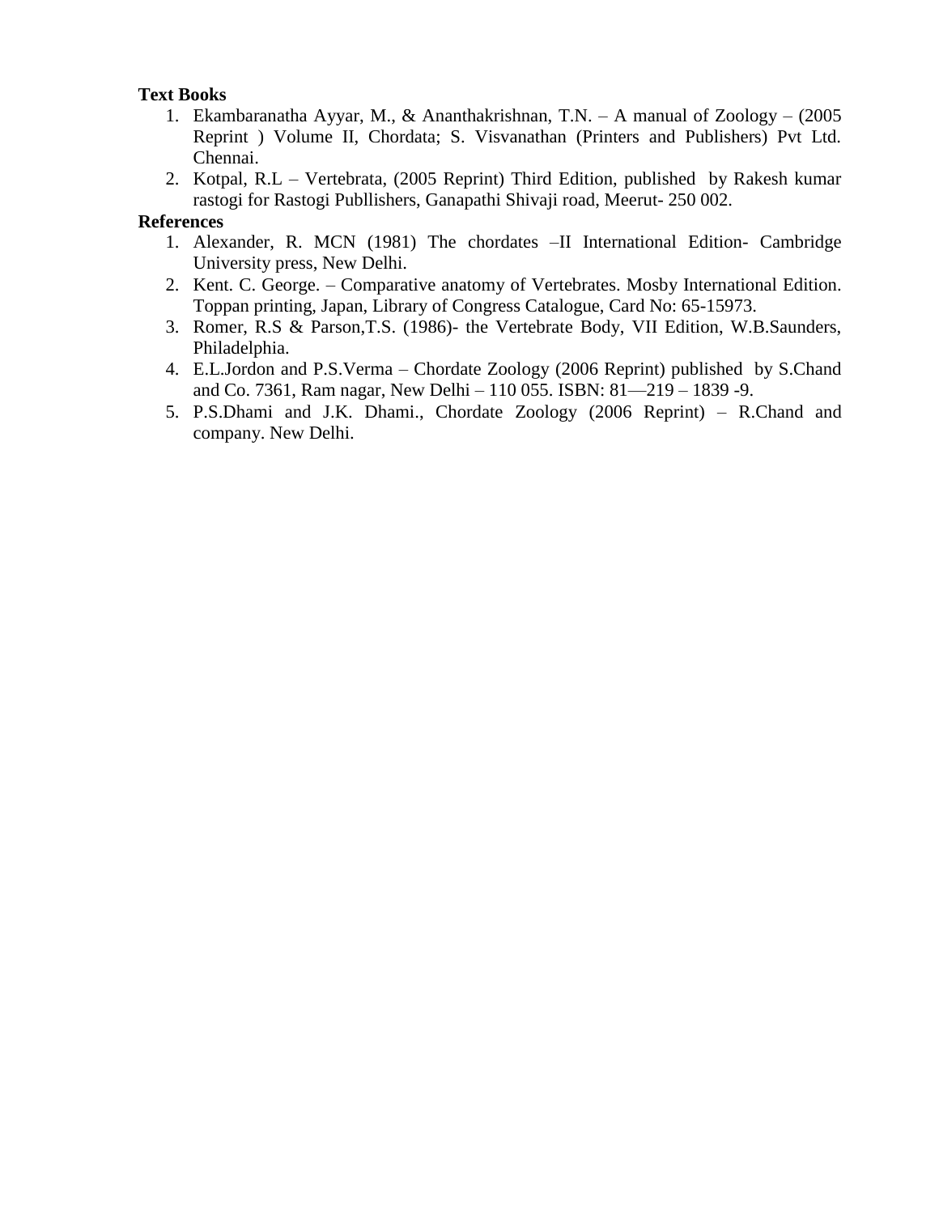**Text Books**

1. Ekambaranatha Ayyar, M., & Ananthakrishnan, T.N. – A manual of Zoology – (2005 Reprint ) Volume II, Chordata; S. Visvanathan (Printers and Publishers) Pvt Ltd. Chennai.
2. Kotpal, R.L – Vertebrata, (2005 Reprint) Third Edition, published by Rakesh kumar rastogi for Rastogi Publlishers, Ganapathi Shivaji road, Meerut- 250 002.

**References**

1. Alexander, R. MCN (1981) The chordates –II International Edition- Cambridge University press, New Delhi.
2. Kent. C. George. – Comparative anatomy of Vertebrates. Mosby International Edition. Toppan printing, Japan, Library of Congress Catalogue, Card No: 65-15973.
3. Romer, R.S & Parson,T.S. (1986)- the Vertebrate Body, VII Edition, W.B.Saunders, Philadelphia.
4. E.L.Jordon and P.S.Verma – Chordate Zoology (2006 Reprint) published by S.Chand and Co. 7361, Ram nagar, New Delhi – 110 055. ISBN: 81—219 – 1839 -9.
5. P.S.Dhami and J.K. Dhami., Chordate Zoology (2006 Reprint) – R.Chand and company. New Delhi.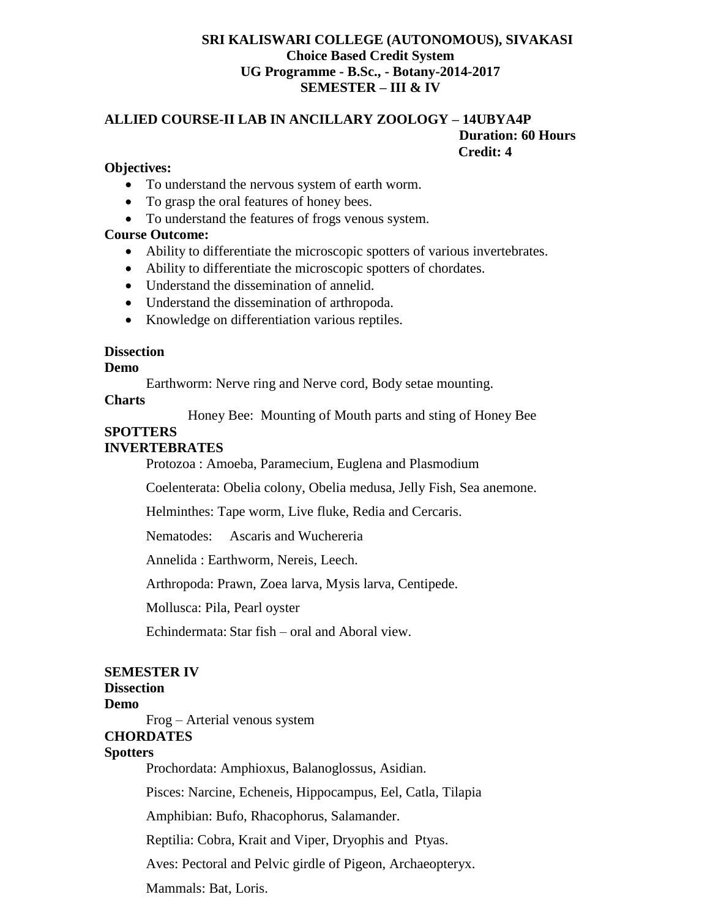**SRI KALISWARI COLLEGE (AUTONOMOUS), SIVAKASI**
**Choice Based Credit System**
**UG Programme - B.Sc., - Botany-2014-2017**
**SEMESTER – III & IV**

**ALLIED COURSE-II LAB IN ANCILLARY ZOOLOGY – 14UBYA4P**

**Duration: 60 Hours**
**Credit: 4**

**Objectives:**

- To understand the nervous system of earth worm.
- To grasp the oral features of honey bees.
- To understand the features of frogs venous system.

**Course Outcome:**

- Ability to differentiate the microscopic spotters of various invertebrates.
- Ability to differentiate the microscopic spotters of chordates.
- Understand the dissemination of annelid.
- Understand the dissemination of arthropoda.
- Knowledge on differentiation various reptiles.

**Dissection**

**Demo**

Earthworm: Nerve ring and Nerve cord, Body setae mounting.

**Charts**

Honey Bee: Mounting of Mouth parts and sting of Honey Bee

**SPOTTERS**

**INVERTEBRATES**

Protozoa : Amoeba, Paramecium, Euglena and Plasmodium

Coelenterata: Obelia colony, Obelia medusa, Jelly Fish, Sea anemone.

Helminthes: Tape worm, Live fluke, Redia and Cercaris.

Nematodes: Ascaris and Wuchereria

Annelida : Earthworm, Nereis, Leech.

Arthropoda: Prawn, Zoea larva, Mysis larva, Centipede.

Mollusca: Pila, Pearl oyster

Echindermata: Star fish – oral and Aboral view.

**SEMESTER IV**

**Dissection**

**Demo**

Frog – Arterial venous system

**CHORDATES**

**Spotters**

Prochordata: Amphioxus, Balanoglossus, Asidian.

Pisces: Narcine, Echeneis, Hippocampus, Eel, Catla, Tilapia

Amphibian: Bufo, Rhacophorus, Salamander.

Reptilia: Cobra, Krait and Viper, Dryophis and Ptyas.

Aves: Pectoral and Pelvic girdle of Pigeon, Archaeopteryx.

Mammals: Bat, Loris.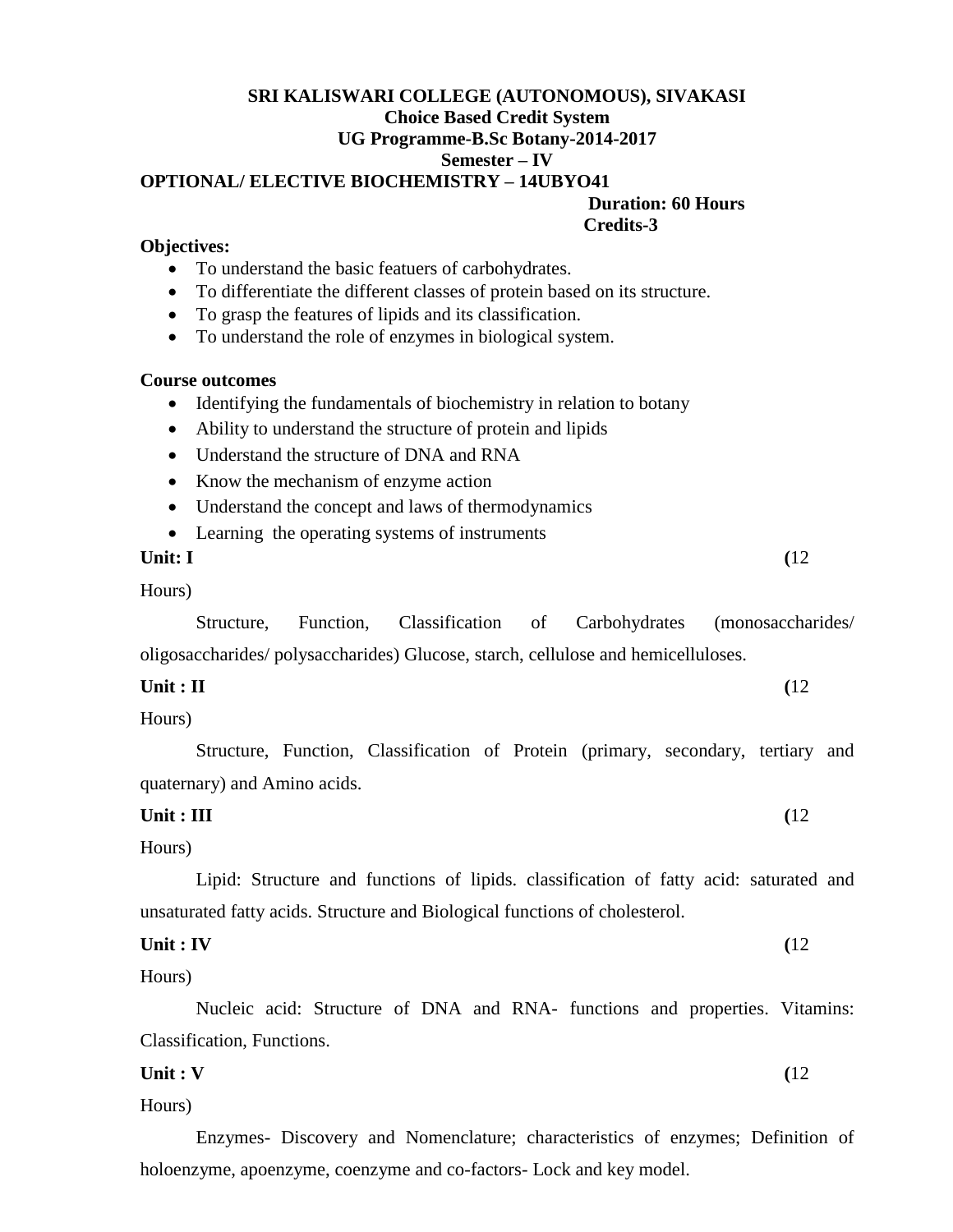**SRI KALISWARI COLLEGE (AUTONOMOUS), SIVAKASI**
**Choice Based Credit System**
**UG Programme-B.Sc Botany-2014-2017**
**Semester – IV**

**OPTIONAL/ ELECTIVE BIOCHEMISTRY – 14UBYO41**

**Duration: 60 Hours**
**Credits-3**

**Objectives:**

- To understand the basic featuers of carbohydrates.
- To differentiate the different classes of protein based on its structure.
- To grasp the features of lipids and its classification.
- To understand the role of enzymes in biological system.

**Course outcomes**

- Identifying the fundamentals of biochemistry in relation to botany
- Ability to understand the structure of protein and lipids
- Understand the structure of DNA and RNA
- Know the mechanism of enzyme action
- Understand the concept and laws of thermodynamics
- Learning the operating systems of instruments

**Unit: I** **(**12 Hours)

Structure, Function, Classification of Carbohydrates (monosaccharides/ oligosaccharides/ polysaccharides) Glucose, starch, cellulose and hemicelluloses.

**Unit : II** **(**12 Hours)

Structure, Function, Classification of Protein (primary, secondary, tertiary and quaternary) and Amino acids.

**Unit : III** **(**12 Hours)

Lipid: Structure and functions of lipids. classification of fatty acid: saturated and unsaturated fatty acids. Structure and Biological functions of cholesterol.

**Unit : IV** **(**12 Hours)

Nucleic acid: Structure of DNA and RNA- functions and properties. Vitamins: Classification, Functions.

**Unit : V** **(**12 Hours)

Enzymes- Discovery and Nomenclature; characteristics of enzymes; Definition of holoenzyme, apoenzyme, coenzyme and co-factors- Lock and key model.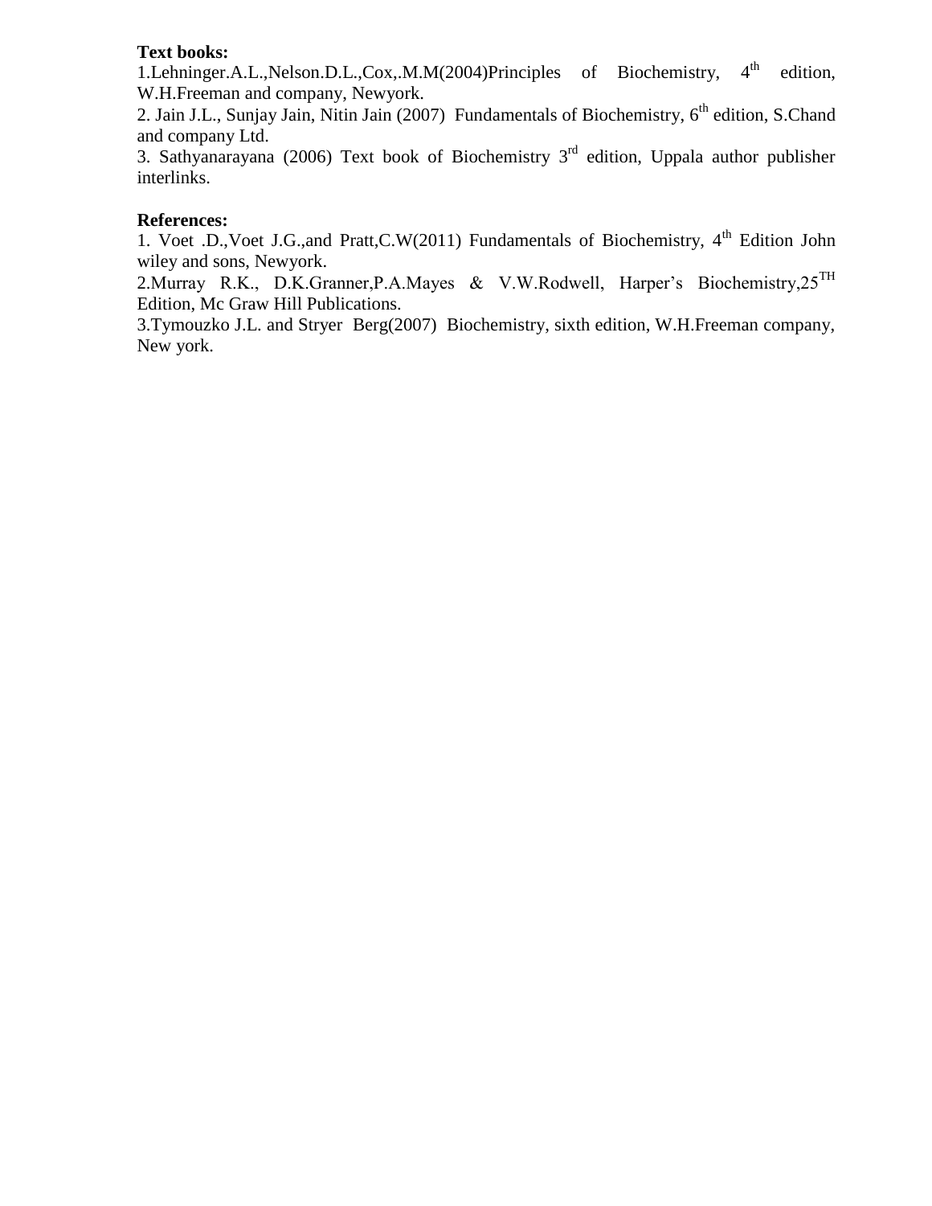**Text books:**

1.Lehninger.A.L.,Nelson.D.L.,Cox,.M.M(2004)Principles of Biochemistry, $4^{th}$ edition, W.H.Freeman and company, Newyork.

2. Jain J.L., Sunjay Jain, Nitin Jain (2007) Fundamentals of Biochemistry, $6^{th}$ edition, S.Chand and company Ltd.

3. Sathyanarayana (2006) Text book of Biochemistry $3^{rd}$ edition, Uppala author publisher interlinks.

**References:**

1. Voet .D.,Voet J.G.,and Pratt,C.W(2011) Fundamentals of Biochemistry, $4^{th}$ Edition John wiley and sons, Newyork.

2.Murray R.K., D.K.Granner,P.A.Mayes & V.W.Rodwell, Harper's Biochemistry,$25^{TH}$ Edition, Mc Graw Hill Publications.

3.Tymouzko J.L. and Stryer Berg(2007) Biochemistry, sixth edition, W.H.Freeman company, New york.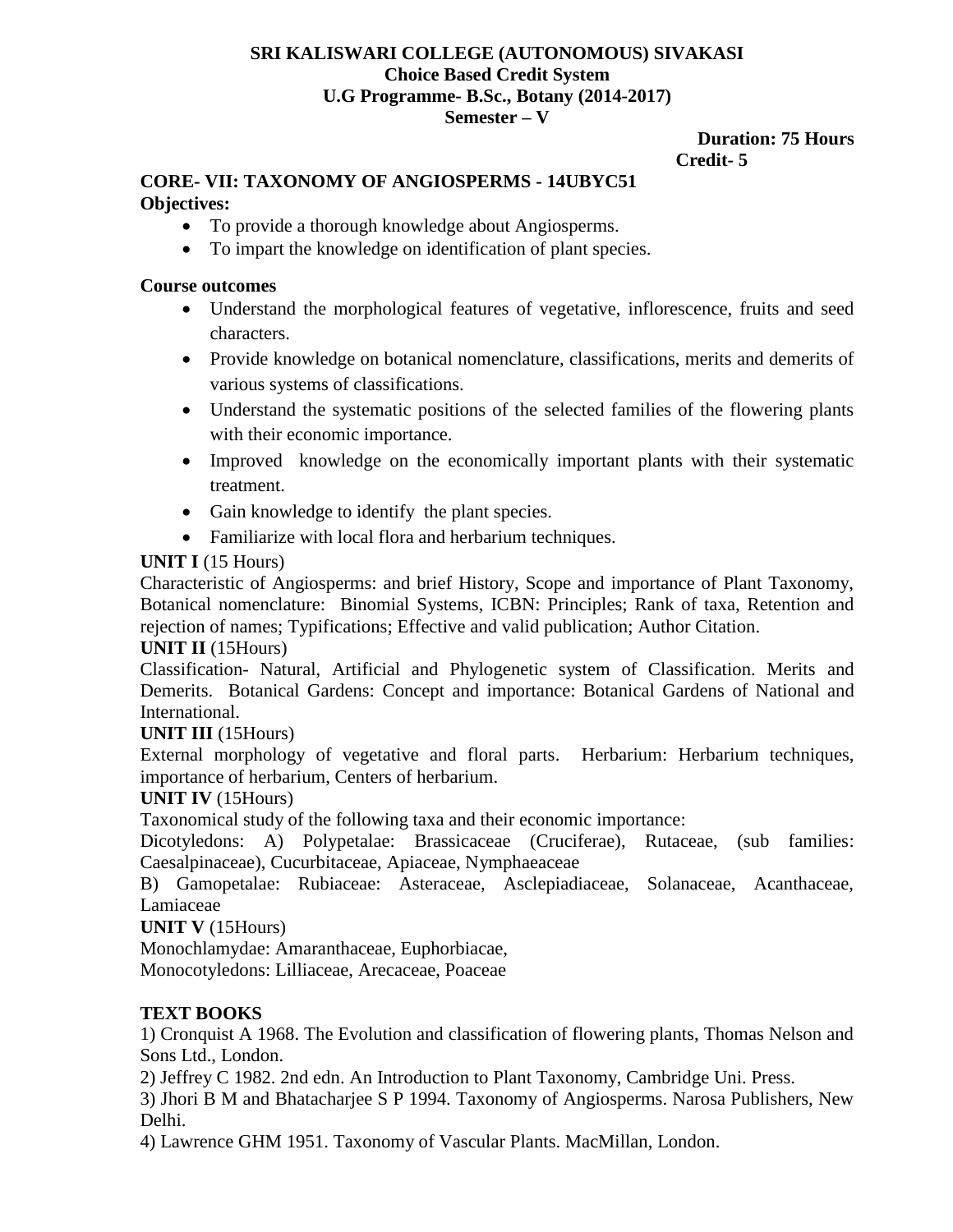**SRI KALISWARI COLLEGE (AUTONOMOUS) SIVAKASI**
**Choice Based Credit System**
**U.G Programme- B.Sc., Botany (2014-2017)**
**Semester – V**

**Duration: 75 Hours**
**Credit- 5**

## CORE- VII: TAXONOMY OF ANGIOSPERMS - 14UBYC51

**Objectives:**

- To provide a thorough knowledge about Angiosperms.
- To impart the knowledge on identification of plant species.

**Course outcomes**

- Understand the morphological features of vegetative, inflorescence, fruits and seed characters.
- Provide knowledge on botanical nomenclature, classifications, merits and demerits of various systems of classifications.
- Understand the systematic positions of the selected families of the flowering plants with their economic importance.
- Improved knowledge on the economically important plants with their systematic treatment.
- Gain knowledge to identify the plant species.
- Familiarize with local flora and herbarium techniques.

**UNIT I** (15 Hours)

Characteristic of Angiosperms: and brief History, Scope and importance of Plant Taxonomy, Botanical nomenclature: Binomial Systems, ICBN: Principles; Rank of taxa, Retention and rejection of names; Typifications; Effective and valid publication; Author Citation.

**UNIT II** (15Hours)

Classification- Natural, Artificial and Phylogenetic system of Classification. Merits and Demerits. Botanical Gardens: Concept and importance: Botanical Gardens of National and International.

**UNIT III** (15Hours)

External morphology of vegetative and floral parts. Herbarium: Herbarium techniques, importance of herbarium, Centers of herbarium.

**UNIT IV** (15Hours)

Taxonomical study of the following taxa and their economic importance:

Dicotyledons: A) Polypetalae: Brassicaceae (Cruciferae), Rutaceae, (sub families: Caesalpinaceae), Cucurbitaceae, Apiaceae, Nymphaeaceae

B) Gamopetalae: Rubiaceae: Asteraceae, Asclepiadiaceae, Solanaceae, Acanthaceae, Lamiaceae

**UNIT V** (15Hours)

Monochlamydae: Amaranthaceae, Euphorbiacae,

Monocotyledons: Lilliaceae, Arecaceae, Poaceae

**TEXT BOOKS**

1) Cronquist A 1968. The Evolution and classification of flowering plants, Thomas Nelson and Sons Ltd., London.

2) Jeffrey C 1982. 2nd edn. An Introduction to Plant Taxonomy, Cambridge Uni. Press.

3) Jhori B M and Bhatacharjee S P 1994. Taxonomy of Angiosperms. Narosa Publishers, New Delhi.

4) Lawrence GHM 1951. Taxonomy of Vascular Plants. MacMillan, London.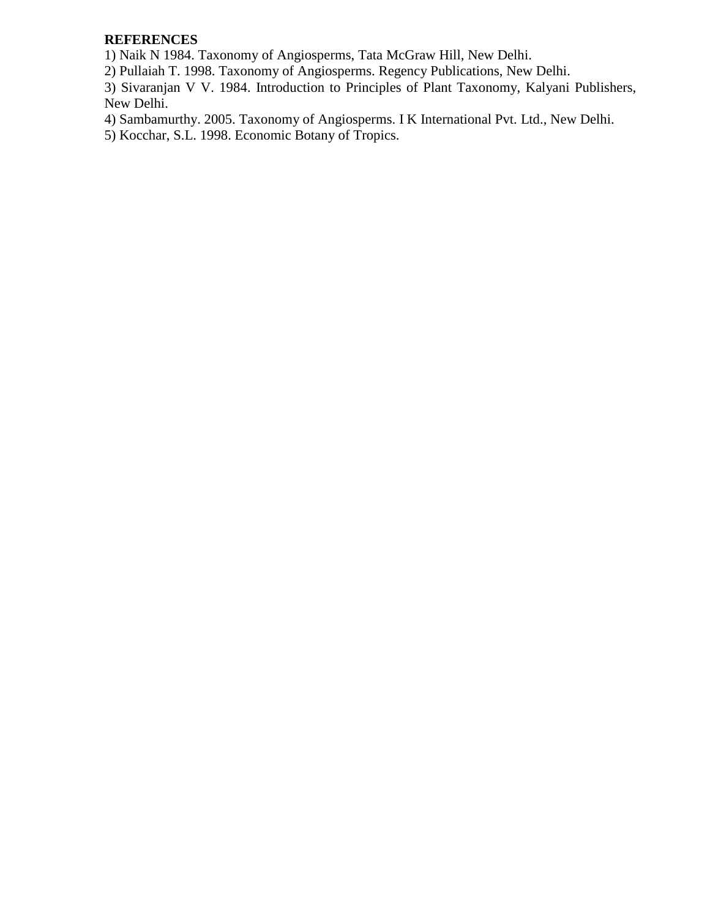**REFERENCES**

1) Naik N 1984. Taxonomy of Angiosperms, Tata McGraw Hill, New Delhi.
2) Pullaiah T. 1998. Taxonomy of Angiosperms. Regency Publications, New Delhi.
3) Sivaranjan V V. 1984. Introduction to Principles of Plant Taxonomy, Kalyani Publishers, New Delhi.
4) Sambamurthy. 2005. Taxonomy of Angiosperms. I K International Pvt. Ltd., New Delhi.
5) Kocchar, S.L. 1998. Economic Botany of Tropics.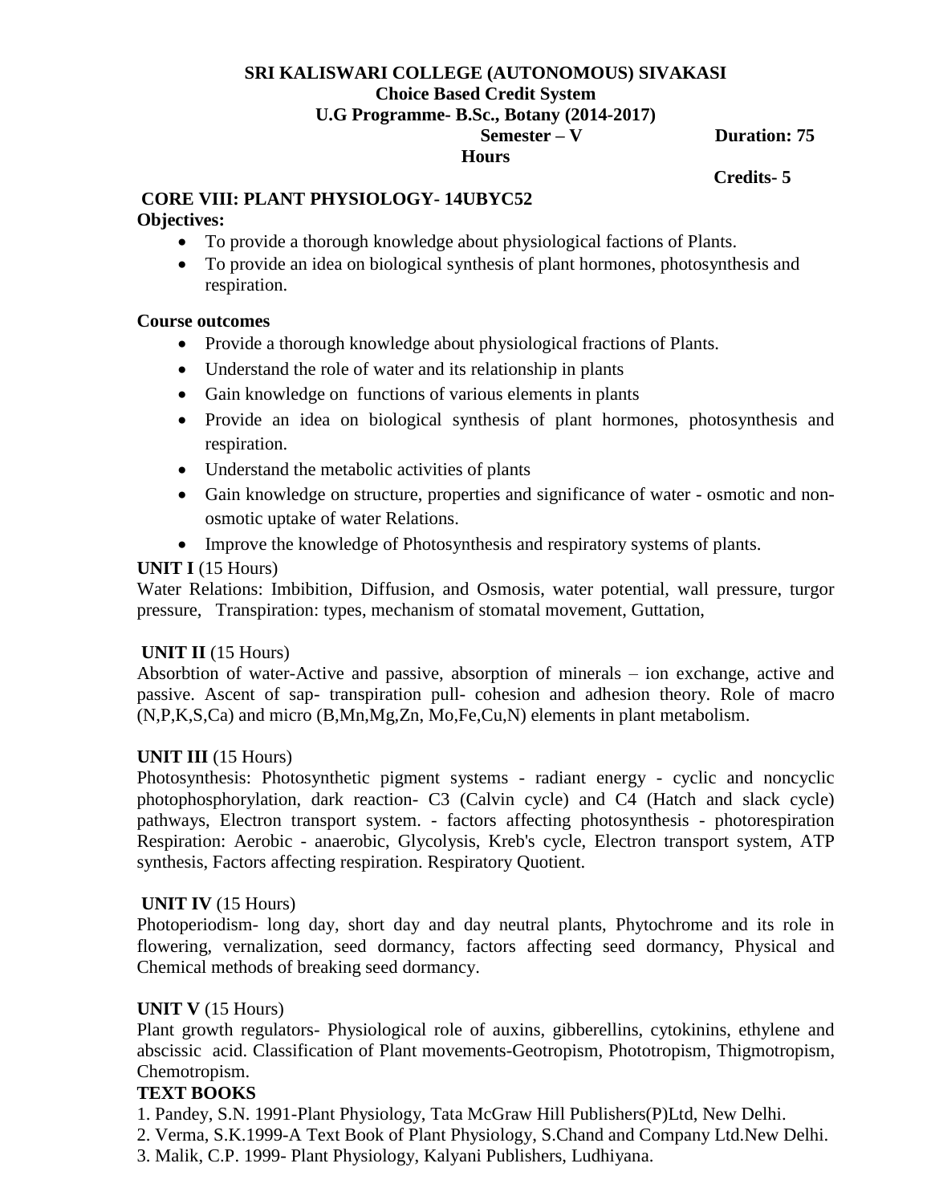**SRI KALISWARI COLLEGE (AUTONOMOUS) SIVAKASI**
**Choice Based Credit System**
**U.G Programme- B.Sc., Botany (2014-2017)**
**Semester – V** **Duration: 75 Hours**
**Credits- 5**

**CORE VIII: PLANT PHYSIOLOGY- 14UBYC52**

**Objectives:**

- To provide a thorough knowledge about physiological factions of Plants.
- To provide an idea on biological synthesis of plant hormones, photosynthesis and respiration.

**Course outcomes**

- Provide a thorough knowledge about physiological fractions of Plants.
- Understand the role of water and its relationship in plants
- Gain knowledge on functions of various elements in plants
- Provide an idea on biological synthesis of plant hormones, photosynthesis and respiration.
- Understand the metabolic activities of plants
- Gain knowledge on structure, properties and significance of water - osmotic and non-osmotic uptake of water Relations.
- Improve the knowledge of Photosynthesis and respiratory systems of plants.

**UNIT I** (15 Hours)

Water Relations: Imbibition, Diffusion, and Osmosis, water potential, wall pressure, turgor pressure, Transpiration: types, mechanism of stomatal movement, Guttation,

**UNIT II** (15 Hours)

Absorbtion of water-Active and passive, absorption of minerals – ion exchange, active and passive. Ascent of sap- transpiration pull- cohesion and adhesion theory. Role of macro (N,P,K,S,Ca) and micro (B,Mn,Mg,Zn, Mo,Fe,Cu,N) elements in plant metabolism.

**UNIT III** (15 Hours)

Photosynthesis: Photosynthetic pigment systems - radiant energy - cyclic and noncyclic photophosphorylation, dark reaction- C3 (Calvin cycle) and C4 (Hatch and slack cycle) pathways, Electron transport system. - factors affecting photosynthesis - photorespiration Respiration: Aerobic - anaerobic, Glycolysis, Kreb's cycle, Electron transport system, ATP synthesis, Factors affecting respiration. Respiratory Quotient.

**UNIT IV** (15 Hours)

Photoperiodism- long day, short day and day neutral plants, Phytochrome and its role in flowering, vernalization, seed dormancy, factors affecting seed dormancy, Physical and Chemical methods of breaking seed dormancy.

**UNIT V** (15 Hours)

Plant growth regulators- Physiological role of auxins, gibberellins, cytokinins, ethylene and abscissic acid. Classification of Plant movements-Geotropism, Phototropism, Thigmotropism, Chemotropism.

**TEXT BOOKS**

1. Pandey, S.N. 1991-Plant Physiology, Tata McGraw Hill Publishers(P)Ltd, New Delhi.
2. Verma, S.K.1999-A Text Book of Plant Physiology, S.Chand and Company Ltd.New Delhi.
3. Malik, C.P. 1999- Plant Physiology, Kalyani Publishers, Ludhiyana.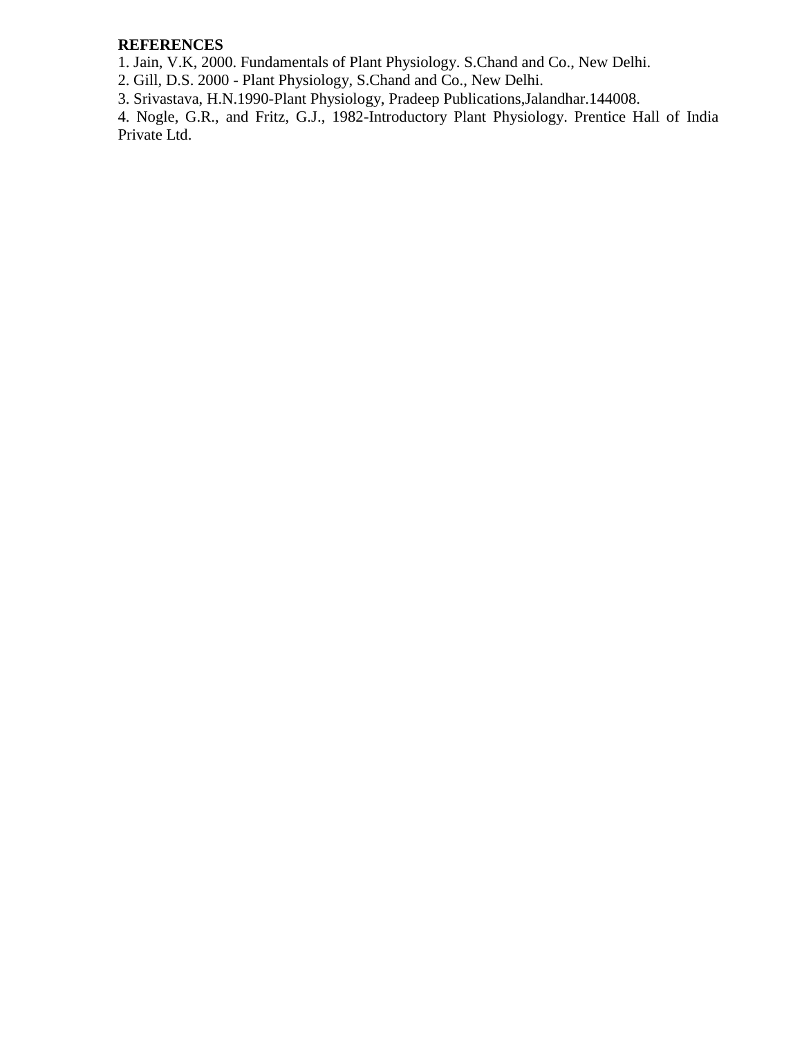**REFERENCES**

1. Jain, V.K, 2000. Fundamentals of Plant Physiology. S.Chand and Co., New Delhi.
2. Gill, D.S. 2000 - Plant Physiology, S.Chand and Co., New Delhi.
3. Srivastava, H.N.1990-Plant Physiology, Pradeep Publications,Jalandhar.144008.
4. Nogle, G.R., and Fritz, G.J., 1982-Introductory Plant Physiology. Prentice Hall of India Private Ltd.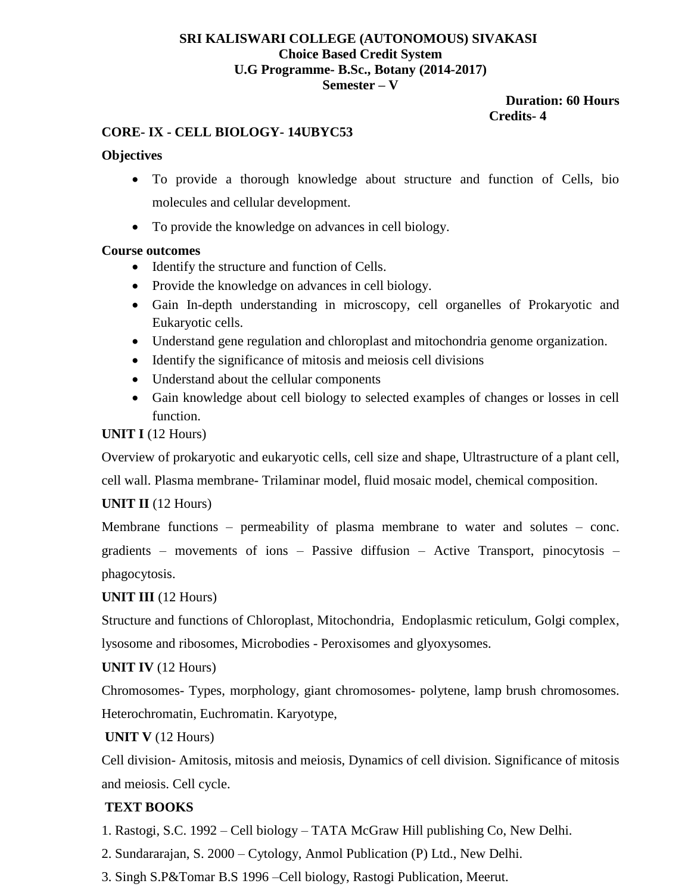**SRI KALISWARI COLLEGE (AUTONOMOUS) SIVAKASI**
**Choice Based Credit System**
**U.G Programme- B.Sc., Botany (2014-2017)**
**Semester – V**

**Duration: 60 Hours**
**Credits- 4**

**CORE- IX - CELL BIOLOGY- 14UBYC53**

**Objectives**

- To provide a thorough knowledge about structure and function of Cells, bio molecules and cellular development.
- To provide the knowledge on advances in cell biology.

**Course outcomes**

- Identify the structure and function of Cells.
- Provide the knowledge on advances in cell biology.
- Gain In-depth understanding in microscopy, cell organelles of Prokaryotic and Eukaryotic cells.
- Understand gene regulation and chloroplast and mitochondria genome organization.
- Identify the significance of mitosis and meiosis cell divisions
- Understand about the cellular components
- Gain knowledge about cell biology to selected examples of changes or losses in cell function.

**UNIT I** (12 Hours)

Overview of prokaryotic and eukaryotic cells, cell size and shape, Ultrastructure of a plant cell, cell wall. Plasma membrane- Trilaminar model, fluid mosaic model, chemical composition.

**UNIT II** (12 Hours)

Membrane functions – permeability of plasma membrane to water and solutes – conc. gradients – movements of ions – Passive diffusion – Active Transport, pinocytosis – phagocytosis.

**UNIT III** (12 Hours)

Structure and functions of Chloroplast, Mitochondria, Endoplasmic reticulum, Golgi complex, lysosome and ribosomes, Microbodies - Peroxisomes and glyoxysomes.

**UNIT IV** (12 Hours)

Chromosomes- Types, morphology, giant chromosomes- polytene, lamp brush chromosomes. Heterochromatin, Euchromatin. Karyotype,

**UNIT V** (12 Hours)

Cell division- Amitosis, mitosis and meiosis, Dynamics of cell division. Significance of mitosis and meiosis. Cell cycle.

**TEXT BOOKS**

1. Rastogi, S.C. 1992 – Cell biology – TATA McGraw Hill publishing Co, New Delhi.
2. Sundararajan, S. 2000 – Cytology, Anmol Publication (P) Ltd., New Delhi.
3. Singh S.P&Tomar B.S 1996 –Cell biology, Rastogi Publication, Meerut.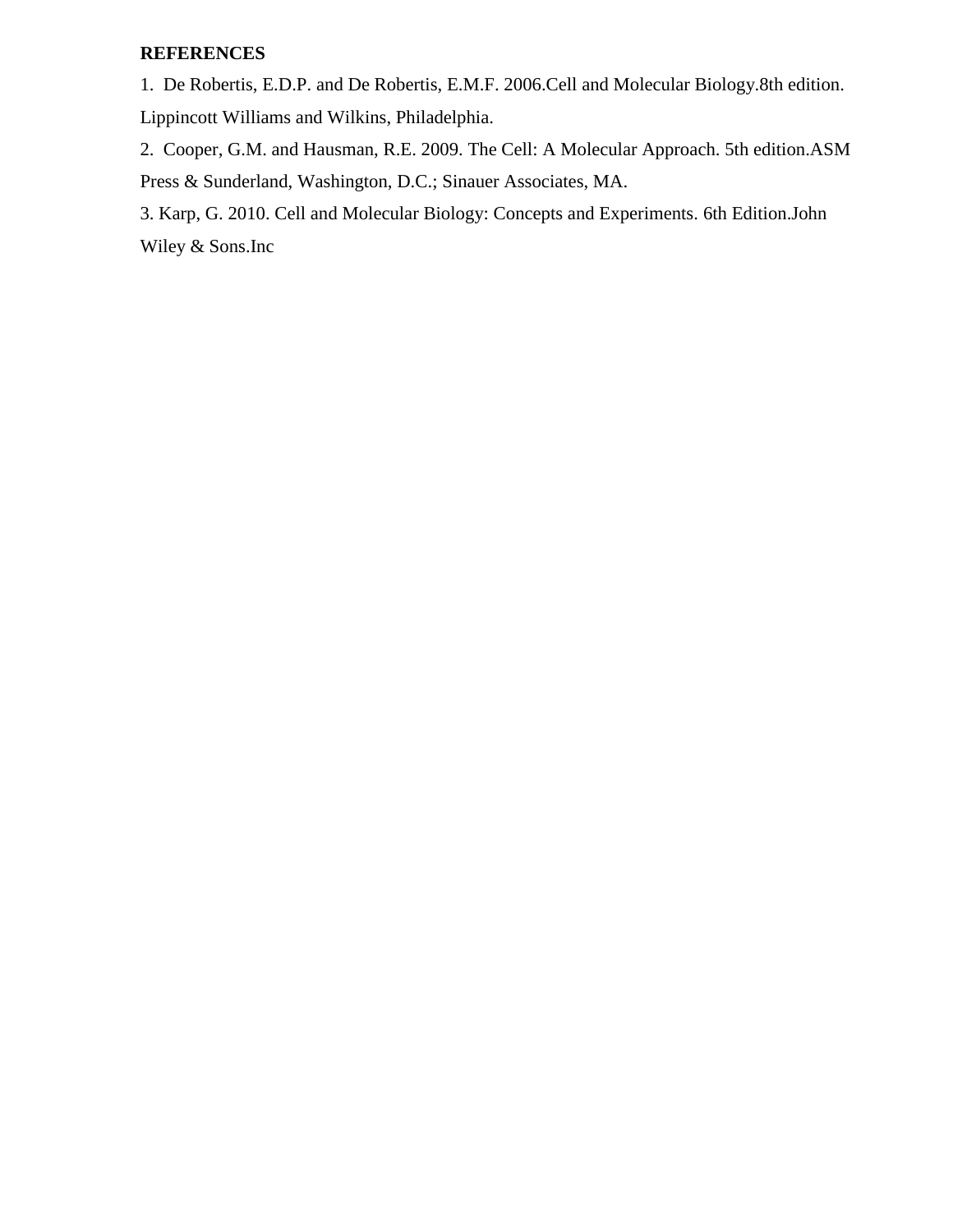**REFERENCES**

1. De Robertis, E.D.P. and De Robertis, E.M.F. 2006.Cell and Molecular Biology.8th edition. Lippincott Williams and Wilkins, Philadelphia.
2. Cooper, G.M. and Hausman, R.E. 2009. The Cell: A Molecular Approach. 5th edition.ASM Press & Sunderland, Washington, D.C.; Sinauer Associates, MA.
3. Karp, G. 2010. Cell and Molecular Biology: Concepts and Experiments. 6th Edition.John Wiley & Sons.Inc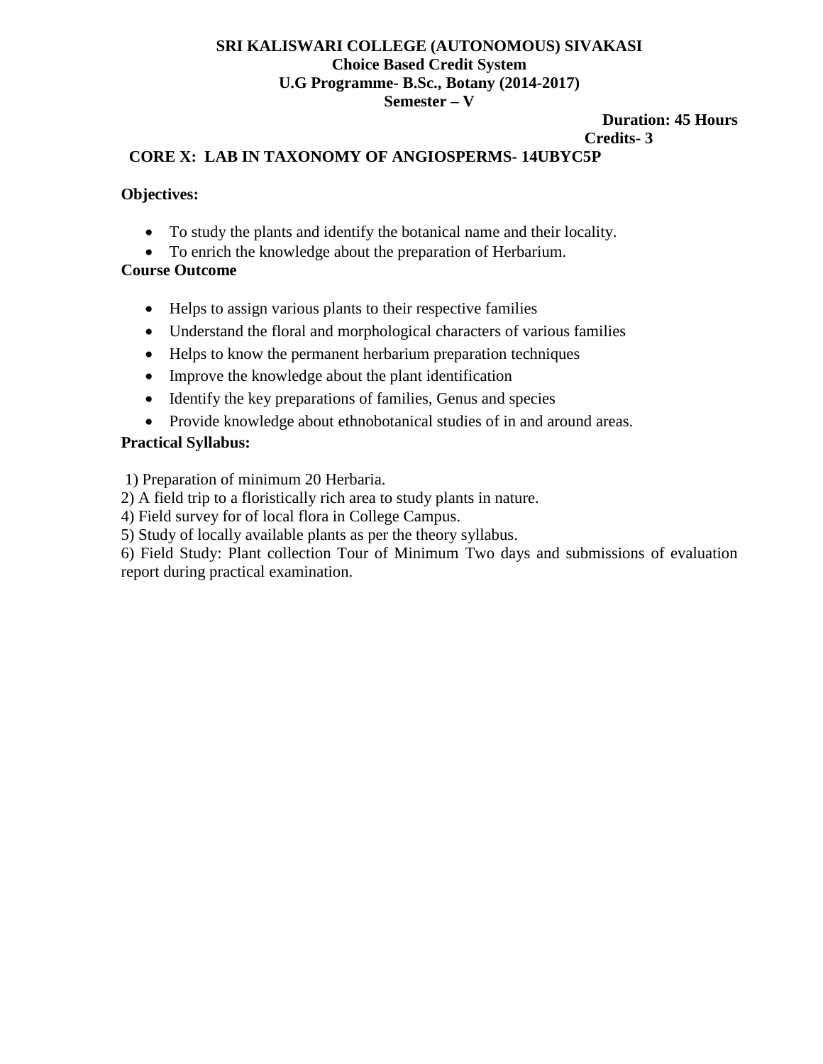**SRI KALISWARI COLLEGE (AUTONOMOUS) SIVAKASI**
**Choice Based Credit System**
**U.G Programme- B.Sc., Botany (2014-2017)**
**Semester – V**

**Duration: 45 Hours**
**Credits- 3**

## CORE X: LAB IN TAXONOMY OF ANGIOSPERMS- 14UBYC5P

**Objectives:**

- To study the plants and identify the botanical name and their locality.
- To enrich the knowledge about the preparation of Herbarium.

**Course Outcome**

- Helps to assign various plants to their respective families
- Understand the floral and morphological characters of various families
- Helps to know the permanent herbarium preparation techniques
- Improve the knowledge about the plant identification
- Identify the key preparations of families, Genus and species
- Provide knowledge about ethnobotanical studies of in and around areas.

**Practical Syllabus:**

1) Preparation of minimum 20 Herbaria.
2) A field trip to a floristically rich area to study plants in nature.
4) Field survey for of local flora in College Campus.
5) Study of locally available plants as per the theory syllabus.
6) Field Study: Plant collection Tour of Minimum Two days and submissions of evaluation report during practical examination.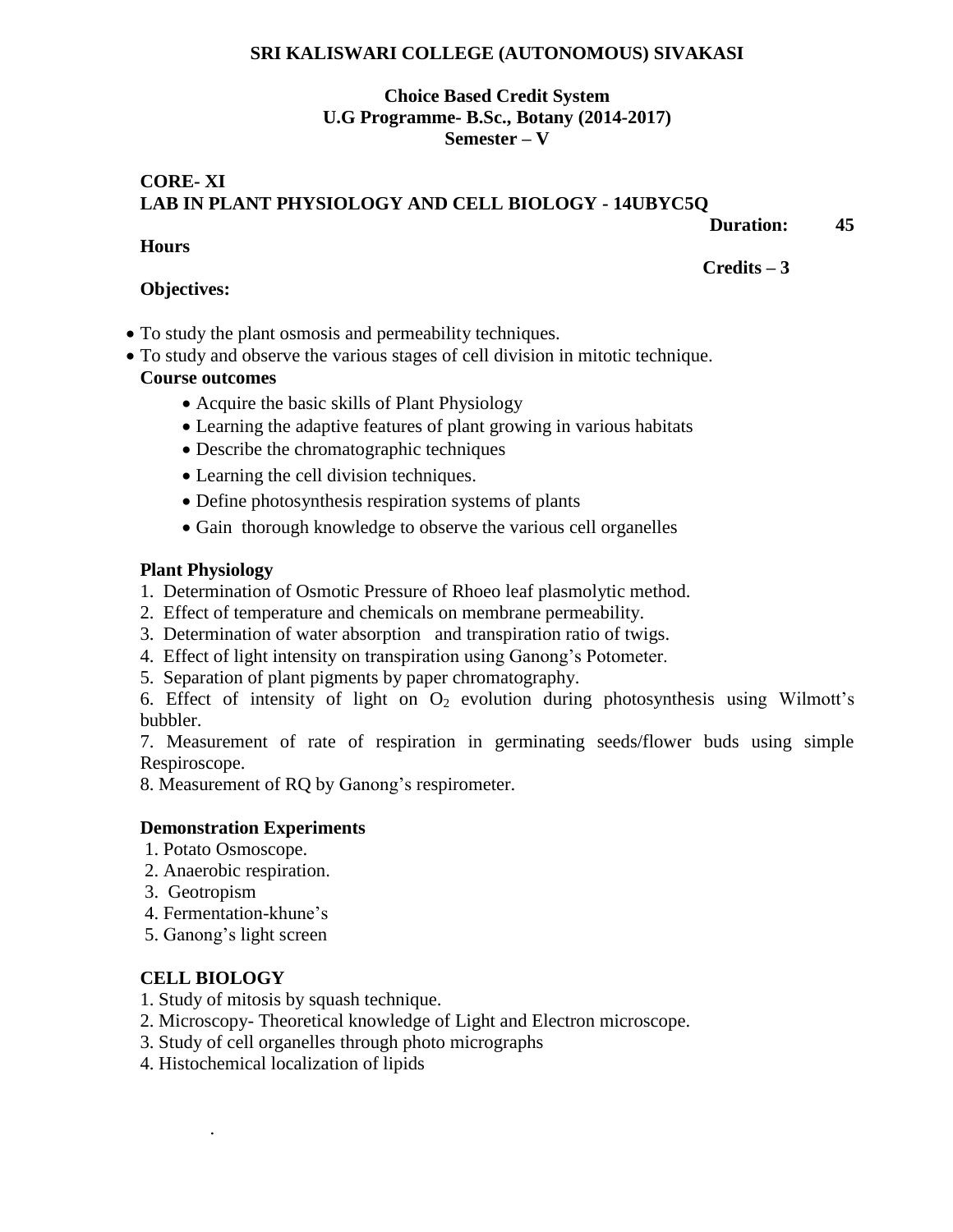**SRI KALISWARI COLLEGE (AUTONOMOUS) SIVAKASI**

**Choice Based Credit System**
**U.G Programme- B.Sc., Botany (2014-2017)**
**Semester – V**

**CORE- XI**
**LAB IN PLANT PHYSIOLOGY AND CELL BIOLOGY - 14UBYC5Q**

**Duration: 45 Hours**

**Credits – 3**

**Objectives:**

- To study the plant osmosis and permeability techniques.
- To study and observe the various stages of cell division in mitotic technique.

**Course outcomes**

- Acquire the basic skills of Plant Physiology
- Learning the adaptive features of plant growing in various habitats
- Describe the chromatographic techniques
- Learning the cell division techniques.
- Define photosynthesis respiration systems of plants
- Gain thorough knowledge to observe the various cell organelles

**Plant Physiology**

1. Determination of Osmotic Pressure of Rhoeo leaf plasmolytic method.
2. Effect of temperature and chemicals on membrane permeability.
3. Determination of water absorption and transpiration ratio of twigs.
4. Effect of light intensity on transpiration using Ganong's Potometer.
5. Separation of plant pigments by paper chromatography.
6. Effect of intensity of light on $O_2$ evolution during photosynthesis using Wilmott's bubbler.
7. Measurement of rate of respiration in germinating seeds/flower buds using simple Respiroscope.
8. Measurement of RQ by Ganong's respirometer.

**Demonstration Experiments**

1. Potato Osmoscope.
2. Anaerobic respiration.
3. Geotropism
4. Fermentation-khune's
5. Ganong's light screen

**CELL BIOLOGY**

1. Study of mitosis by squash technique.
2. Microscopy- Theoretical knowledge of Light and Electron microscope.
3. Study of cell organelles through photo micrographs
4. Histochemical localization of lipids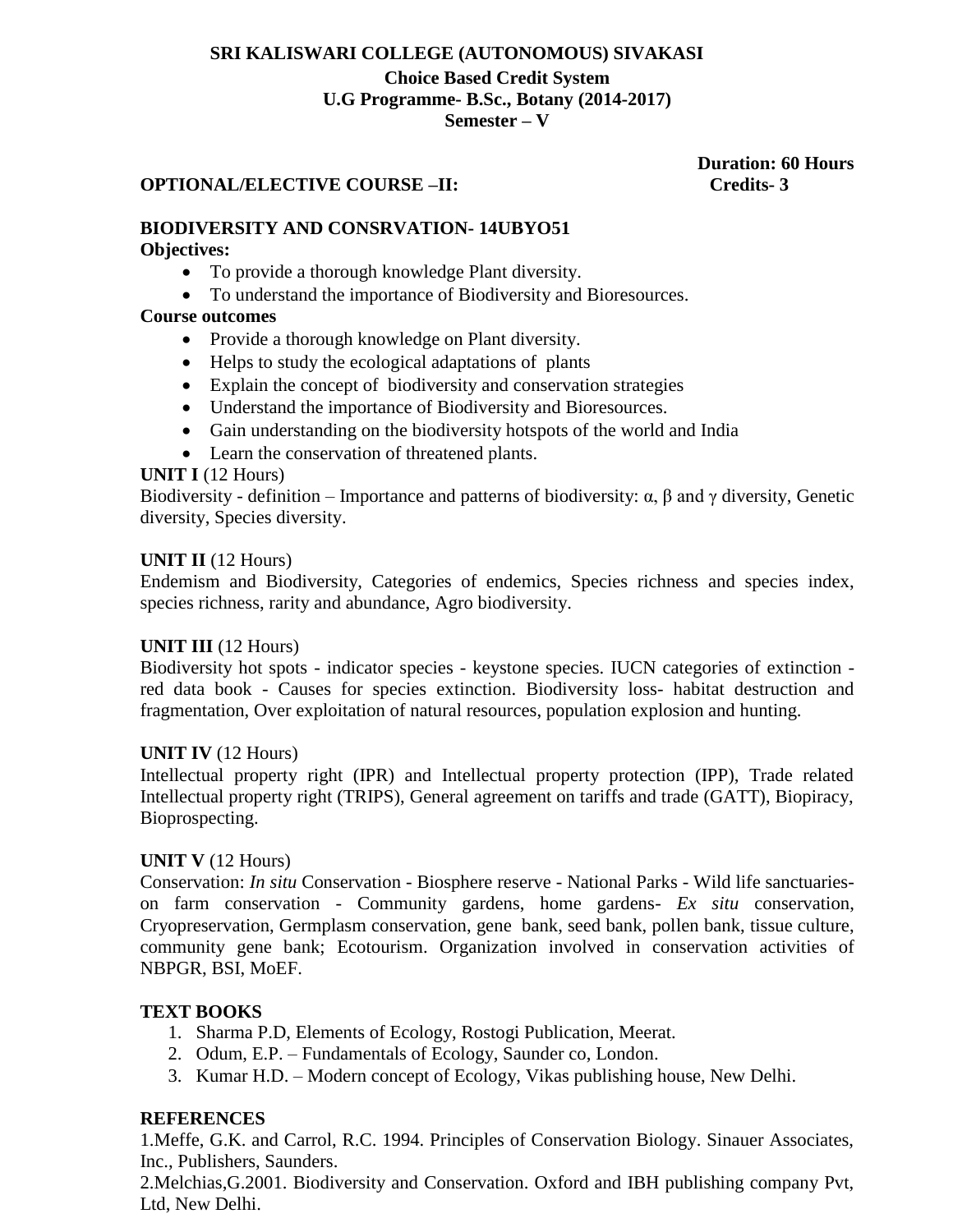**SRI KALISWARI COLLEGE (AUTONOMOUS) SIVAKASI**

**Choice Based Credit System**

**U.G Programme- B.Sc., Botany (2014-2017)**

**Semester – V**

**Duration: 60 Hours**

**OPTIONAL/ELECTIVE COURSE –II:** **Credits- 3**

**BIODIVERSITY AND CONSRVATION- 14UBYO51**

**Objectives:**

- To provide a thorough knowledge Plant diversity.
- To understand the importance of Biodiversity and Bioresources.

**Course outcomes**

- Provide a thorough knowledge on Plant diversity.
- Helps to study the ecological adaptations of plants
- Explain the concept of biodiversity and conservation strategies
- Understand the importance of Biodiversity and Bioresources.
- Gain understanding on the biodiversity hotspots of the world and India
- Learn the conservation of threatened plants.

**UNIT I** (12 Hours)

Biodiversity - definition – Importance and patterns of biodiversity: $\alpha$, $\beta$ and $\gamma$ diversity, Genetic diversity, Species diversity.

**UNIT II** (12 Hours)

Endemism and Biodiversity, Categories of endemics, Species richness and species index, species richness, rarity and abundance, Agro biodiversity.

**UNIT III** (12 Hours)

Biodiversity hot spots - indicator species - keystone species. IUCN categories of extinction - red data book - Causes for species extinction. Biodiversity loss- habitat destruction and fragmentation, Over exploitation of natural resources, population explosion and hunting.

**UNIT IV** (12 Hours)

Intellectual property right (IPR) and Intellectual property protection (IPP), Trade related Intellectual property right (TRIPS), General agreement on tariffs and trade (GATT), Biopiracy, Bioprospecting.

**UNIT V** (12 Hours)

Conservation: *In situ* Conservation - Biosphere reserve - National Parks - Wild life sanctuaries- on farm conservation - Community gardens, home gardens- *Ex situ* conservation, Cryopreservation, Germplasm conservation, gene bank, seed bank, pollen bank, tissue culture, community gene bank; Ecotourism. Organization involved in conservation activities of NBPGR, BSI, MoEF.

**TEXT BOOKS**

1. Sharma P.D, Elements of Ecology, Rostogi Publication, Meerat.
2. Odum, E.P. – Fundamentals of Ecology, Saunder co, London.
3. Kumar H.D. – Modern concept of Ecology, Vikas publishing house, New Delhi.

**REFERENCES**

1.Meffe, G.K. and Carrol, R.C. 1994. Principles of Conservation Biology. Sinauer Associates, Inc., Publishers, Saunders.

2.Melchias,G.2001. Biodiversity and Conservation. Oxford and IBH publishing company Pvt, Ltd, New Delhi.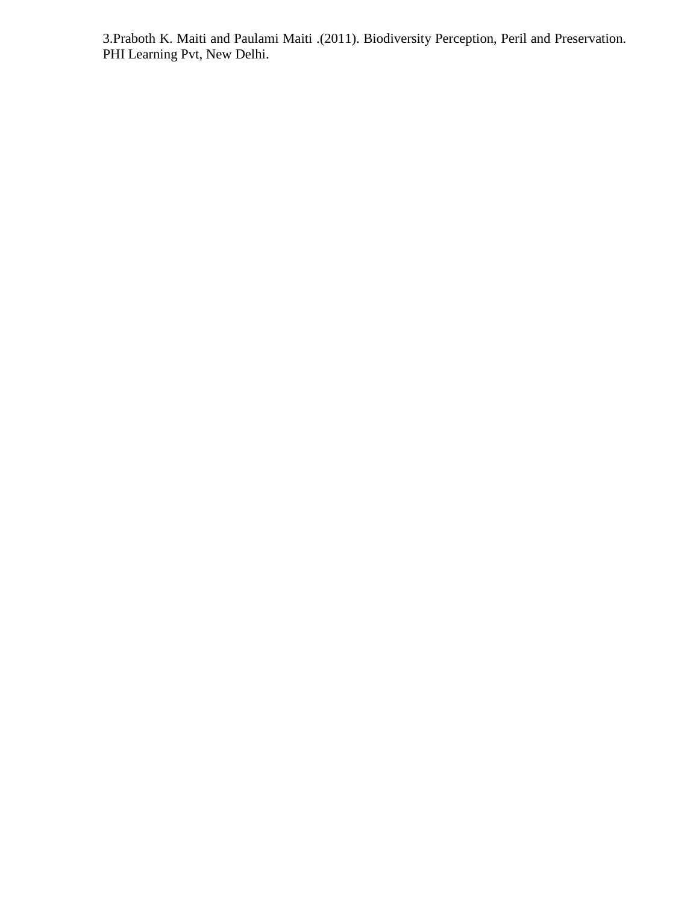3.Praboth K. Maiti and Paulami Maiti .(2011). Biodiversity Perception, Peril and Preservation. PHI Learning Pvt, New Delhi.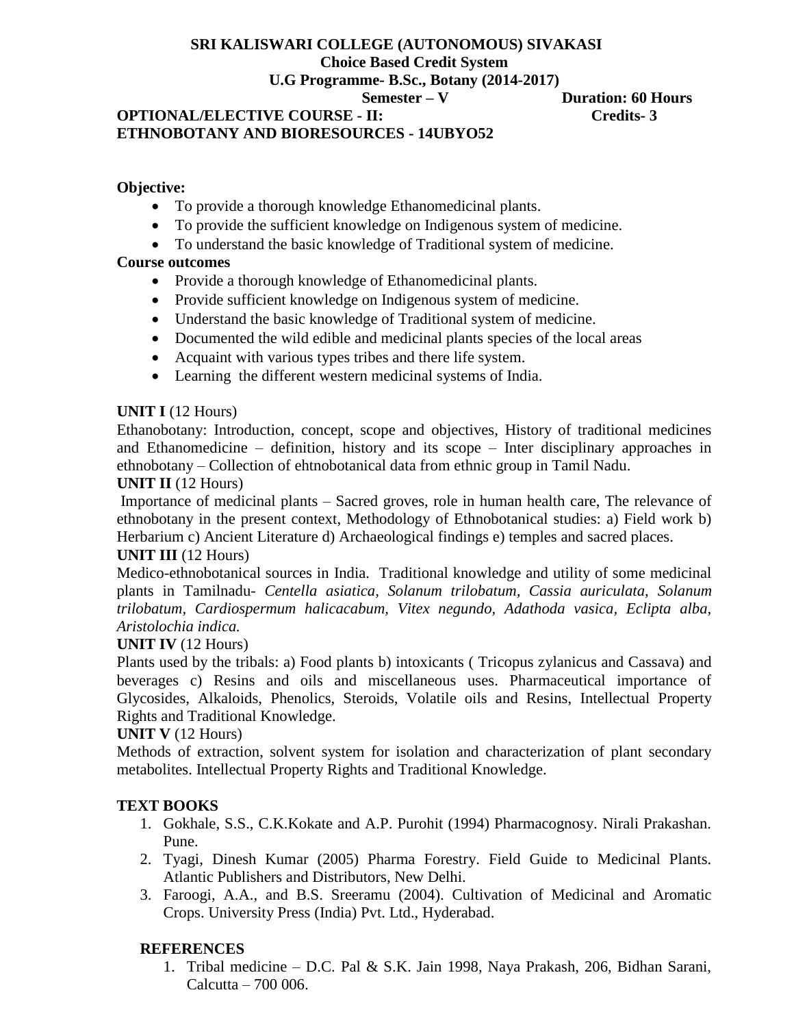**SRI KALISWARI COLLEGE (AUTONOMOUS) SIVAKASI**
**Choice Based Credit System**
**U.G Programme- B.Sc., Botany (2014-2017)**
**Semester – V** **Duration: 60 Hours**
**OPTIONAL/ELECTIVE COURSE - II:** **Credits- 3**
**ETHNOBOTANY AND BIORESOURCES - 14UBYO52**

**Objective:**

- To provide a thorough knowledge Ethanomedicinal plants.
- To provide the sufficient knowledge on Indigenous system of medicine.
- To understand the basic knowledge of Traditional system of medicine.

**Course outcomes**

- Provide a thorough knowledge of Ethanomedicinal plants.
- Provide sufficient knowledge on Indigenous system of medicine.
- Understand the basic knowledge of Traditional system of medicine.
- Documented the wild edible and medicinal plants species of the local areas
- Acquaint with various types tribes and there life system.
- Learning the different western medicinal systems of India.

**UNIT I** (12 Hours)
Ethanobotany: Introduction, concept, scope and objectives, History of traditional medicines and Ethanomedicine – definition, history and its scope – Inter disciplinary approaches in ethnobotany – Collection of ehtnobotanical data from ethnic group in Tamil Nadu.

**UNIT II** (12 Hours)
Importance of medicinal plants – Sacred groves, role in human health care, The relevance of ethnobotany in the present context, Methodology of Ethnobotanical studies: a) Field work b) Herbarium c) Ancient Literature d) Archaeological findings e) temples and sacred places.

**UNIT III** (12 Hours)
Medico-ethnobotanical sources in India. Traditional knowledge and utility of some medicinal plants in Tamilnadu- *Centella asiatica, Solanum trilobatum, Cassia auriculata, Solanum trilobatum, Cardiospermum halicacabum, Vitex negundo, Adathoda vasica, Eclipta alba, Aristolochia indica.*

**UNIT IV** (12 Hours)
Plants used by the tribals: a) Food plants b) intoxicants ( Tricopus zylanicus and Cassava) and beverages c) Resins and oils and miscellaneous uses. Pharmaceutical importance of Glycosides, Alkaloids, Phenolics, Steroids, Volatile oils and Resins, Intellectual Property Rights and Traditional Knowledge.

**UNIT V** (12 Hours)
Methods of extraction, solvent system for isolation and characterization of plant secondary metabolites. Intellectual Property Rights and Traditional Knowledge.

**TEXT BOOKS**

1. Gokhale, S.S., C.K.Kokate and A.P. Purohit (1994) Pharmacognosy. Nirali Prakashan. Pune.
2. Tyagi, Dinesh Kumar (2005) Pharma Forestry. Field Guide to Medicinal Plants. Atlantic Publishers and Distributors, New Delhi.
3. Faroogi, A.A., and B.S. Sreeramu (2004). Cultivation of Medicinal and Aromatic Crops. University Press (India) Pvt. Ltd., Hyderabad.

**REFERENCES**

1. Tribal medicine – D.C. Pal & S.K. Jain 1998, Naya Prakash, 206, Bidhan Sarani, Calcutta – 700 006.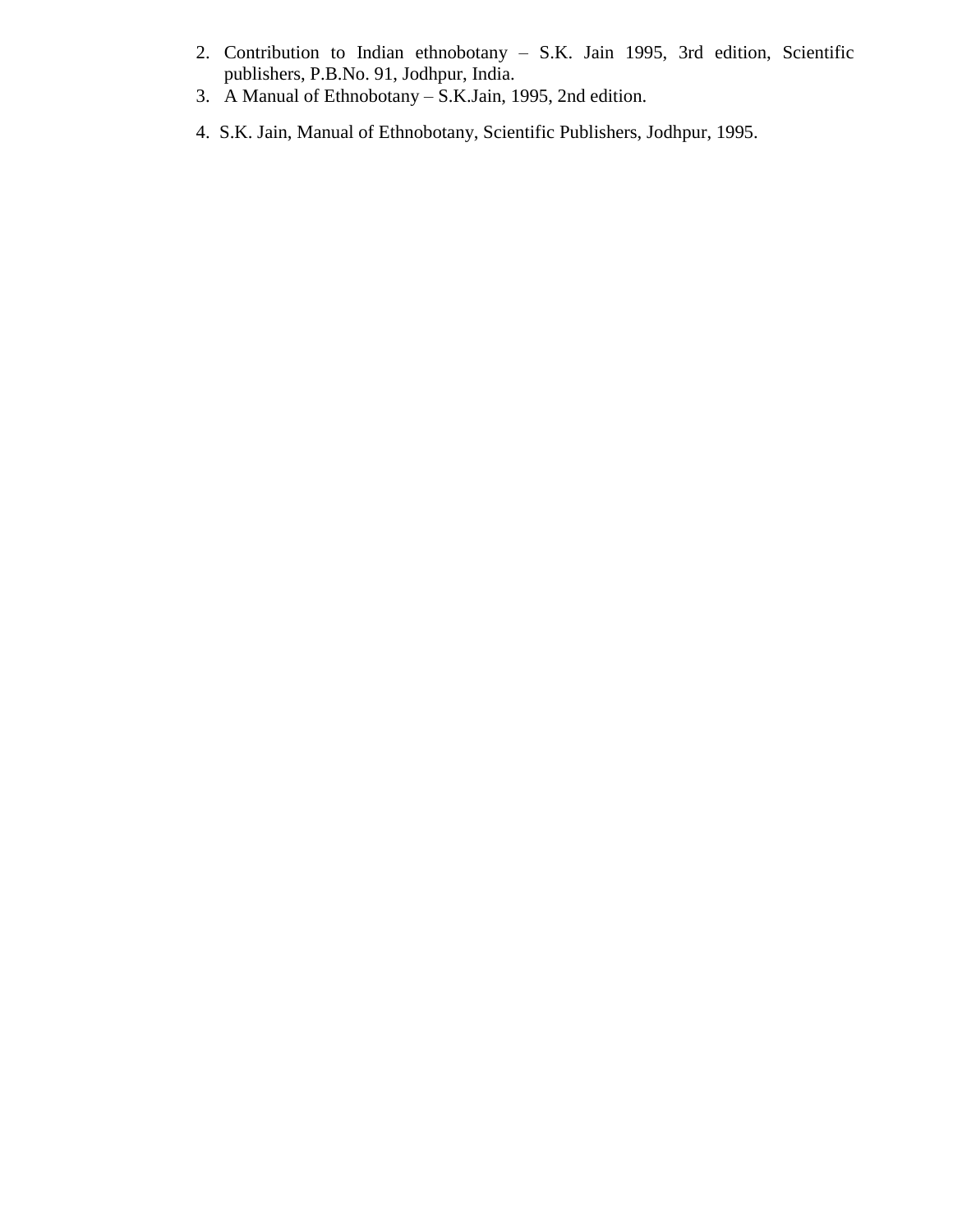2. Contribution to Indian ethnobotany – S.K. Jain 1995, 3rd edition, Scientific publishers, P.B.No. 91, Jodhpur, India.
3. A Manual of Ethnobotany – S.K.Jain, 1995, 2nd edition.
4. S.K. Jain, Manual of Ethnobotany, Scientific Publishers, Jodhpur, 1995.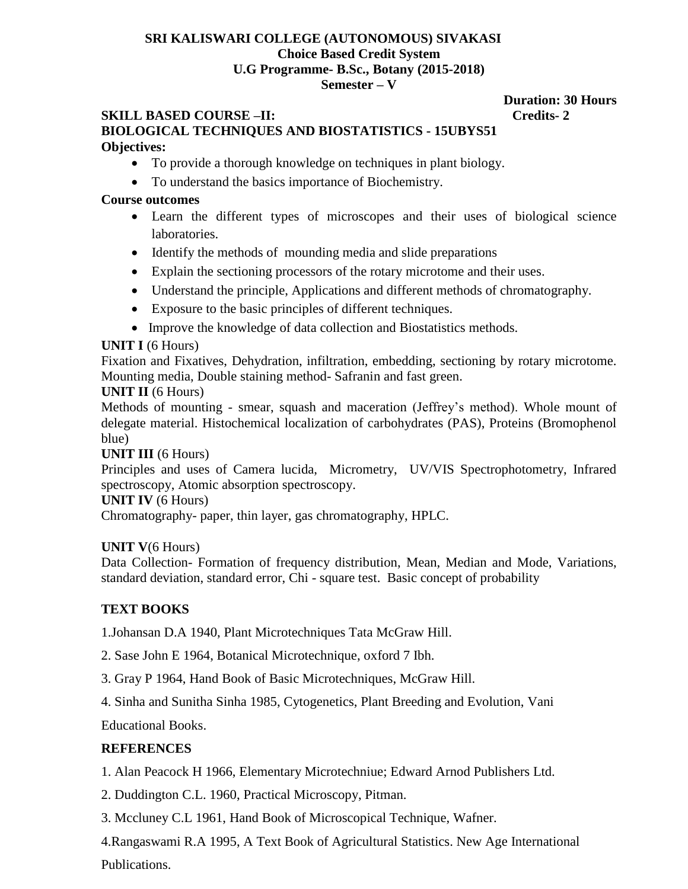**SRI KALISWARI COLLEGE (AUTONOMOUS) SIVAKASI**
**Choice Based Credit System**
**U.G Programme- B.Sc., Botany (2015-2018)**
**Semester – V**

**Duration: 30 Hours**

**SKILL BASED COURSE –II:** **Credits- 2**

**BIOLOGICAL TECHNIQUES AND BIOSTATISTICS - 15UBYS51**

**Objectives:**

- To provide a thorough knowledge on techniques in plant biology.
- To understand the basics importance of Biochemistry.

**Course outcomes**

- Learn the different types of microscopes and their uses of biological science laboratories.
- Identify the methods of mounding media and slide preparations
- Explain the sectioning processors of the rotary microtome and their uses.
- Understand the principle, Applications and different methods of chromatography.
- Exposure to the basic principles of different techniques.
- Improve the knowledge of data collection and Biostatistics methods.

**UNIT I** (6 Hours)

Fixation and Fixatives, Dehydration, infiltration, embedding, sectioning by rotary microtome. Mounting media, Double staining method- Safranin and fast green.

**UNIT II** (6 Hours)

Methods of mounting - smear, squash and maceration (Jeffrey's method). Whole mount of delegate material. Histochemical localization of carbohydrates (PAS), Proteins (Bromophenol blue)

**UNIT III** (6 Hours)

Principles and uses of Camera lucida, Micrometry, UV/VIS Spectrophotometry, Infrared spectroscopy, Atomic absorption spectroscopy.

**UNIT IV** (6 Hours)

Chromatography- paper, thin layer, gas chromatography, HPLC.

**UNIT V**(6 Hours)

Data Collection- Formation of frequency distribution, Mean, Median and Mode, Variations, standard deviation, standard error, Chi - square test. Basic concept of probability

**TEXT BOOKS**

1.Johansan D.A 1940, Plant Microtechniques Tata McGraw Hill.

2. Sase John E 1964, Botanical Microtechnique, oxford 7 Ibh.

3. Gray P 1964, Hand Book of Basic Microtechniques, McGraw Hill.

4. Sinha and Sunitha Sinha 1985, Cytogenetics, Plant Breeding and Evolution, Vani Educational Books.

**REFERENCES**

1. Alan Peacock H 1966, Elementary Microtechniue; Edward Arnod Publishers Ltd.

2. Duddington C.L. 1960, Practical Microscopy, Pitman.

3. Mccluney C.L 1961, Hand Book of Microscopical Technique, Wafner.

4.Rangaswami R.A 1995, A Text Book of Agricultural Statistics. New Age International Publications.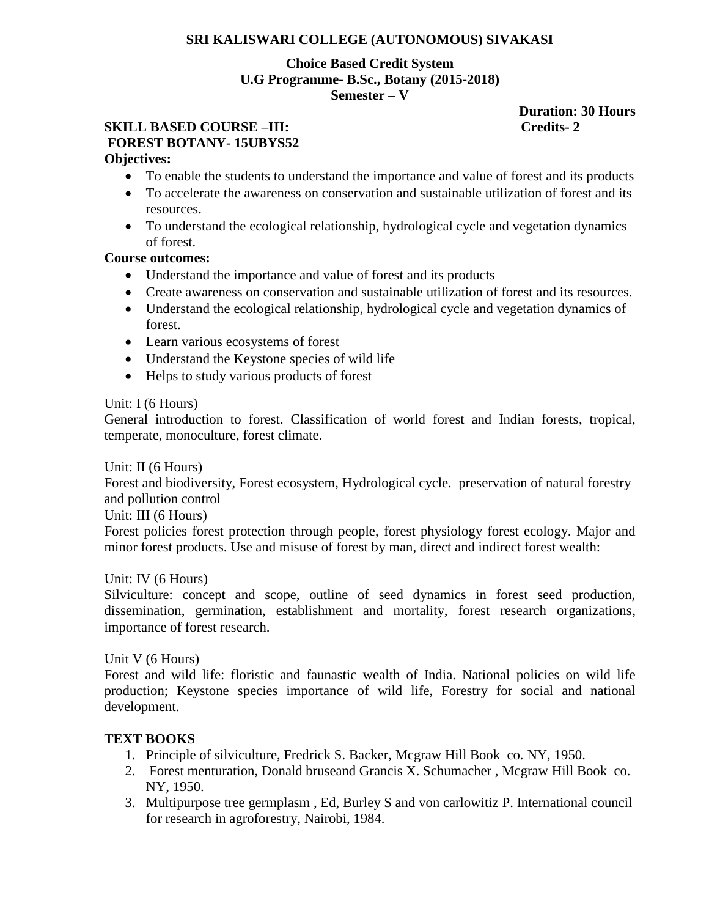**SRI KALISWARI COLLEGE (AUTONOMOUS) SIVAKASI**

**Choice Based Credit System**
**U.G Programme- B.Sc., Botany (2015-2018)**
**Semester – V**

**Duration: 30 Hours**

**SKILL BASED COURSE –III:** **Credits- 2**
**FOREST BOTANY- 15UBYS52**

**Objectives:**

- To enable the students to understand the importance and value of forest and its products
- To accelerate the awareness on conservation and sustainable utilization of forest and its resources.
- To understand the ecological relationship, hydrological cycle and vegetation dynamics of forest.

**Course outcomes:**

- Understand the importance and value of forest and its products
- Create awareness on conservation and sustainable utilization of forest and its resources.
- Understand the ecological relationship, hydrological cycle and vegetation dynamics of forest.
- Learn various ecosystems of forest
- Understand the Keystone species of wild life
- Helps to study various products of forest

Unit: I (6 Hours)

General introduction to forest. Classification of world forest and Indian forests, tropical, temperate, monoculture, forest climate.

Unit: II (6 Hours)

Forest and biodiversity, Forest ecosystem, Hydrological cycle. preservation of natural forestry and pollution control

Unit: III (6 Hours)

Forest policies forest protection through people, forest physiology forest ecology. Major and minor forest products. Use and misuse of forest by man, direct and indirect forest wealth:

Unit: IV (6 Hours)

Silviculture: concept and scope, outline of seed dynamics in forest seed production, dissemination, germination, establishment and mortality, forest research organizations, importance of forest research.

Unit V (6 Hours)

Forest and wild life: floristic and faunastic wealth of India. National policies on wild life production; Keystone species importance of wild life, Forestry for social and national development.

**TEXT BOOKS**

1. Principle of silviculture, Fredrick S. Backer, Mcgraw Hill Book co. NY, 1950.
2. Forest menturation, Donald bruseand Grancis X. Schumacher , Mcgraw Hill Book co. NY, 1950.
3. Multipurpose tree germplasm , Ed, Burley S and von carlowitiz P. International council for research in agroforestry, Nairobi, 1984.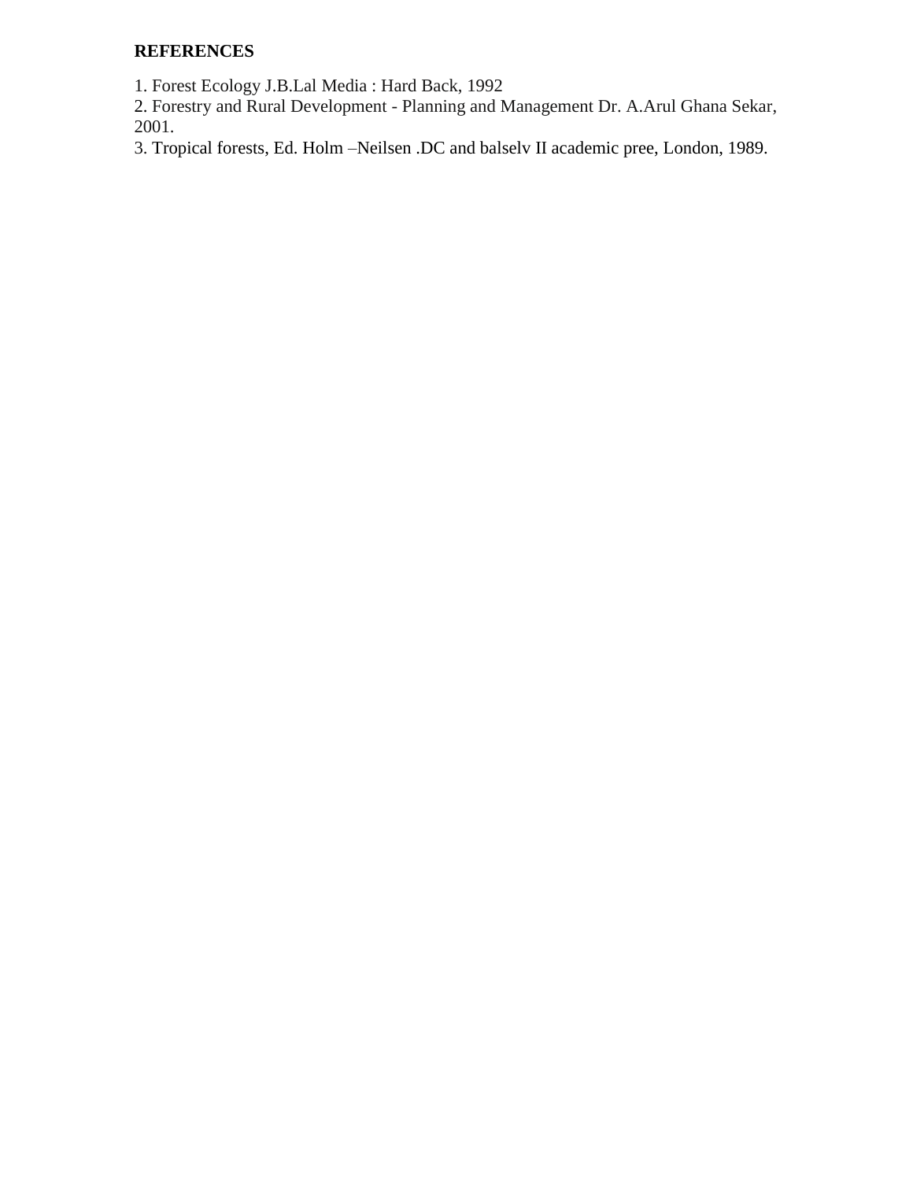**REFERENCES**

1. Forest Ecology J.B.Lal Media : Hard Back, 1992
2. Forestry and Rural Development - Planning and Management Dr. A.Arul Ghana Sekar, 2001.
3. Tropical forests, Ed. Holm –Neilsen .DC and balselv II academic pree, London, 1989.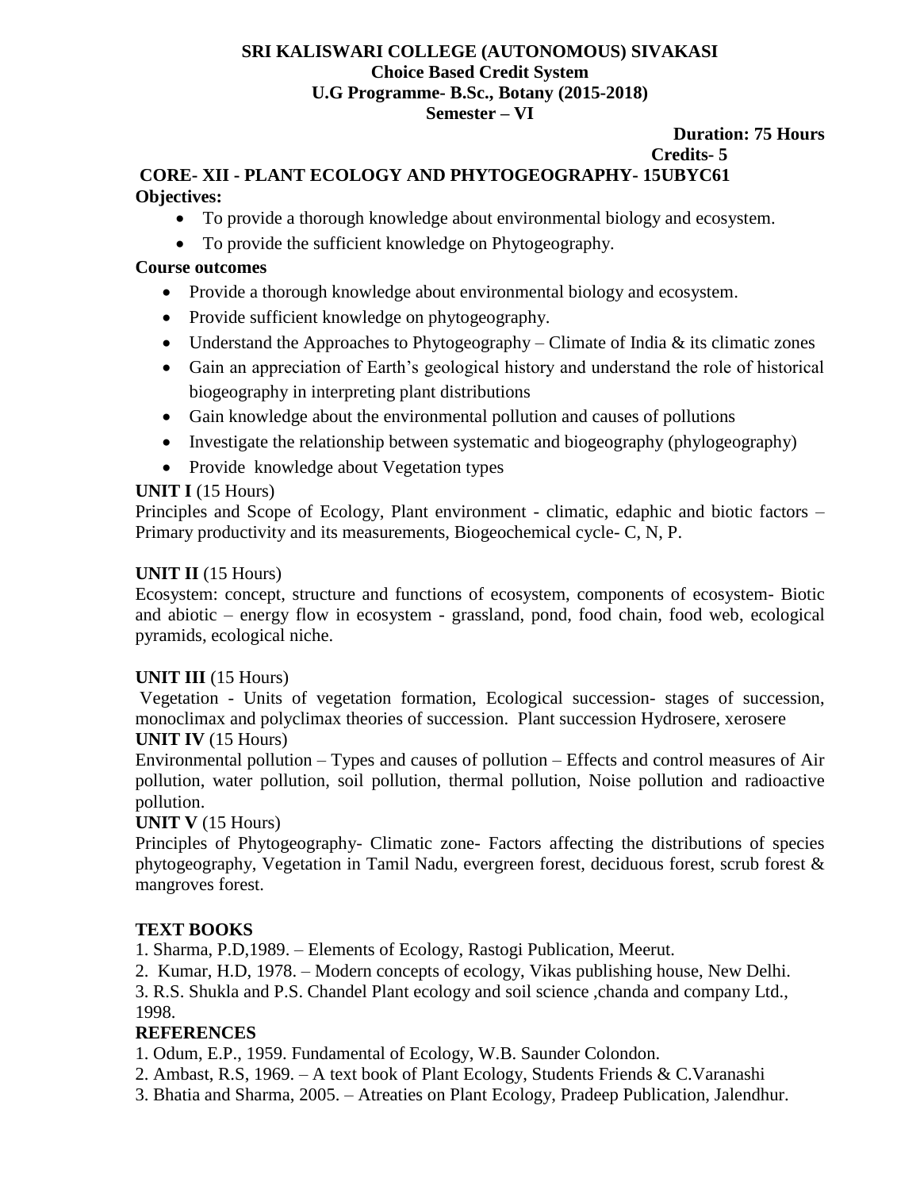**SRI KALISWARI COLLEGE (AUTONOMOUS) SIVAKASI**
**Choice Based Credit System**
**U.G Programme- B.Sc., Botany (2015-2018)**
**Semester – VI**

**Duration: 75 Hours**
**Credits- 5**

## CORE- XII - PLANT ECOLOGY AND PHYTOGEOGRAPHY- 15UBYC61

**Objectives:**

- To provide a thorough knowledge about environmental biology and ecosystem.
- To provide the sufficient knowledge on Phytogeography.

**Course outcomes**

- Provide a thorough knowledge about environmental biology and ecosystem.
- Provide sufficient knowledge on phytogeography.
- Understand the Approaches to Phytogeography – Climate of India & its climatic zones
- Gain an appreciation of Earth's geological history and understand the role of historical biogeography in interpreting plant distributions
- Gain knowledge about the environmental pollution and causes of pollutions
- Investigate the relationship between systematic and biogeography (phylogeography)
- Provide knowledge about Vegetation types

**UNIT I** (15 Hours)
Principles and Scope of Ecology, Plant environment - climatic, edaphic and biotic factors – Primary productivity and its measurements, Biogeochemical cycle- C, N, P.

**UNIT II** (15 Hours)
Ecosystem: concept, structure and functions of ecosystem, components of ecosystem- Biotic and abiotic – energy flow in ecosystem - grassland, pond, food chain, food web, ecological pyramids, ecological niche.

**UNIT III** (15 Hours)
Vegetation - Units of vegetation formation, Ecological succession- stages of succession, monoclimax and polyclimax theories of succession. Plant succession Hydrosere, xerosere

**UNIT IV** (15 Hours)
Environmental pollution – Types and causes of pollution – Effects and control measures of Air pollution, water pollution, soil pollution, thermal pollution, Noise pollution and radioactive pollution.

**UNIT V** (15 Hours)
Principles of Phytogeography- Climatic zone- Factors affecting the distributions of species phytogeography, Vegetation in Tamil Nadu, evergreen forest, deciduous forest, scrub forest & mangroves forest.

**TEXT BOOKS**

1. Sharma, P.D,1989. – Elements of Ecology, Rastogi Publication, Meerut.
2. Kumar, H.D, 1978. – Modern concepts of ecology, Vikas publishing house, New Delhi.
3. R.S. Shukla and P.S. Chandel Plant ecology and soil science ,chanda and company Ltd., 1998.

**REFERENCES**

1. Odum, E.P., 1959. Fundamental of Ecology, W.B. Saunder Colondon.
2. Ambast, R.S, 1969. – A text book of Plant Ecology, Students Friends & C.Varanashi
3. Bhatia and Sharma, 2005. – Atreaties on Plant Ecology, Pradeep Publication, Jalendhur.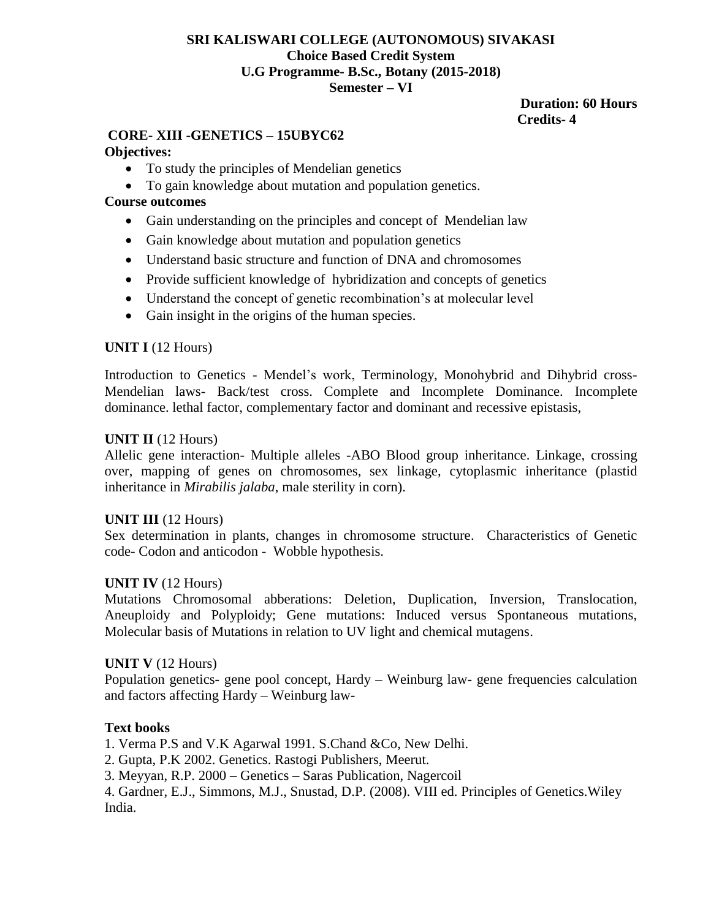**SRI KALISWARI COLLEGE (AUTONOMOUS) SIVAKASI**
**Choice Based Credit System**
**U.G Programme- B.Sc., Botany (2015-2018)**
**Semester – VI**

**Duration: 60 Hours**
**Credits- 4**

## CORE- XIII -GENETICS – 15UBYC62

**Objectives:**

- To study the principles of Mendelian genetics
- To gain knowledge about mutation and population genetics.

**Course outcomes**

- Gain understanding on the principles and concept of Mendelian law
- Gain knowledge about mutation and population genetics
- Understand basic structure and function of DNA and chromosomes
- Provide sufficient knowledge of hybridization and concepts of genetics
- Understand the concept of genetic recombination's at molecular level
- Gain insight in the origins of the human species.

**UNIT I** (12 Hours)

Introduction to Genetics - Mendel's work, Terminology, Monohybrid and Dihybrid cross- Mendelian laws- Back/test cross. Complete and Incomplete Dominance. Incomplete dominance. lethal factor, complementary factor and dominant and recessive epistasis,

**UNIT II** (12 Hours)

Allelic gene interaction- Multiple alleles -ABO Blood group inheritance. Linkage, crossing over, mapping of genes on chromosomes, sex linkage, cytoplasmic inheritance (plastid inheritance in *Mirabilis jalaba*, male sterility in corn).

**UNIT III** (12 Hours)

Sex determination in plants, changes in chromosome structure. Characteristics of Genetic code- Codon and anticodon - Wobble hypothesis.

**UNIT IV** (12 Hours)

Mutations Chromosomal abberations: Deletion, Duplication, Inversion, Translocation, Aneuploidy and Polyploidy; Gene mutations: Induced versus Spontaneous mutations, Molecular basis of Mutations in relation to UV light and chemical mutagens.

**UNIT V** (12 Hours)

Population genetics- gene pool concept, Hardy – Weinburg law- gene frequencies calculation and factors affecting Hardy – Weinburg law-

**Text books**

1. Verma P.S and V.K Agarwal 1991. S.Chand &Co, New Delhi.
2. Gupta, P.K 2002. Genetics. Rastogi Publishers, Meerut.
3. Meyyan, R.P. 2000 – Genetics – Saras Publication, Nagercoil
4. Gardner, E.J., Simmons, M.J., Snustad, D.P. (2008). VIII ed. Principles of Genetics.Wiley India.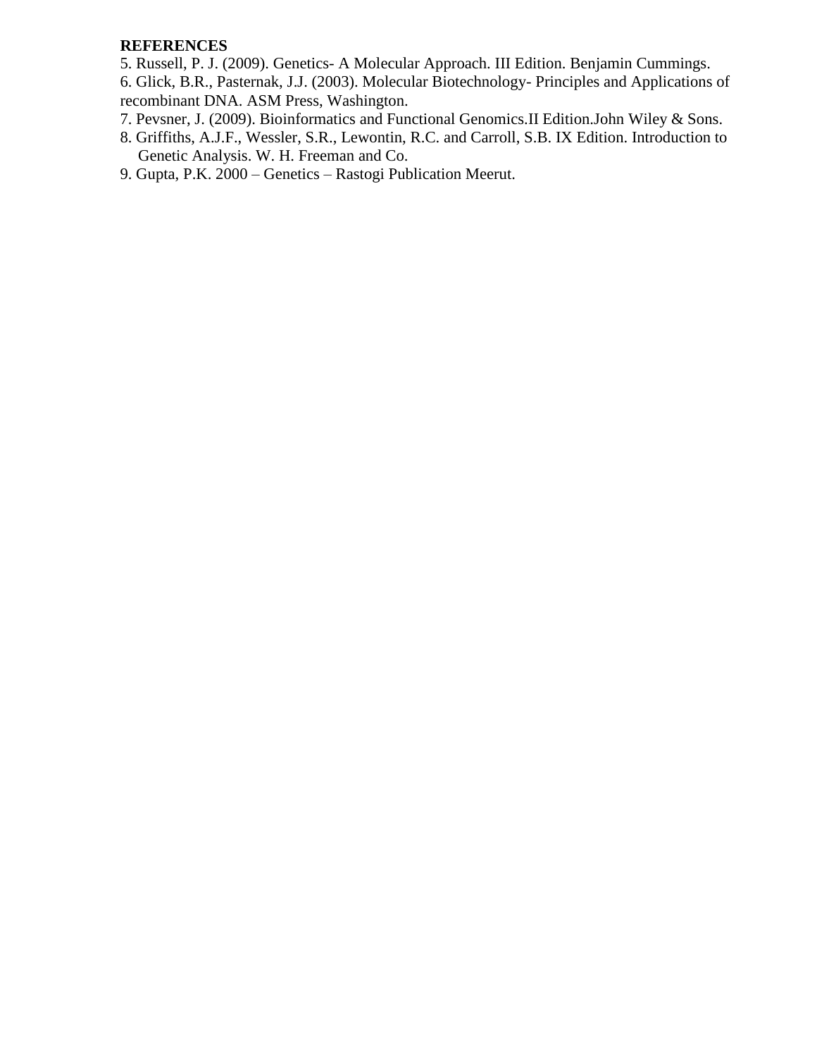**REFERENCES**

5. Russell, P. J. (2009). Genetics- A Molecular Approach. III Edition. Benjamin Cummings.
6. Glick, B.R., Pasternak, J.J. (2003). Molecular Biotechnology- Principles and Applications of recombinant DNA. ASM Press, Washington.
7. Pevsner, J. (2009). Bioinformatics and Functional Genomics.II Edition.John Wiley & Sons.
8. Griffiths, A.J.F., Wessler, S.R., Lewontin, R.C. and Carroll, S.B. IX Edition. Introduction to Genetic Analysis. W. H. Freeman and Co.
9. Gupta, P.K. 2000 – Genetics – Rastogi Publication Meerut.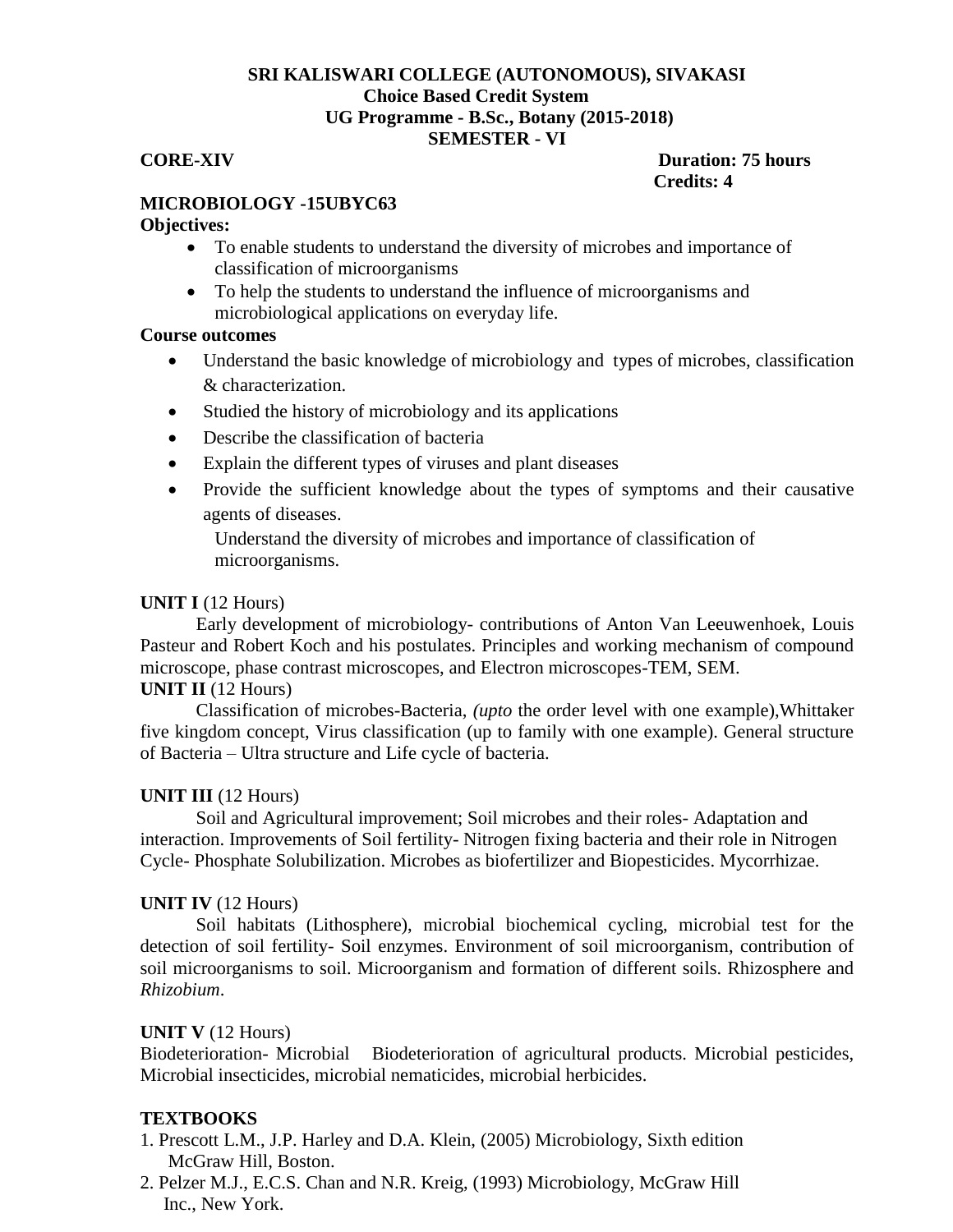**SRI KALISWARI COLLEGE (AUTONOMOUS), SIVAKASI**
**Choice Based Credit System**
**UG Programme - B.Sc., Botany (2015-2018)**
**SEMESTER - VI**

**CORE-XIV** **Duration: 75 hours**
**Credits: 4**

**MICROBIOLOGY -15UBYC63**

**Objectives:**

- To enable students to understand the diversity of microbes and importance of classification of microorganisms
- To help the students to understand the influence of microorganisms and microbiological applications on everyday life.

**Course outcomes**

- Understand the basic knowledge of microbiology and types of microbes, classification & characterization.
- Studied the history of microbiology and its applications
- Describe the classification of bacteria
- Explain the different types of viruses and plant diseases
- Provide the sufficient knowledge about the types of symptoms and their causative agents of diseases.

  Understand the diversity of microbes and importance of classification of microorganisms.

**UNIT I** (12 Hours)

Early development of microbiology- contributions of Anton Van Leeuwenhoek, Louis Pasteur and Robert Koch and his postulates. Principles and working mechanism of compound microscope, phase contrast microscopes, and Electron microscopes-TEM, SEM.

**UNIT II** (12 Hours)

Classification of microbes-Bacteria, *(upto* the order level with one example),Whittaker five kingdom concept, Virus classification (up to family with one example). General structure of Bacteria – Ultra structure and Life cycle of bacteria.

**UNIT III** (12 Hours)

Soil and Agricultural improvement; Soil microbes and their roles- Adaptation and interaction. Improvements of Soil fertility- Nitrogen fixing bacteria and their role in Nitrogen Cycle- Phosphate Solubilization. Microbes as biofertilizer and Biopesticides. Mycorrhizae.

**UNIT IV** (12 Hours)

Soil habitats (Lithosphere), microbial biochemical cycling, microbial test for the detection of soil fertility- Soil enzymes. Environment of soil microorganism, contribution of soil microorganisms to soil. Microorganism and formation of different soils. Rhizosphere and *Rhizobium*.

**UNIT V** (12 Hours)

Biodeterioration- Microbial Biodeterioration of agricultural products. Microbial pesticides, Microbial insecticides, microbial nematicides, microbial herbicides.

**TEXTBOOKS**

1. Prescott L.M., J.P. Harley and D.A. Klein, (2005) Microbiology, Sixth edition McGraw Hill, Boston.
2. Pelzer M.J., E.C.S. Chan and N.R. Kreig, (1993) Microbiology, McGraw Hill Inc., New York.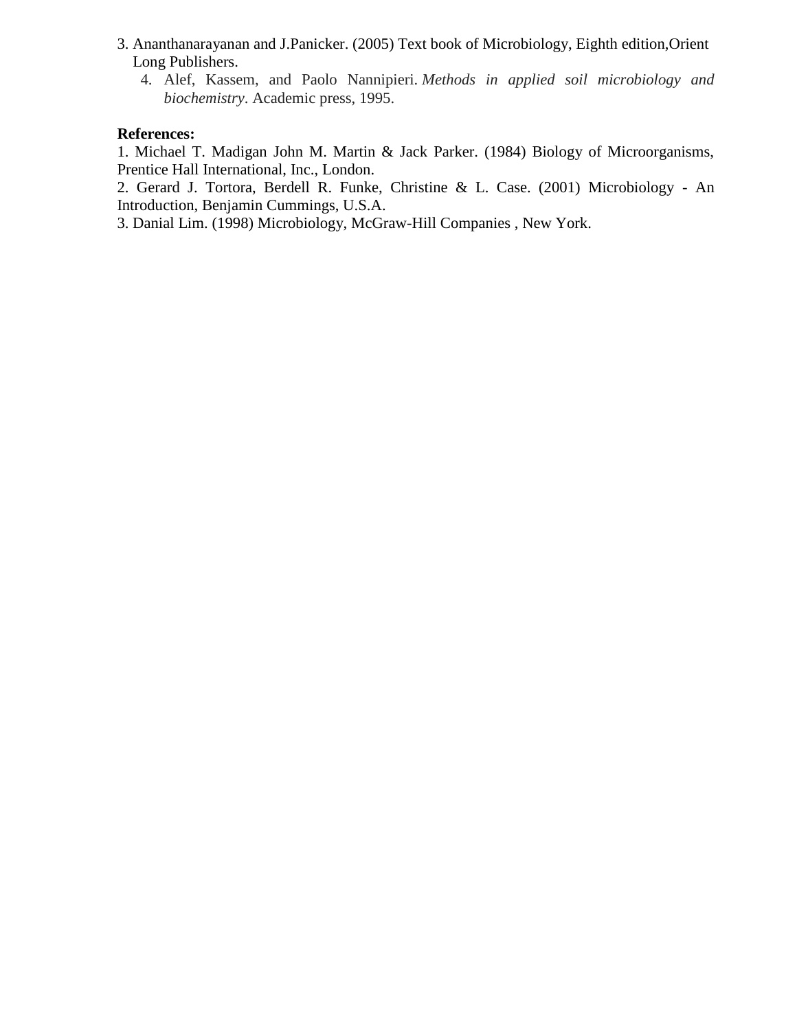3. Ananthanarayanan and J.Panicker. (2005) Text book of Microbiology, Eighth edition,Orient Long Publishers.
4. Alef, Kassem, and Paolo Nannipieri. *Methods in applied soil microbiology and biochemistry*. Academic press, 1995.

**References:**

1. Michael T. Madigan John M. Martin & Jack Parker. (1984) Biology of Microorganisms, Prentice Hall International, Inc., London.
2. Gerard J. Tortora, Berdell R. Funke, Christine & L. Case. (2001) Microbiology - An Introduction, Benjamin Cummings, U.S.A.
3. Danial Lim. (1998) Microbiology, McGraw-Hill Companies , New York.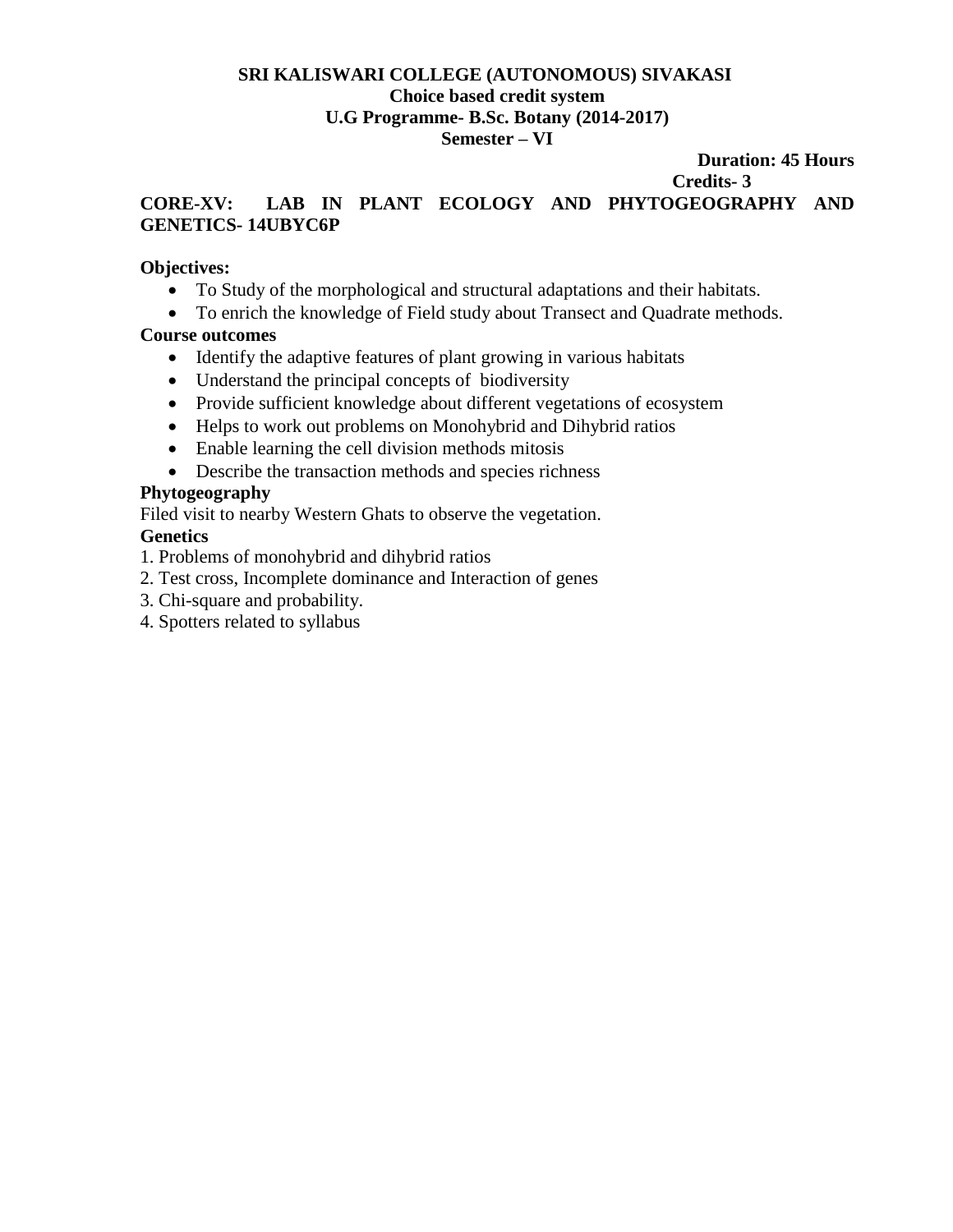**SRI KALISWARI COLLEGE (AUTONOMOUS) SIVAKASI**
**Choice based credit system**
**U.G Programme- B.Sc. Botany (2014-2017)**
**Semester – VI**

**Duration: 45 Hours**
**Credits- 3**

**CORE-XV: LAB IN PLANT ECOLOGY AND PHYTOGEOGRAPHY AND GENETICS- 14UBYC6P**

**Objectives:**

- To Study of the morphological and structural adaptations and their habitats.
- To enrich the knowledge of Field study about Transect and Quadrate methods.

**Course outcomes**

- Identify the adaptive features of plant growing in various habitats
- Understand the principal concepts of biodiversity
- Provide sufficient knowledge about different vegetations of ecosystem
- Helps to work out problems on Monohybrid and Dihybrid ratios
- Enable learning the cell division methods mitosis
- Describe the transaction methods and species richness

**Phytogeography**

Filed visit to nearby Western Ghats to observe the vegetation.

**Genetics**

1. Problems of monohybrid and dihybrid ratios
2. Test cross, Incomplete dominance and Interaction of genes
3. Chi-square and probability.
4. Spotters related to syllabus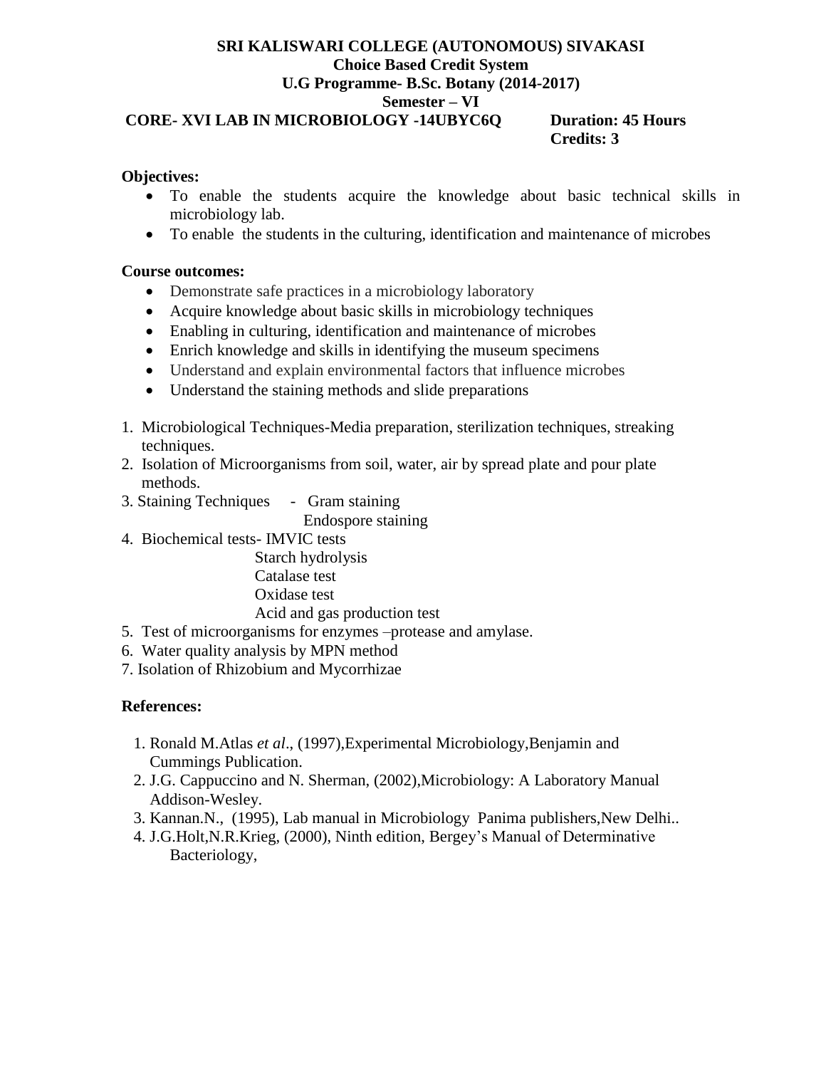**SRI KALISWARI COLLEGE (AUTONOMOUS) SIVAKASI**

**Choice Based Credit System**

**U.G Programme- B.Sc. Botany (2014-2017)**

**Semester – VI**

**CORE- XVI LAB IN MICROBIOLOGY -14UBYC6Q** **Duration: 45 Hours**

**Credits: 3**

**Objectives:**

- To enable the students acquire the knowledge about basic technical skills in microbiology lab.
- To enable the students in the culturing, identification and maintenance of microbes

**Course outcomes:**

- Demonstrate safe practices in a microbiology laboratory
- Acquire knowledge about basic skills in microbiology techniques
- Enabling in culturing, identification and maintenance of microbes
- Enrich knowledge and skills in identifying the museum specimens
- Understand and explain environmental factors that influence microbes
- Understand the staining methods and slide preparations

1. Microbiological Techniques-Media preparation, sterilization techniques, streaking techniques.
2. Isolation of Microorganisms from soil, water, air by spread plate and pour plate methods.
3. Staining Techniques - Gram staining
   Endospore staining
4. Biochemical tests- IMVIC tests
   Starch hydrolysis
   Catalase test
   Oxidase test
   Acid and gas production test
5. Test of microorganisms for enzymes –protease and amylase.
6. Water quality analysis by MPN method
7. Isolation of Rhizobium and Mycorrhizae

**References:**

1. Ronald M.Atlas *et al*., (1997),Experimental Microbiology,Benjamin and Cummings Publication.
2. J.G. Cappuccino and N. Sherman, (2002),Microbiology: A Laboratory Manual Addison-Wesley.
3. Kannan.N., (1995), Lab manual in Microbiology Panima publishers,New Delhi..
4. J.G.Holt,N.R.Krieg, (2000), Ninth edition, Bergey's Manual of Determinative Bacteriology,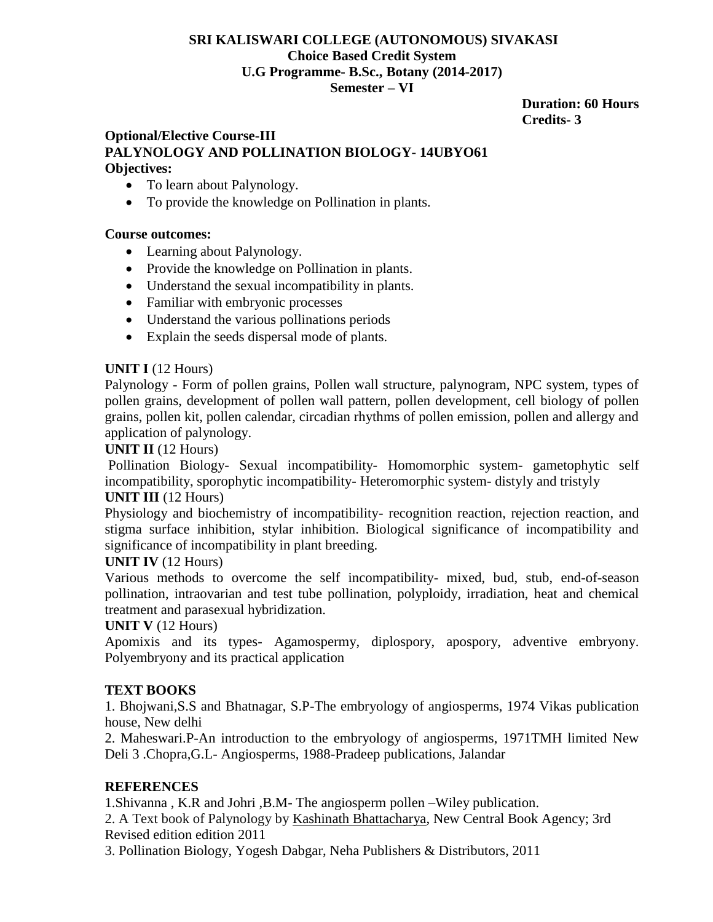**SRI KALISWARI COLLEGE (AUTONOMOUS) SIVAKASI**
**Choice Based Credit System**
**U.G Programme- B.Sc., Botany (2014-2017)**
**Semester – VI**

**Duration: 60 Hours**
**Credits- 3**

**Optional/Elective Course-III**
**PALYNOLOGY AND POLLINATION BIOLOGY- 14UBYO61**

**Objectives:**

- To learn about Palynology.
- To provide the knowledge on Pollination in plants.

**Course outcomes:**

- Learning about Palynology.
- Provide the knowledge on Pollination in plants.
- Understand the sexual incompatibility in plants.
- Familiar with embryonic processes
- Understand the various pollinations periods
- Explain the seeds dispersal mode of plants.

**UNIT I** (12 Hours)

Palynology - Form of pollen grains, Pollen wall structure, palynogram, NPC system, types of pollen grains, development of pollen wall pattern, pollen development, cell biology of pollen grains, pollen kit, pollen calendar, circadian rhythms of pollen emission, pollen and allergy and application of palynology.

**UNIT II** (12 Hours)

Pollination Biology- Sexual incompatibility- Homomorphic system- gametophytic self incompatibility, sporophytic incompatibility- Heteromorphic system- distyly and tristyly

**UNIT III** (12 Hours)

Physiology and biochemistry of incompatibility- recognition reaction, rejection reaction, and stigma surface inhibition, stylar inhibition. Biological significance of incompatibility and significance of incompatibility in plant breeding.

**UNIT IV** (12 Hours)

Various methods to overcome the self incompatibility- mixed, bud, stub, end-of-season pollination, intraovarian and test tube pollination, polyploidy, irradiation, heat and chemical treatment and parasexual hybridization.

**UNIT V** (12 Hours)

Apomixis and its types- Agamospermy, diplospory, apospory, adventive embryony. Polyembryony and its practical application

**TEXT BOOKS**

1. Bhojwani,S.S and Bhatnagar, S.P-The embryology of angiosperms, 1974 Vikas publication house, New delhi
2. Maheswari.P-An introduction to the embryology of angiosperms, 1971TMH limited New Deli 3 .Chopra,G.L- Angiosperms, 1988-Pradeep publications, Jalandar

**REFERENCES**

1.Shivanna , K.R and Johri ,B.M- The angiosperm pollen –Wiley publication.
2. A Text book of Palynology by Kashinath Bhattacharya, New Central Book Agency; 3rd Revised edition edition 2011
3. Pollination Biology, Yogesh Dabgar, Neha Publishers & Distributors, 2011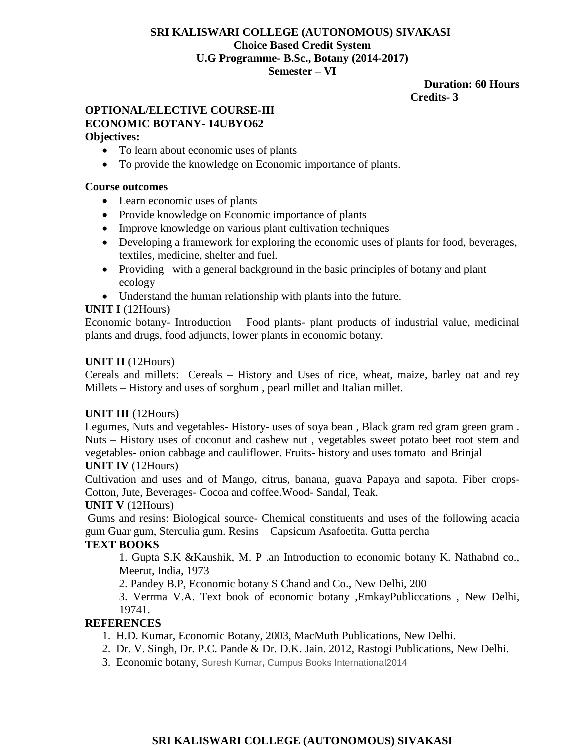**SRI KALISWARI COLLEGE (AUTONOMOUS) SIVAKASI**
**Choice Based Credit System**
**U.G Programme- B.Sc., Botany (2014-2017)**
**Semester – VI**

**Duration: 60 Hours**
**Credits- 3**

**OPTIONAL/ELECTIVE COURSE-III**
**ECONOMIC BOTANY- 14UBYO62**

**Objectives:**

- To learn about economic uses of plants
- To provide the knowledge on Economic importance of plants.

**Course outcomes**

- Learn economic uses of plants
- Provide knowledge on Economic importance of plants
- Improve knowledge on various plant cultivation techniques
- Developing a framework for exploring the economic uses of plants for food, beverages, textiles, medicine, shelter and fuel.
- Providing with a general background in the basic principles of botany and plant ecology
- Understand the human relationship with plants into the future.

**UNIT I** (12Hours)

Economic botany- Introduction – Food plants- plant products of industrial value, medicinal plants and drugs, food adjuncts, lower plants in economic botany.

**UNIT II** (12Hours)

Cereals and millets: Cereals – History and Uses of rice, wheat, maize, barley oat and rey Millets – History and uses of sorghum , pearl millet and Italian millet.

**UNIT III** (12Hours)

Legumes, Nuts and vegetables- History- uses of soya bean , Black gram red gram green gram . Nuts – History uses of coconut and cashew nut , vegetables sweet potato beet root stem and vegetables- onion cabbage and cauliflower. Fruits- history and uses tomato and Brinjal

**UNIT IV** (12Hours)

Cultivation and uses and of Mango, citrus, banana, guava Papaya and sapota. Fiber crops- Cotton, Jute, Beverages- Cocoa and coffee.Wood- Sandal, Teak.

**UNIT V** (12Hours)

Gums and resins: Biological source- Chemical constituents and uses of the following acacia gum Guar gum, Sterculia gum. Resins – Capsicum Asafoetita. Gutta percha

**TEXT BOOKS**

1. Gupta S.K &Kaushik, M. P .an Introduction to economic botany K. Nathabnd co., Meerut, India, 1973
2. Pandey B.P, Economic botany S Chand and Co., New Delhi, 200
3. Verrma V.A. Text book of economic botany ,EmkayPubliccations , New Delhi, 19741.

**REFERENCES**

1. H.D. Kumar, Economic Botany, 2003, MacMuth Publications, New Delhi.
2. Dr. V. Singh, Dr. P.C. Pande & Dr. D.K. Jain. 2012, Rastogi Publications, New Delhi.
3. Economic botany, Suresh Kumar, Cumpus Books International2014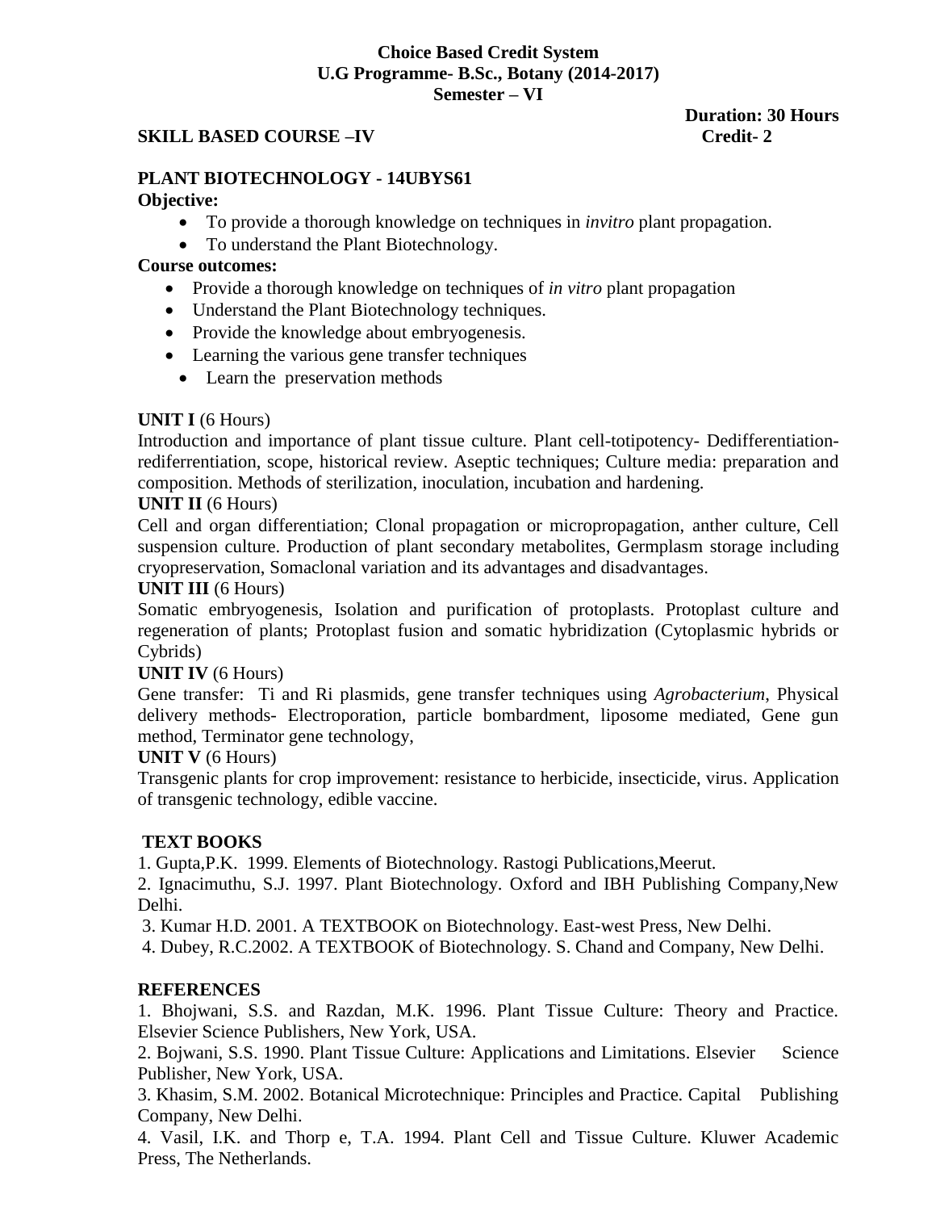**Choice Based Credit System**
**U.G Programme- B.Sc., Botany (2014-2017)**
**Semester – VI**

**Duration: 30 Hours**

**SKILL BASED COURSE –IV** **Credit- 2**

**PLANT BIOTECHNOLOGY - 14UBYS61**

**Objective:**

- To provide a thorough knowledge on techniques in *invitro* plant propagation.
- To understand the Plant Biotechnology.

**Course outcomes:**

- Provide a thorough knowledge on techniques of *in vitro* plant propagation
- Understand the Plant Biotechnology techniques.
- Provide the knowledge about embryogenesis.
- Learning the various gene transfer techniques
- Learn the preservation methods

**UNIT I** (6 Hours)
Introduction and importance of plant tissue culture. Plant cell-totipotency- Dedifferentiation-rediferrentiation, scope, historical review. Aseptic techniques; Culture media: preparation and composition. Methods of sterilization, inoculation, incubation and hardening.

**UNIT II** (6 Hours)
Cell and organ differentiation; Clonal propagation or micropropagation, anther culture, Cell suspension culture. Production of plant secondary metabolites, Germplasm storage including cryopreservation, Somaclonal variation and its advantages and disadvantages.

**UNIT III** (6 Hours)
Somatic embryogenesis, Isolation and purification of protoplasts. Protoplast culture and regeneration of plants; Protoplast fusion and somatic hybridization (Cytoplasmic hybrids or Cybrids)

**UNIT IV** (6 Hours)
Gene transfer: Ti and Ri plasmids, gene transfer techniques using *Agrobacterium*, Physical delivery methods- Electroporation, particle bombardment, liposome mediated, Gene gun method, Terminator gene technology,

**UNIT V** (6 Hours)
Transgenic plants for crop improvement: resistance to herbicide, insecticide, virus. Application of transgenic technology, edible vaccine.

**TEXT BOOKS**

1. Gupta,P.K. 1999. Elements of Biotechnology. Rastogi Publications,Meerut.
2. Ignacimuthu, S.J. 1997. Plant Biotechnology. Oxford and IBH Publishing Company,New Delhi.
3. Kumar H.D. 2001. A TEXTBOOK on Biotechnology. East-west Press, New Delhi.
4. Dubey, R.C.2002. A TEXTBOOK of Biotechnology. S. Chand and Company, New Delhi.

**REFERENCES**

1. Bhojwani, S.S. and Razdan, M.K. 1996. Plant Tissue Culture: Theory and Practice. Elsevier Science Publishers, New York, USA.
2. Bojwani, S.S. 1990. Plant Tissue Culture: Applications and Limitations. Elsevier Science Publisher, New York, USA.
3. Khasim, S.M. 2002. Botanical Microtechnique: Principles and Practice. Capital Publishing Company, New Delhi.
4. Vasil, I.K. and Thorp e, T.A. 1994. Plant Cell and Tissue Culture. Kluwer Academic Press, The Netherlands.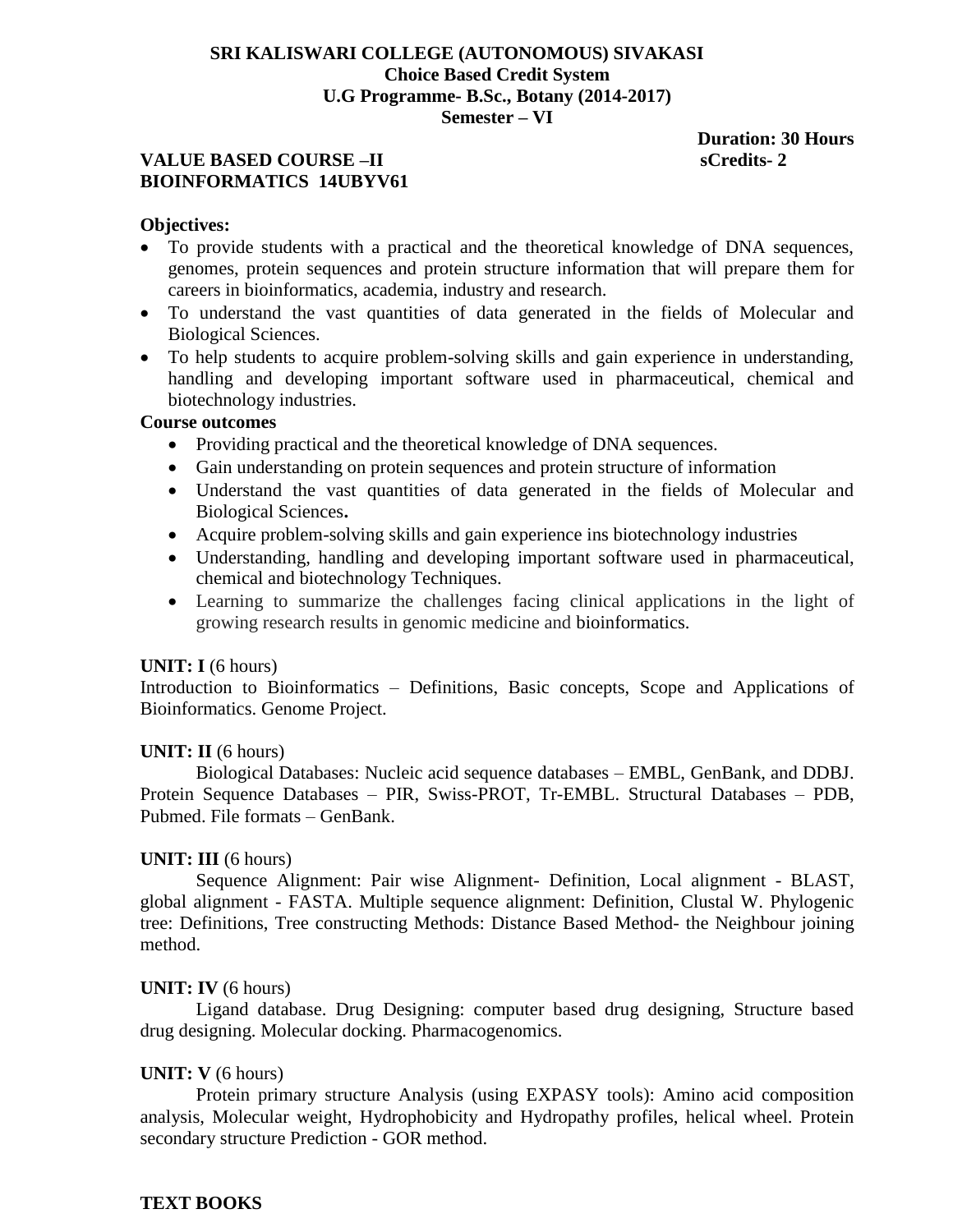**SRI KALISWARI COLLEGE (AUTONOMOUS) SIVAKASI**
**Choice Based Credit System**
**U.G Programme- B.Sc., Botany (2014-2017)**
**Semester – VI**

**Duration: 30 Hours**

**VALUE BASED COURSE –II** **sCredits- 2**
**BIOINFORMATICS 14UBYV61**

**Objectives:**

- To provide students with a practical and the theoretical knowledge of DNA sequences, genomes, protein sequences and protein structure information that will prepare them for careers in bioinformatics, academia, industry and research.
- To understand the vast quantities of data generated in the fields of Molecular and Biological Sciences.
- To help students to acquire problem-solving skills and gain experience in understanding, handling and developing important software used in pharmaceutical, chemical and biotechnology industries.

**Course outcomes**

- Providing practical and the theoretical knowledge of DNA sequences.
- Gain understanding on protein sequences and protein structure of information
- Understand the vast quantities of data generated in the fields of Molecular and Biological Sciences**.**
- Acquire problem-solving skills and gain experience ins biotechnology industries
- Understanding, handling and developing important software used in pharmaceutical, chemical and biotechnology Techniques.
- Learning to summarize the challenges facing clinical applications in the light of growing research results in genomic medicine and bioinformatics.

**UNIT: I** (6 hours)
Introduction to Bioinformatics – Definitions, Basic concepts, Scope and Applications of Bioinformatics. Genome Project.

**UNIT: II** (6 hours)
Biological Databases: Nucleic acid sequence databases – EMBL, GenBank, and DDBJ. Protein Sequence Databases – PIR, Swiss-PROT, Tr-EMBL. Structural Databases – PDB, Pubmed. File formats – GenBank.

**UNIT: III** (6 hours)
Sequence Alignment: Pair wise Alignment- Definition, Local alignment - BLAST, global alignment - FASTA. Multiple sequence alignment: Definition, Clustal W. Phylogenic tree: Definitions, Tree constructing Methods: Distance Based Method- the Neighbour joining method.

**UNIT: IV** (6 hours)
Ligand database. Drug Designing: computer based drug designing, Structure based drug designing. Molecular docking. Pharmacogenomics.

**UNIT: V** (6 hours)
Protein primary structure Analysis (using EXPASY tools): Amino acid composition analysis, Molecular weight, Hydrophobicity and Hydropathy profiles, helical wheel. Protein secondary structure Prediction - GOR method.

**TEXT BOOKS**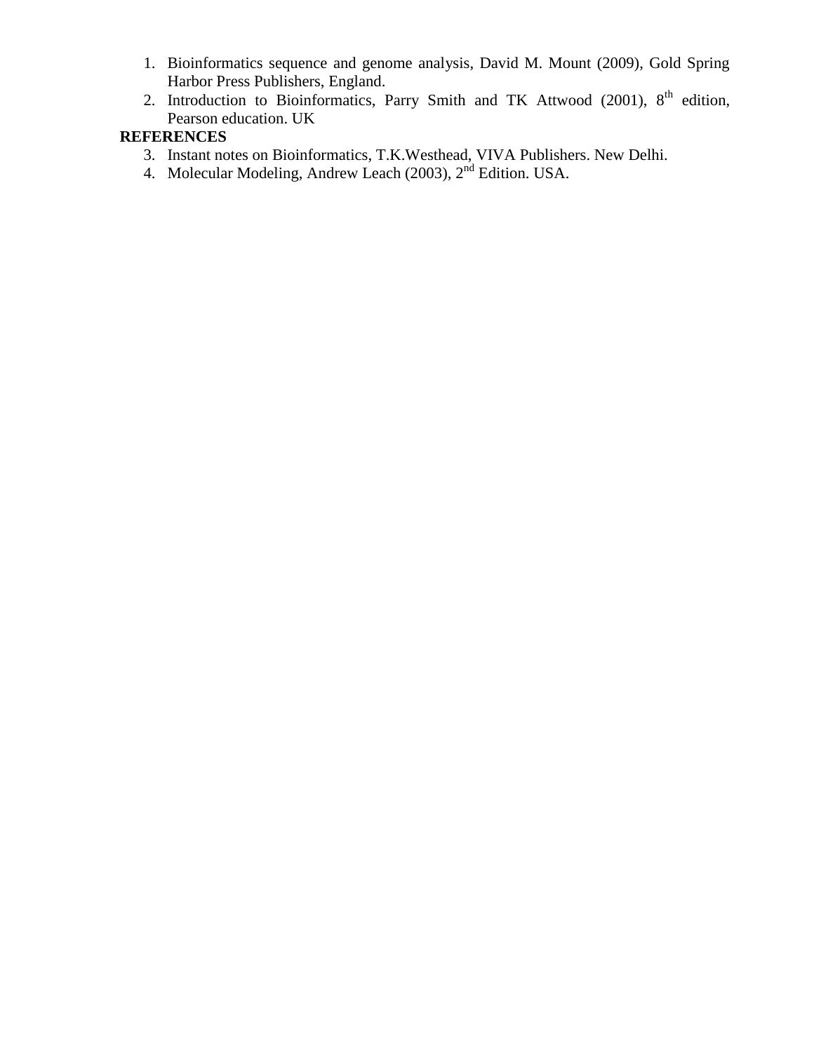1. Bioinformatics sequence and genome analysis, David M. Mount (2009), Gold Spring Harbor Press Publishers, England.
2. Introduction to Bioinformatics, Parry Smith and TK Attwood (2001), 8$^{th}$ edition, Pearson education. UK

**REFERENCES**

3. Instant notes on Bioinformatics, T.K.Westhead, VIVA Publishers. New Delhi.
4. Molecular Modeling, Andrew Leach (2003), 2$^{nd}$ Edition. USA.